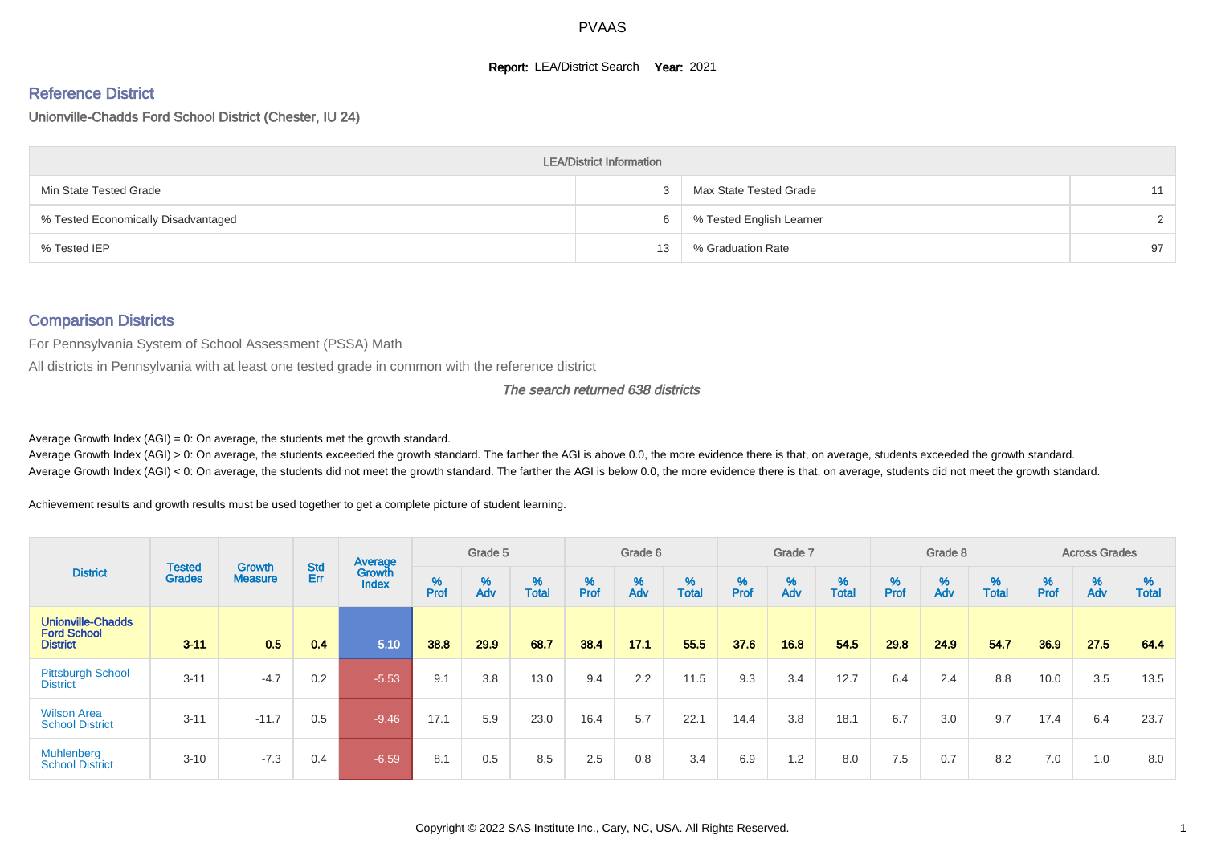# PVAAS

**Report:** LEA/District Search **Year:** 2021

## Reference District

Unionville-Chadds Ford School District (Chester, IU 24)

| LEA/District Information | | | |
|---|---|---|---|
| Min State Tested Grade | 3 | Max State Tested Grade | 11 |
| % Tested Economically Disadvantaged | 6 | % Tested English Learner | 2 |
| % Tested IEP | 13 | % Graduation Rate | 97 |

## Comparison Districts

For Pennsylvania System of School Assessment (PSSA) Math

All districts in Pennsylvania with at least one tested grade in common with the reference district

*The search returned 638 districts*

Average Growth Index (AGI) = 0: On average, the students met the growth standard.

Average Growth Index (AGI) > 0: On average, the students exceeded the growth standard. The farther the AGI is above 0.0, the more evidence there is that, on average, students exceeded the growth standard.

Average Growth Index (AGI) < 0: On average, the students did not meet the growth standard. The farther the AGI is below 0.0, the more evidence there is that, on average, students did not meet the growth standard.

Achievement results and growth results must be used together to get a complete picture of student learning.

| District | Tested Grades | Growth Measure | Std Err | Average Growth Index | Grade 5 | | | Grade 6 | | | Grade 7 | | | Grade 8 | | | Across Grades | | |
|---|---|---|---|---|---|---|---|---|---|---|---|---|---|---|---|---|---|---|---|
| | | | | | % Prof | % Adv | % Total | % Prof | % Adv | % Total | % Prof | % Adv | % Total | % Prof | % Adv | % Total | % Prof | % Adv | % Total |
| **Unionville-Chadds Ford School District** | **3-11** | **0.5** | **0.4** | **5.10** | **38.8** | **29.9** | **68.7** | **38.4** | **17.1** | **55.5** | **37.6** | **16.8** | **54.5** | **29.8** | **24.9** | **54.7** | **36.9** | **27.5** | **64.4** |
| Pittsburgh School District | 3-11 | -4.7 | 0.2 | -5.53 | 9.1 | 3.8 | 13.0 | 9.4 | 2.2 | 11.5 | 9.3 | 3.4 | 12.7 | 6.4 | 2.4 | 8.8 | 10.0 | 3.5 | 13.5 |
| Wilson Area School District | 3-11 | -11.7 | 0.5 | -9.46 | 17.1 | 5.9 | 23.0 | 16.4 | 5.7 | 22.1 | 14.4 | 3.8 | 18.1 | 6.7 | 3.0 | 9.7 | 17.4 | 6.4 | 23.7 |
| Muhlenberg School District | 3-10 | -7.3 | 0.4 | -6.59 | 8.1 | 0.5 | 8.5 | 2.5 | 0.8 | 3.4 | 6.9 | 1.2 | 8.0 | 7.5 | 0.7 | 8.2 | 7.0 | 1.0 | 8.0 |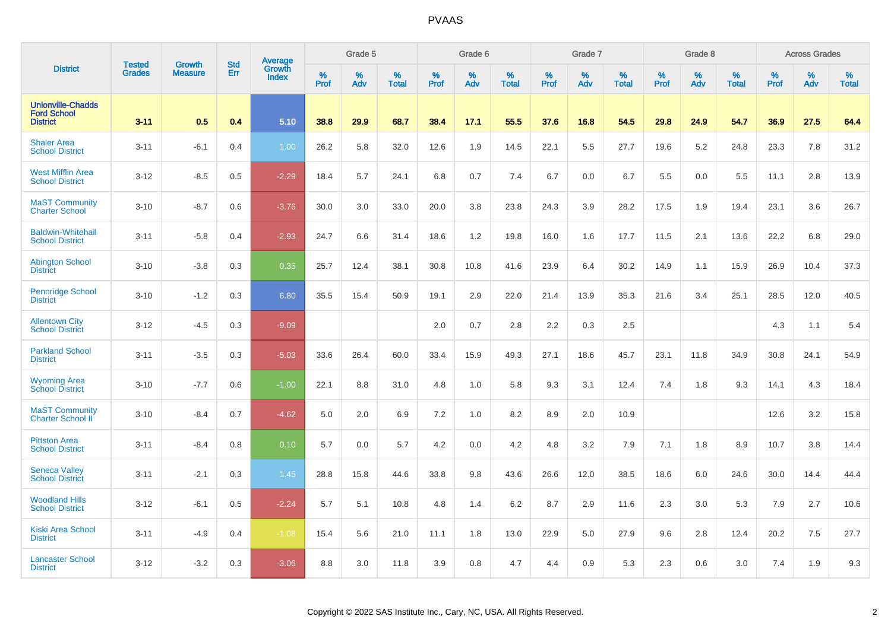| District | Tested Grades | Growth Measure | Std Err | Average Growth Index | Grade 5 | | | Grade 6 | | | Grade 7 | | | Grade 8 | | | Across Grades | | |
|---|---|---|---|---|---|---|---|---|---|---|---|---|---|---|---|---|---|---|---|
| | | | | | % Prof | % Adv | % Total | % Prof | % Adv | % Total | % Prof | % Adv | % Total | % Prof | % Adv | % Total | % Prof | % Adv | % Total |
| **Unionville-Chadds Ford School District** | **3-11** | **0.5** | **0.4** | **5.10** | **38.8** | **29.9** | **68.7** | **38.4** | **17.1** | **55.5** | **37.6** | **16.8** | **54.5** | **29.8** | **24.9** | **54.7** | **36.9** | **27.5** | **64.4** |
| Shaler Area School District | 3-11 | -6.1 | 0.4 | 1.00 | 26.2 | 5.8 | 32.0 | 12.6 | 1.9 | 14.5 | 22.1 | 5.5 | 27.7 | 19.6 | 5.2 | 24.8 | 23.3 | 7.8 | 31.2 |
| West Mifflin Area School District | 3-12 | -8.5 | 0.5 | -2.29 | 18.4 | 5.7 | 24.1 | 6.8 | 0.7 | 7.4 | 6.7 | 0.0 | 6.7 | 5.5 | 0.0 | 5.5 | 11.1 | 2.8 | 13.9 |
| MaST Community Charter School | 3-10 | -8.7 | 0.6 | -3.76 | 30.0 | 3.0 | 33.0 | 20.0 | 3.8 | 23.8 | 24.3 | 3.9 | 28.2 | 17.5 | 1.9 | 19.4 | 23.1 | 3.6 | 26.7 |
| Baldwin-Whitehall School District | 3-11 | -5.8 | 0.4 | -2.93 | 24.7 | 6.6 | 31.4 | 18.6 | 1.2 | 19.8 | 16.0 | 1.6 | 17.7 | 11.5 | 2.1 | 13.6 | 22.2 | 6.8 | 29.0 |
| Abington School District | 3-10 | -3.8 | 0.3 | 0.35 | 25.7 | 12.4 | 38.1 | 30.8 | 10.8 | 41.6 | 23.9 | 6.4 | 30.2 | 14.9 | 1.1 | 15.9 | 26.9 | 10.4 | 37.3 |
| Pennridge School District | 3-10 | -1.2 | 0.3 | 6.80 | 35.5 | 15.4 | 50.9 | 19.1 | 2.9 | 22.0 | 21.4 | 13.9 | 35.3 | 21.6 | 3.4 | 25.1 | 28.5 | 12.0 | 40.5 |
| Allentown City School District | 3-12 | -4.5 | 0.3 | -9.09 | | | | 2.0 | 0.7 | 2.8 | 2.2 | 0.3 | 2.5 | | | | 4.3 | 1.1 | 5.4 |
| Parkland School District | 3-11 | -3.5 | 0.3 | -5.03 | 33.6 | 26.4 | 60.0 | 33.4 | 15.9 | 49.3 | 27.1 | 18.6 | 45.7 | 23.1 | 11.8 | 34.9 | 30.8 | 24.1 | 54.9 |
| Wyoming Area School District | 3-10 | -7.7 | 0.6 | -1.00 | 22.1 | 8.8 | 31.0 | 4.8 | 1.0 | 5.8 | 9.3 | 3.1 | 12.4 | 7.4 | 1.8 | 9.3 | 14.1 | 4.3 | 18.4 |
| MaST Community Charter School II | 3-10 | -8.4 | 0.7 | -4.62 | 5.0 | 2.0 | 6.9 | 7.2 | 1.0 | 8.2 | 8.9 | 2.0 | 10.9 | | | | 12.6 | 3.2 | 15.8 |
| Pittston Area School District | 3-11 | -8.4 | 0.8 | 0.10 | 5.7 | 0.0 | 5.7 | 4.2 | 0.0 | 4.2 | 4.8 | 3.2 | 7.9 | 7.1 | 1.8 | 8.9 | 10.7 | 3.8 | 14.4 |
| Seneca Valley School District | 3-11 | -2.1 | 0.3 | 1.45 | 28.8 | 15.8 | 44.6 | 33.8 | 9.8 | 43.6 | 26.6 | 12.0 | 38.5 | 18.6 | 6.0 | 24.6 | 30.0 | 14.4 | 44.4 |
| Woodland Hills School District | 3-12 | -6.1 | 0.5 | -2.24 | 5.7 | 5.1 | 10.8 | 4.8 | 1.4 | 6.2 | 8.7 | 2.9 | 11.6 | 2.3 | 3.0 | 5.3 | 7.9 | 2.7 | 10.6 |
| Kiski Area School District | 3-11 | -4.9 | 0.4 | -1.08 | 15.4 | 5.6 | 21.0 | 11.1 | 1.8 | 13.0 | 22.9 | 5.0 | 27.9 | 9.6 | 2.8 | 12.4 | 20.2 | 7.5 | 27.7 |
| Lancaster School District | 3-12 | -3.2 | 0.3 | -3.06 | 8.8 | 3.0 | 11.8 | 3.9 | 0.8 | 4.7 | 4.4 | 0.9 | 5.3 | 2.3 | 0.6 | 3.0 | 7.4 | 1.9 | 9.3 |

Copyright © 2022 SAS Institute Inc., Cary, NC, USA. All Rights Reserved.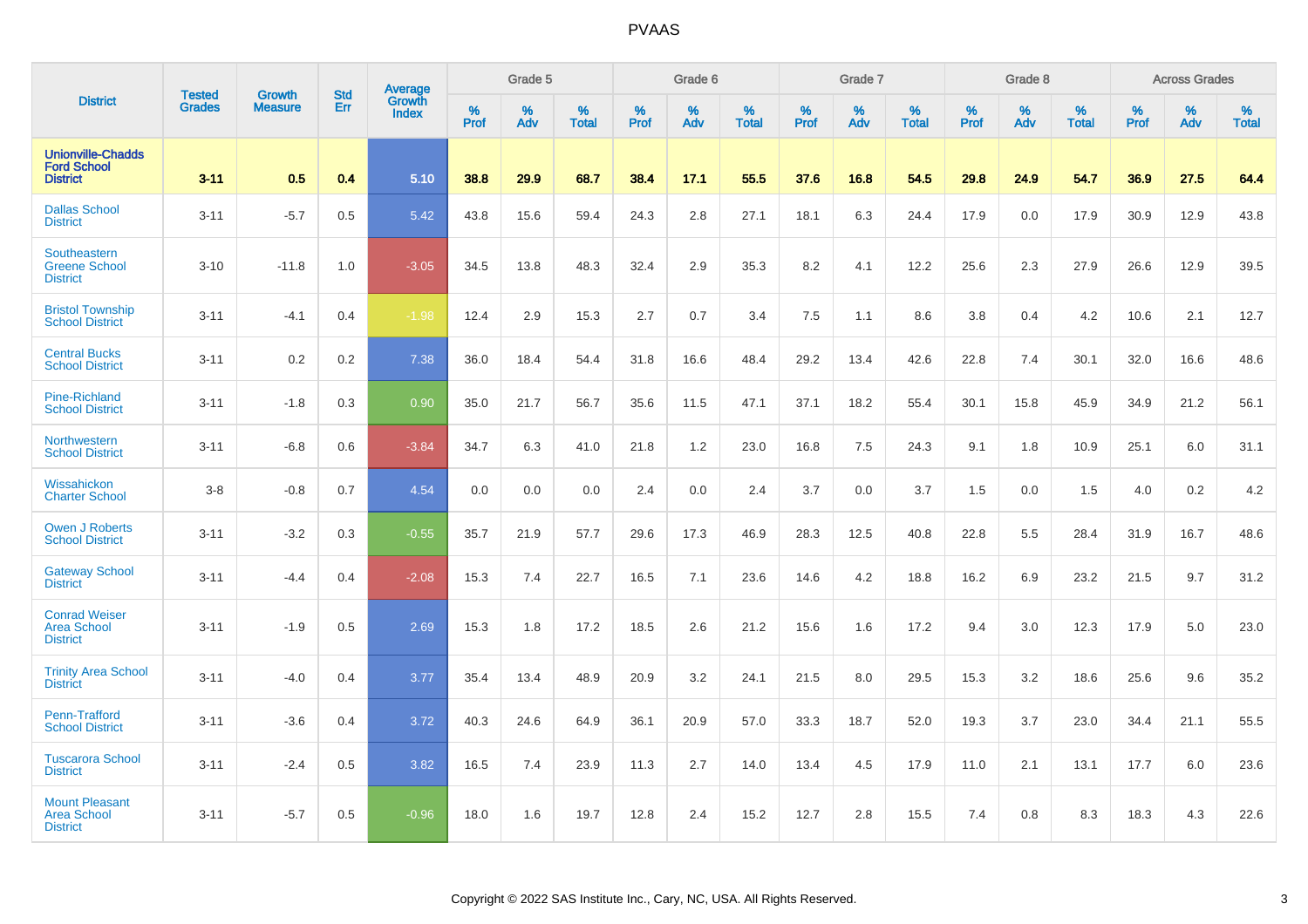# PVAAS

| District | Tested Grades | Growth Measure | Std Err | Average Growth Index | Grade 5 | | | Grade 6 | | | Grade 7 | | | Grade 8 | | | Across Grades | | |
|---|---|---|---|---|---|---|---|---|---|---|---|---|---|---|---|---|---|---|---|
| | | | | | % Prof | % Adv | % Total | % Prof | % Adv | % Total | % Prof | % Adv | % Total | % Prof | % Adv | % Total | % Prof | % Adv | % Total |
| **Unionville-Chadds Ford School District** | **3-11** | **0.5** | **0.4** | **5.10** | **38.8** | **29.9** | **68.7** | **38.4** | **17.1** | **55.5** | **37.6** | **16.8** | **54.5** | **29.8** | **24.9** | **54.7** | **36.9** | **27.5** | **64.4** |
| Dallas School District | 3-11 | -5.7 | 0.5 | 5.42 | 43.8 | 15.6 | 59.4 | 24.3 | 2.8 | 27.1 | 18.1 | 6.3 | 24.4 | 17.9 | 0.0 | 17.9 | 30.9 | 12.9 | 43.8 |
| Southeastern Greene School District | 3-10 | -11.8 | 1.0 | -3.05 | 34.5 | 13.8 | 48.3 | 32.4 | 2.9 | 35.3 | 8.2 | 4.1 | 12.2 | 25.6 | 2.3 | 27.9 | 26.6 | 12.9 | 39.5 |
| Bristol Township School District | 3-11 | -4.1 | 0.4 | -1.98 | 12.4 | 2.9 | 15.3 | 2.7 | 0.7 | 3.4 | 7.5 | 1.1 | 8.6 | 3.8 | 0.4 | 4.2 | 10.6 | 2.1 | 12.7 |
| Central Bucks School District | 3-11 | 0.2 | 0.2 | 7.38 | 36.0 | 18.4 | 54.4 | 31.8 | 16.6 | 48.4 | 29.2 | 13.4 | 42.6 | 22.8 | 7.4 | 30.1 | 32.0 | 16.6 | 48.6 |
| Pine-Richland School District | 3-11 | -1.8 | 0.3 | 0.90 | 35.0 | 21.7 | 56.7 | 35.6 | 11.5 | 47.1 | 37.1 | 18.2 | 55.4 | 30.1 | 15.8 | 45.9 | 34.9 | 21.2 | 56.1 |
| Northwestern School District | 3-11 | -6.8 | 0.6 | -3.84 | 34.7 | 6.3 | 41.0 | 21.8 | 1.2 | 23.0 | 16.8 | 7.5 | 24.3 | 9.1 | 1.8 | 10.9 | 25.1 | 6.0 | 31.1 |
| Wissahickon Charter School | 3-8 | -0.8 | 0.7 | 4.54 | 0.0 | 0.0 | 0.0 | 2.4 | 0.0 | 2.4 | 3.7 | 0.0 | 3.7 | 1.5 | 0.0 | 1.5 | 4.0 | 0.2 | 4.2 |
| Owen J Roberts School District | 3-11 | -3.2 | 0.3 | -0.55 | 35.7 | 21.9 | 57.7 | 29.6 | 17.3 | 46.9 | 28.3 | 12.5 | 40.8 | 22.8 | 5.5 | 28.4 | 31.9 | 16.7 | 48.6 |
| Gateway School District | 3-11 | -4.4 | 0.4 | -2.08 | 15.3 | 7.4 | 22.7 | 16.5 | 7.1 | 23.6 | 14.6 | 4.2 | 18.8 | 16.2 | 6.9 | 23.2 | 21.5 | 9.7 | 31.2 |
| Conrad Weiser Area School District | 3-11 | -1.9 | 0.5 | 2.69 | 15.3 | 1.8 | 17.2 | 18.5 | 2.6 | 21.2 | 15.6 | 1.6 | 17.2 | 9.4 | 3.0 | 12.3 | 17.9 | 5.0 | 23.0 |
| Trinity Area School District | 3-11 | -4.0 | 0.4 | 3.77 | 35.4 | 13.4 | 48.9 | 20.9 | 3.2 | 24.1 | 21.5 | 8.0 | 29.5 | 15.3 | 3.2 | 18.6 | 25.6 | 9.6 | 35.2 |
| Penn-Trafford School District | 3-11 | -3.6 | 0.4 | 3.72 | 40.3 | 24.6 | 64.9 | 36.1 | 20.9 | 57.0 | 33.3 | 18.7 | 52.0 | 19.3 | 3.7 | 23.0 | 34.4 | 21.1 | 55.5 |
| Tuscarora School District | 3-11 | -2.4 | 0.5 | 3.82 | 16.5 | 7.4 | 23.9 | 11.3 | 2.7 | 14.0 | 13.4 | 4.5 | 17.9 | 11.0 | 2.1 | 13.1 | 17.7 | 6.0 | 23.6 |
| Mount Pleasant Area School District | 3-11 | -5.7 | 0.5 | -0.96 | 18.0 | 1.6 | 19.7 | 12.8 | 2.4 | 15.2 | 12.7 | 2.8 | 15.5 | 7.4 | 0.8 | 8.3 | 18.3 | 4.3 | 22.6 |

Copyright © 2022 SAS Institute Inc., Cary, NC, USA. All Rights Reserved.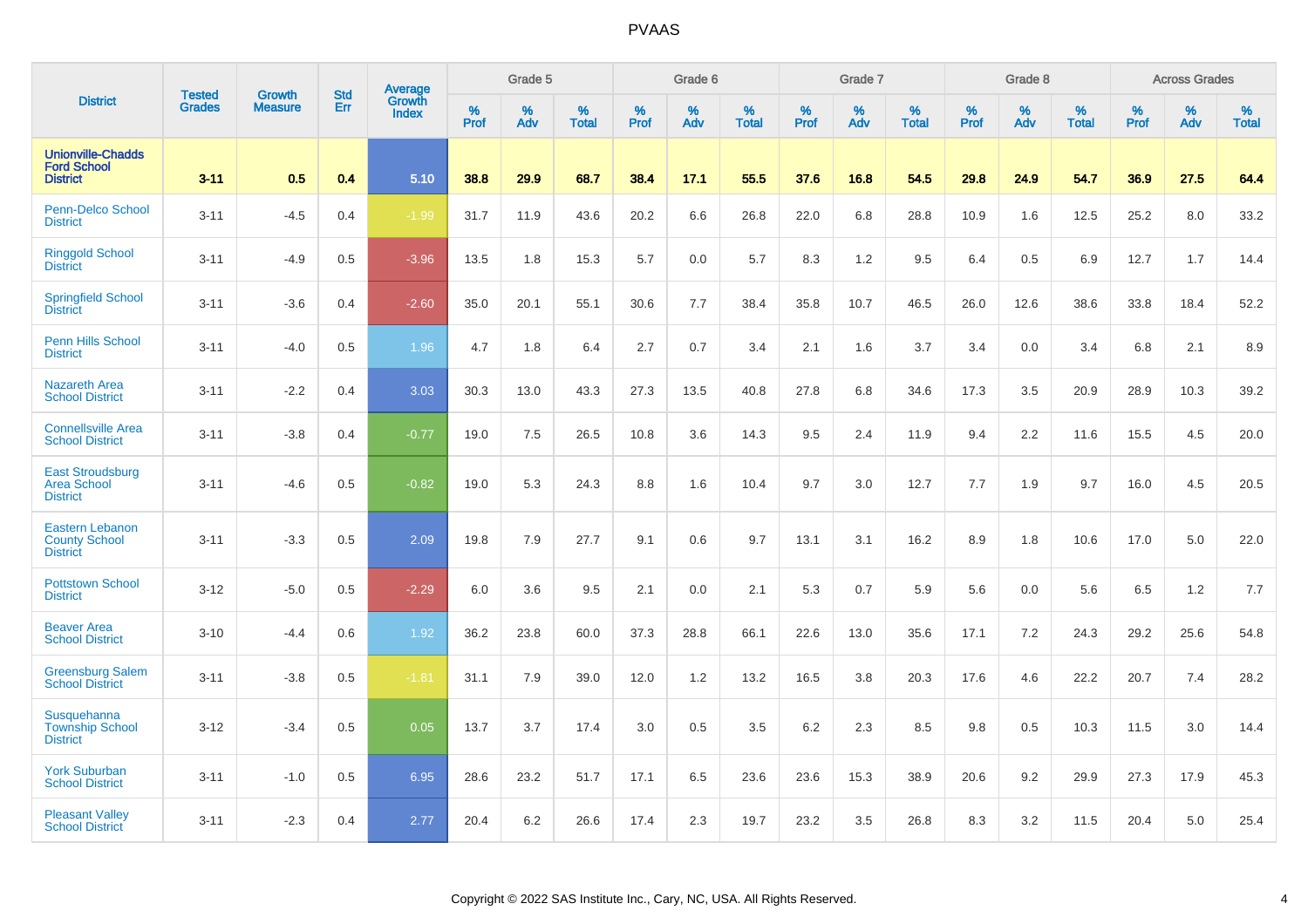# PVAAS

| District | Tested Grades | Growth Measure | Std Err | Average Growth Index | Grade 5 | | | Grade 6 | | | Grade 7 | | | Grade 8 | | | Across Grades | | |
|---|---|---|---|---|---|---|---|---|---|---|---|---|---|---|---|---|---|---|---|
| | | | | | % Prof | % Adv | % Total | % Prof | % Adv | % Total | % Prof | % Adv | % Total | % Prof | % Adv | % Total | % Prof | % Adv | % Total |
| Unionville-Chadds Ford School District | 3-11 | 0.5 | 0.4 | 5.10 | 38.8 | 29.9 | 68.7 | 38.4 | 17.1 | 55.5 | 37.6 | 16.8 | 54.5 | 29.8 | 24.9 | 54.7 | 36.9 | 27.5 | 64.4 |
| Penn-Delco School District | 3-11 | -4.5 | 0.4 | -1.99 | 31.7 | 11.9 | 43.6 | 20.2 | 6.6 | 26.8 | 22.0 | 6.8 | 28.8 | 10.9 | 1.6 | 12.5 | 25.2 | 8.0 | 33.2 |
| Ringgold School District | 3-11 | -4.9 | 0.5 | -3.96 | 13.5 | 1.8 | 15.3 | 5.7 | 0.0 | 5.7 | 8.3 | 1.2 | 9.5 | 6.4 | 0.5 | 6.9 | 12.7 | 1.7 | 14.4 |
| Springfield School District | 3-11 | -3.6 | 0.4 | -2.60 | 35.0 | 20.1 | 55.1 | 30.6 | 7.7 | 38.4 | 35.8 | 10.7 | 46.5 | 26.0 | 12.6 | 38.6 | 33.8 | 18.4 | 52.2 |
| Penn Hills School District | 3-11 | -4.0 | 0.5 | 1.96 | 4.7 | 1.8 | 6.4 | 2.7 | 0.7 | 3.4 | 2.1 | 1.6 | 3.7 | 3.4 | 0.0 | 3.4 | 6.8 | 2.1 | 8.9 |
| Nazareth Area School District | 3-11 | -2.2 | 0.4 | 3.03 | 30.3 | 13.0 | 43.3 | 27.3 | 13.5 | 40.8 | 27.8 | 6.8 | 34.6 | 17.3 | 3.5 | 20.9 | 28.9 | 10.3 | 39.2 |
| Connellsville Area School District | 3-11 | -3.8 | 0.4 | -0.77 | 19.0 | 7.5 | 26.5 | 10.8 | 3.6 | 14.3 | 9.5 | 2.4 | 11.9 | 9.4 | 2.2 | 11.6 | 15.5 | 4.5 | 20.0 |
| East Stroudsburg Area School District | 3-11 | -4.6 | 0.5 | -0.82 | 19.0 | 5.3 | 24.3 | 8.8 | 1.6 | 10.4 | 9.7 | 3.0 | 12.7 | 7.7 | 1.9 | 9.7 | 16.0 | 4.5 | 20.5 |
| Eastern Lebanon County School District | 3-11 | -3.3 | 0.5 | 2.09 | 19.8 | 7.9 | 27.7 | 9.1 | 0.6 | 9.7 | 13.1 | 3.1 | 16.2 | 8.9 | 1.8 | 10.6 | 17.0 | 5.0 | 22.0 |
| Pottstown School District | 3-12 | -5.0 | 0.5 | -2.29 | 6.0 | 3.6 | 9.5 | 2.1 | 0.0 | 2.1 | 5.3 | 0.7 | 5.9 | 5.6 | 0.0 | 5.6 | 6.5 | 1.2 | 7.7 |
| Beaver Area School District | 3-10 | -4.4 | 0.6 | 1.92 | 36.2 | 23.8 | 60.0 | 37.3 | 28.8 | 66.1 | 22.6 | 13.0 | 35.6 | 17.1 | 7.2 | 24.3 | 29.2 | 25.6 | 54.8 |
| Greensburg Salem School District | 3-11 | -3.8 | 0.5 | -1.81 | 31.1 | 7.9 | 39.0 | 12.0 | 1.2 | 13.2 | 16.5 | 3.8 | 20.3 | 17.6 | 4.6 | 22.2 | 20.7 | 7.4 | 28.2 |
| Susquehanna Township School District | 3-12 | -3.4 | 0.5 | 0.05 | 13.7 | 3.7 | 17.4 | 3.0 | 0.5 | 3.5 | 6.2 | 2.3 | 8.5 | 9.8 | 0.5 | 10.3 | 11.5 | 3.0 | 14.4 |
| York Suburban School District | 3-11 | -1.0 | 0.5 | 6.95 | 28.6 | 23.2 | 51.7 | 17.1 | 6.5 | 23.6 | 23.6 | 15.3 | 38.9 | 20.6 | 9.2 | 29.9 | 27.3 | 17.9 | 45.3 |
| Pleasant Valley School District | 3-11 | -2.3 | 0.4 | 2.77 | 20.4 | 6.2 | 26.6 | 17.4 | 2.3 | 19.7 | 23.2 | 3.5 | 26.8 | 8.3 | 3.2 | 11.5 | 20.4 | 5.0 | 25.4 |

Copyright © 2022 SAS Institute Inc., Cary, NC, USA. All Rights Reserved.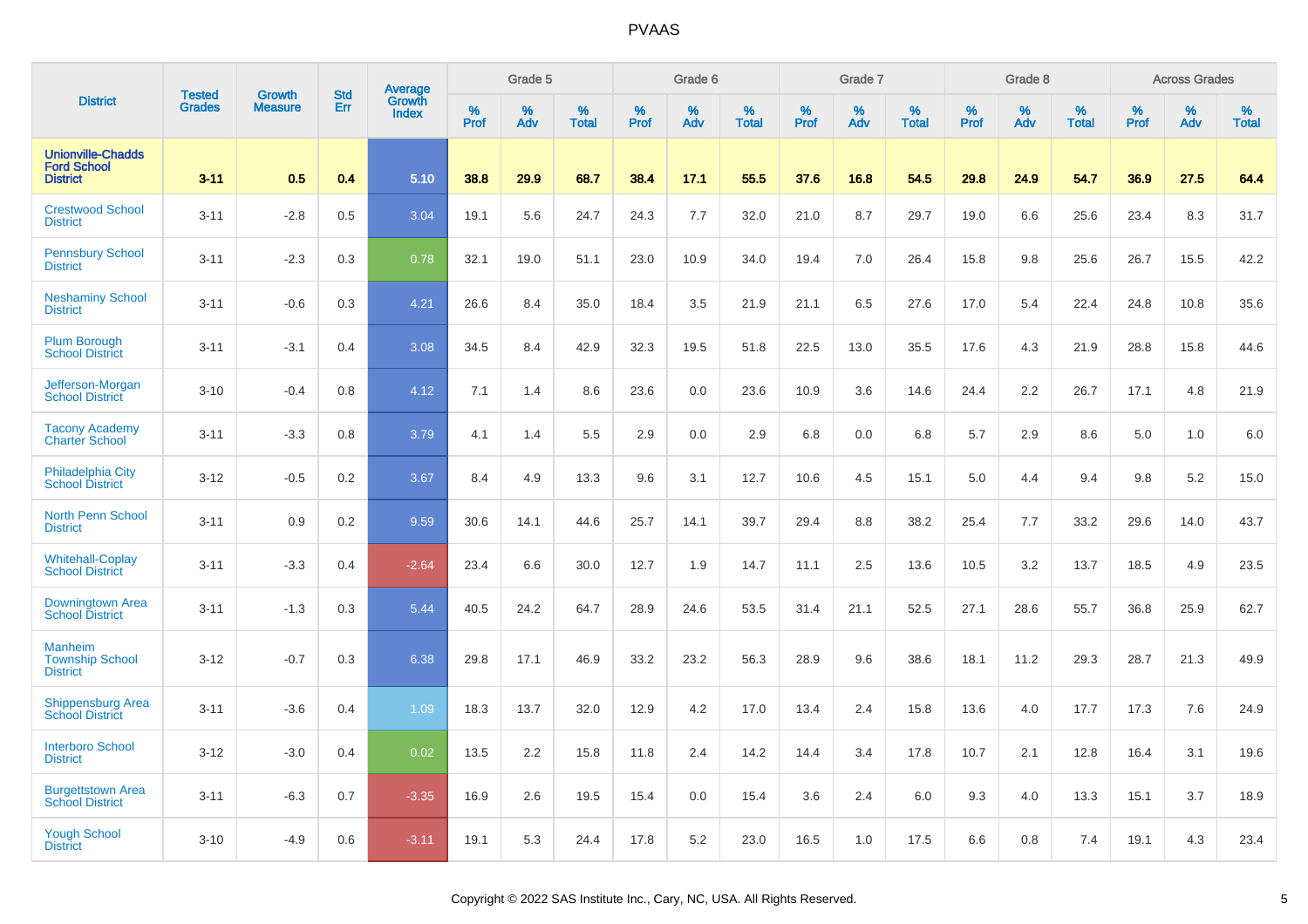# PVAAS

| District | Tested Grades | Growth Measure | Std Err | Average Growth Index | Grade 5 | | | Grade 6 | | | Grade 7 | | | Grade 8 | | | Across Grades | | |
|---|---|---|---|---|---|---|---|---|---|---|---|---|---|---|---|---|---|---|---|
| | | | | | % Prof | % Adv | % Total | % Prof | % Adv | % Total | % Prof | % Adv | % Total | % Prof | % Adv | % Total | % Prof | % Adv | % Total |
| **Unionville-Chadds Ford School District** | **3-11** | **0.5** | **0.4** | **5.10** | **38.8** | **29.9** | **68.7** | **38.4** | **17.1** | **55.5** | **37.6** | **16.8** | **54.5** | **29.8** | **24.9** | **54.7** | **36.9** | **27.5** | **64.4** |
| Crestwood School District | 3-11 | -2.8 | 0.5 | 3.04 | 19.1 | 5.6 | 24.7 | 24.3 | 7.7 | 32.0 | 21.0 | 8.7 | 29.7 | 19.0 | 6.6 | 25.6 | 23.4 | 8.3 | 31.7 |
| Pennsbury School District | 3-11 | -2.3 | 0.3 | 0.78 | 32.1 | 19.0 | 51.1 | 23.0 | 10.9 | 34.0 | 19.4 | 7.0 | 26.4 | 15.8 | 9.8 | 25.6 | 26.7 | 15.5 | 42.2 |
| Neshaminy School District | 3-11 | -0.6 | 0.3 | 4.21 | 26.6 | 8.4 | 35.0 | 18.4 | 3.5 | 21.9 | 21.1 | 6.5 | 27.6 | 17.0 | 5.4 | 22.4 | 24.8 | 10.8 | 35.6 |
| Plum Borough School District | 3-11 | -3.1 | 0.4 | 3.08 | 34.5 | 8.4 | 42.9 | 32.3 | 19.5 | 51.8 | 22.5 | 13.0 | 35.5 | 17.6 | 4.3 | 21.9 | 28.8 | 15.8 | 44.6 |
| Jefferson-Morgan School District | 3-10 | -0.4 | 0.8 | 4.12 | 7.1 | 1.4 | 8.6 | 23.6 | 0.0 | 23.6 | 10.9 | 3.6 | 14.6 | 24.4 | 2.2 | 26.7 | 17.1 | 4.8 | 21.9 |
| Tacony Academy Charter School | 3-11 | -3.3 | 0.8 | 3.79 | 4.1 | 1.4 | 5.5 | 2.9 | 0.0 | 2.9 | 6.8 | 0.0 | 6.8 | 5.7 | 2.9 | 8.6 | 5.0 | 1.0 | 6.0 |
| Philadelphia City School District | 3-12 | -0.5 | 0.2 | 3.67 | 8.4 | 4.9 | 13.3 | 9.6 | 3.1 | 12.7 | 10.6 | 4.5 | 15.1 | 5.0 | 4.4 | 9.4 | 9.8 | 5.2 | 15.0 |
| North Penn School District | 3-11 | 0.9 | 0.2 | 9.59 | 30.6 | 14.1 | 44.6 | 25.7 | 14.1 | 39.7 | 29.4 | 8.8 | 38.2 | 25.4 | 7.7 | 33.2 | 29.6 | 14.0 | 43.7 |
| Whitehall-Coplay School District | 3-11 | -3.3 | 0.4 | -2.64 | 23.4 | 6.6 | 30.0 | 12.7 | 1.9 | 14.7 | 11.1 | 2.5 | 13.6 | 10.5 | 3.2 | 13.7 | 18.5 | 4.9 | 23.5 |
| Downingtown Area School District | 3-11 | -1.3 | 0.3 | 5.44 | 40.5 | 24.2 | 64.7 | 28.9 | 24.6 | 53.5 | 31.4 | 21.1 | 52.5 | 27.1 | 28.6 | 55.7 | 36.8 | 25.9 | 62.7 |
| Manheim Township School District | 3-12 | -0.7 | 0.3 | 6.38 | 29.8 | 17.1 | 46.9 | 33.2 | 23.2 | 56.3 | 28.9 | 9.6 | 38.6 | 18.1 | 11.2 | 29.3 | 28.7 | 21.3 | 49.9 |
| Shippensburg Area School District | 3-11 | -3.6 | 0.4 | 1.09 | 18.3 | 13.7 | 32.0 | 12.9 | 4.2 | 17.0 | 13.4 | 2.4 | 15.8 | 13.6 | 4.0 | 17.7 | 17.3 | 7.6 | 24.9 |
| Interboro School District | 3-12 | -3.0 | 0.4 | 0.02 | 13.5 | 2.2 | 15.8 | 11.8 | 2.4 | 14.2 | 14.4 | 3.4 | 17.8 | 10.7 | 2.1 | 12.8 | 16.4 | 3.1 | 19.6 |
| Burgettstown Area School District | 3-11 | -6.3 | 0.7 | -3.35 | 16.9 | 2.6 | 19.5 | 15.4 | 0.0 | 15.4 | 3.6 | 2.4 | 6.0 | 9.3 | 4.0 | 13.3 | 15.1 | 3.7 | 18.9 |
| Yough School District | 3-10 | -4.9 | 0.6 | -3.11 | 19.1 | 5.3 | 24.4 | 17.8 | 5.2 | 23.0 | 16.5 | 1.0 | 17.5 | 6.6 | 0.8 | 7.4 | 19.1 | 4.3 | 23.4 |

Copyright © 2022 SAS Institute Inc., Cary, NC, USA. All Rights Reserved.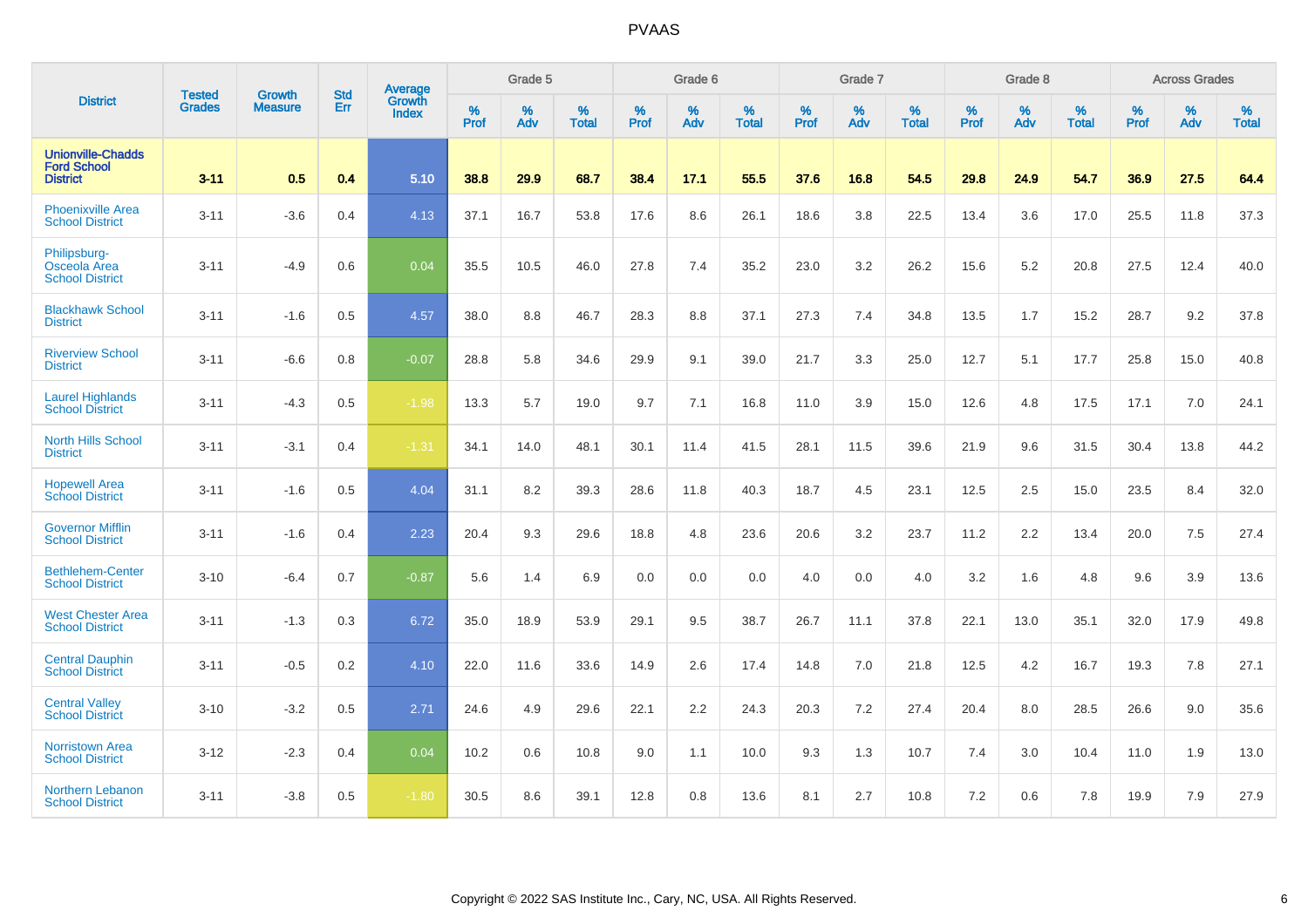# PVAAS

| District | Tested Grades | Growth Measure | Std Err | Average Growth Index | Grade 5 | | | Grade 6 | | | Grade 7 | | | Grade 8 | | | Across Grades | | |
|---|---|---|---|---|---|---|---|---|---|---|---|---|---|---|---|---|---|---|---|
| | | | | | % Prof | % Adv | % Total | % Prof | % Adv | % Total | % Prof | % Adv | % Total | % Prof | % Adv | % Total | % Prof | % Adv | % Total |
| **Unionville-Chadds Ford School District** | **3-11** | **0.5** | **0.4** | **5.10** | **38.8** | **29.9** | **68.7** | **38.4** | **17.1** | **55.5** | **37.6** | **16.8** | **54.5** | **29.8** | **24.9** | **54.7** | **36.9** | **27.5** | **64.4** |
| Phoenixville Area School District | 3-11 | -3.6 | 0.4 | 4.13 | 37.1 | 16.7 | 53.8 | 17.6 | 8.6 | 26.1 | 18.6 | 3.8 | 22.5 | 13.4 | 3.6 | 17.0 | 25.5 | 11.8 | 37.3 |
| Philipsburg-Osceola Area School District | 3-11 | -4.9 | 0.6 | 0.04 | 35.5 | 10.5 | 46.0 | 27.8 | 7.4 | 35.2 | 23.0 | 3.2 | 26.2 | 15.6 | 5.2 | 20.8 | 27.5 | 12.4 | 40.0 |
| Blackhawk School District | 3-11 | -1.6 | 0.5 | 4.57 | 38.0 | 8.8 | 46.7 | 28.3 | 8.8 | 37.1 | 27.3 | 7.4 | 34.8 | 13.5 | 1.7 | 15.2 | 28.7 | 9.2 | 37.8 |
| Riverview School District | 3-11 | -6.6 | 0.8 | -0.07 | 28.8 | 5.8 | 34.6 | 29.9 | 9.1 | 39.0 | 21.7 | 3.3 | 25.0 | 12.7 | 5.1 | 17.7 | 25.8 | 15.0 | 40.8 |
| Laurel Highlands School District | 3-11 | -4.3 | 0.5 | -1.98 | 13.3 | 5.7 | 19.0 | 9.7 | 7.1 | 16.8 | 11.0 | 3.9 | 15.0 | 12.6 | 4.8 | 17.5 | 17.1 | 7.0 | 24.1 |
| North Hills School District | 3-11 | -3.1 | 0.4 | -1.31 | 34.1 | 14.0 | 48.1 | 30.1 | 11.4 | 41.5 | 28.1 | 11.5 | 39.6 | 21.9 | 9.6 | 31.5 | 30.4 | 13.8 | 44.2 |
| Hopewell Area School District | 3-11 | -1.6 | 0.5 | 4.04 | 31.1 | 8.2 | 39.3 | 28.6 | 11.8 | 40.3 | 18.7 | 4.5 | 23.1 | 12.5 | 2.5 | 15.0 | 23.5 | 8.4 | 32.0 |
| Governor Mifflin School District | 3-11 | -1.6 | 0.4 | 2.23 | 20.4 | 9.3 | 29.6 | 18.8 | 4.8 | 23.6 | 20.6 | 3.2 | 23.7 | 11.2 | 2.2 | 13.4 | 20.0 | 7.5 | 27.4 |
| Bethlehem-Center School District | 3-10 | -6.4 | 0.7 | -0.87 | 5.6 | 1.4 | 6.9 | 0.0 | 0.0 | 0.0 | 4.0 | 0.0 | 4.0 | 3.2 | 1.6 | 4.8 | 9.6 | 3.9 | 13.6 |
| West Chester Area School District | 3-11 | -1.3 | 0.3 | 6.72 | 35.0 | 18.9 | 53.9 | 29.1 | 9.5 | 38.7 | 26.7 | 11.1 | 37.8 | 22.1 | 13.0 | 35.1 | 32.0 | 17.9 | 49.8 |
| Central Dauphin School District | 3-11 | -0.5 | 0.2 | 4.10 | 22.0 | 11.6 | 33.6 | 14.9 | 2.6 | 17.4 | 14.8 | 7.0 | 21.8 | 12.5 | 4.2 | 16.7 | 19.3 | 7.8 | 27.1 |
| Central Valley School District | 3-10 | -3.2 | 0.5 | 2.71 | 24.6 | 4.9 | 29.6 | 22.1 | 2.2 | 24.3 | 20.3 | 7.2 | 27.4 | 20.4 | 8.0 | 28.5 | 26.6 | 9.0 | 35.6 |
| Norristown Area School District | 3-12 | -2.3 | 0.4 | 0.04 | 10.2 | 0.6 | 10.8 | 9.0 | 1.1 | 10.0 | 9.3 | 1.3 | 10.7 | 7.4 | 3.0 | 10.4 | 11.0 | 1.9 | 13.0 |
| Northern Lebanon School District | 3-11 | -3.8 | 0.5 | -1.80 | 30.5 | 8.6 | 39.1 | 12.8 | 0.8 | 13.6 | 8.1 | 2.7 | 10.8 | 7.2 | 0.6 | 7.8 | 19.9 | 7.9 | 27.9 |

Copyright © 2022 SAS Institute Inc., Cary, NC, USA. All Rights Reserved.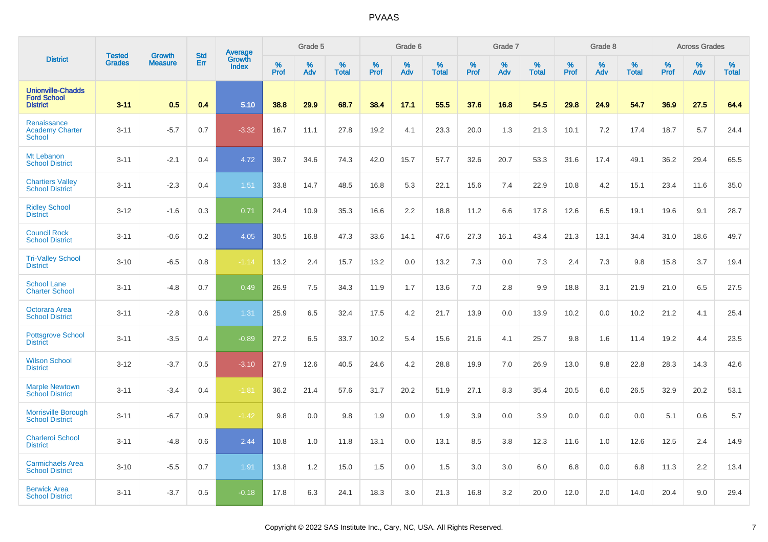# PVAAS

| District | Tested Grades | Growth Measure | Std Err | Average Growth Index | Grade 5 | | | Grade 6 | | | Grade 7 | | | Grade 8 | | | Across Grades | | |
|---|---|---|---|---|---|---|---|---|---|---|---|---|---|---|---|---|---|---|---|
| | | | | | % Prof | % Adv | % Total | % Prof | % Adv | % Total | % Prof | % Adv | % Total | % Prof | % Adv | % Total | % Prof | % Adv | % Total |
| **Unionville-Chadds Ford School District** | **3-11** | **0.5** | **0.4** | **5.10** | **38.8** | **29.9** | **68.7** | **38.4** | **17.1** | **55.5** | **37.6** | **16.8** | **54.5** | **29.8** | **24.9** | **54.7** | **36.9** | **27.5** | **64.4** |
| Renaissance Academy Charter School | 3-11 | -5.7 | 0.7 | -3.32 | 16.7 | 11.1 | 27.8 | 19.2 | 4.1 | 23.3 | 20.0 | 1.3 | 21.3 | 10.1 | 7.2 | 17.4 | 18.7 | 5.7 | 24.4 |
| Mt Lebanon School District | 3-11 | -2.1 | 0.4 | 4.72 | 39.7 | 34.6 | 74.3 | 42.0 | 15.7 | 57.7 | 32.6 | 20.7 | 53.3 | 31.6 | 17.4 | 49.1 | 36.2 | 29.4 | 65.5 |
| Chartiers Valley School District | 3-11 | -2.3 | 0.4 | 1.51 | 33.8 | 14.7 | 48.5 | 16.8 | 5.3 | 22.1 | 15.6 | 7.4 | 22.9 | 10.8 | 4.2 | 15.1 | 23.4 | 11.6 | 35.0 |
| Ridley School District | 3-12 | -1.6 | 0.3 | 0.71 | 24.4 | 10.9 | 35.3 | 16.6 | 2.2 | 18.8 | 11.2 | 6.6 | 17.8 | 12.6 | 6.5 | 19.1 | 19.6 | 9.1 | 28.7 |
| Council Rock School District | 3-11 | -0.6 | 0.2 | 4.05 | 30.5 | 16.8 | 47.3 | 33.6 | 14.1 | 47.6 | 27.3 | 16.1 | 43.4 | 21.3 | 13.1 | 34.4 | 31.0 | 18.6 | 49.7 |
| Tri-Valley School District | 3-10 | -6.5 | 0.8 | -1.14 | 13.2 | 2.4 | 15.7 | 13.2 | 0.0 | 13.2 | 7.3 | 0.0 | 7.3 | 2.4 | 7.3 | 9.8 | 15.8 | 3.7 | 19.4 |
| School Lane Charter School | 3-11 | -4.8 | 0.7 | 0.49 | 26.9 | 7.5 | 34.3 | 11.9 | 1.7 | 13.6 | 7.0 | 2.8 | 9.9 | 18.8 | 3.1 | 21.9 | 21.0 | 6.5 | 27.5 |
| Octorara Area School District | 3-11 | -2.8 | 0.6 | 1.31 | 25.9 | 6.5 | 32.4 | 17.5 | 4.2 | 21.7 | 13.9 | 0.0 | 13.9 | 10.2 | 0.0 | 10.2 | 21.2 | 4.1 | 25.4 |
| Pottsgrove School District | 3-11 | -3.5 | 0.4 | -0.89 | 27.2 | 6.5 | 33.7 | 10.2 | 5.4 | 15.6 | 21.6 | 4.1 | 25.7 | 9.8 | 1.6 | 11.4 | 19.2 | 4.4 | 23.5 |
| Wilson School District | 3-12 | -3.7 | 0.5 | -3.10 | 27.9 | 12.6 | 40.5 | 24.6 | 4.2 | 28.8 | 19.9 | 7.0 | 26.9 | 13.0 | 9.8 | 22.8 | 28.3 | 14.3 | 42.6 |
| Marple Newtown School District | 3-11 | -3.4 | 0.4 | -1.81 | 36.2 | 21.4 | 57.6 | 31.7 | 20.2 | 51.9 | 27.1 | 8.3 | 35.4 | 20.5 | 6.0 | 26.5 | 32.9 | 20.2 | 53.1 |
| Morrisville Borough School District | 3-11 | -6.7 | 0.9 | -1.42 | 9.8 | 0.0 | 9.8 | 1.9 | 0.0 | 1.9 | 3.9 | 0.0 | 3.9 | 0.0 | 0.0 | 0.0 | 5.1 | 0.6 | 5.7 |
| Charleroi School District | 3-11 | -4.8 | 0.6 | 2.44 | 10.8 | 1.0 | 11.8 | 13.1 | 0.0 | 13.1 | 8.5 | 3.8 | 12.3 | 11.6 | 1.0 | 12.6 | 12.5 | 2.4 | 14.9 |
| Carmichaels Area School District | 3-10 | -5.5 | 0.7 | 1.91 | 13.8 | 1.2 | 15.0 | 1.5 | 0.0 | 1.5 | 3.0 | 3.0 | 6.0 | 6.8 | 0.0 | 6.8 | 11.3 | 2.2 | 13.4 |
| Berwick Area School District | 3-11 | -3.7 | 0.5 | -0.18 | 17.8 | 6.3 | 24.1 | 18.3 | 3.0 | 21.3 | 16.8 | 3.2 | 20.0 | 12.0 | 2.0 | 14.0 | 20.4 | 9.0 | 29.4 |

Copyright © 2022 SAS Institute Inc., Cary, NC, USA. All Rights Reserved.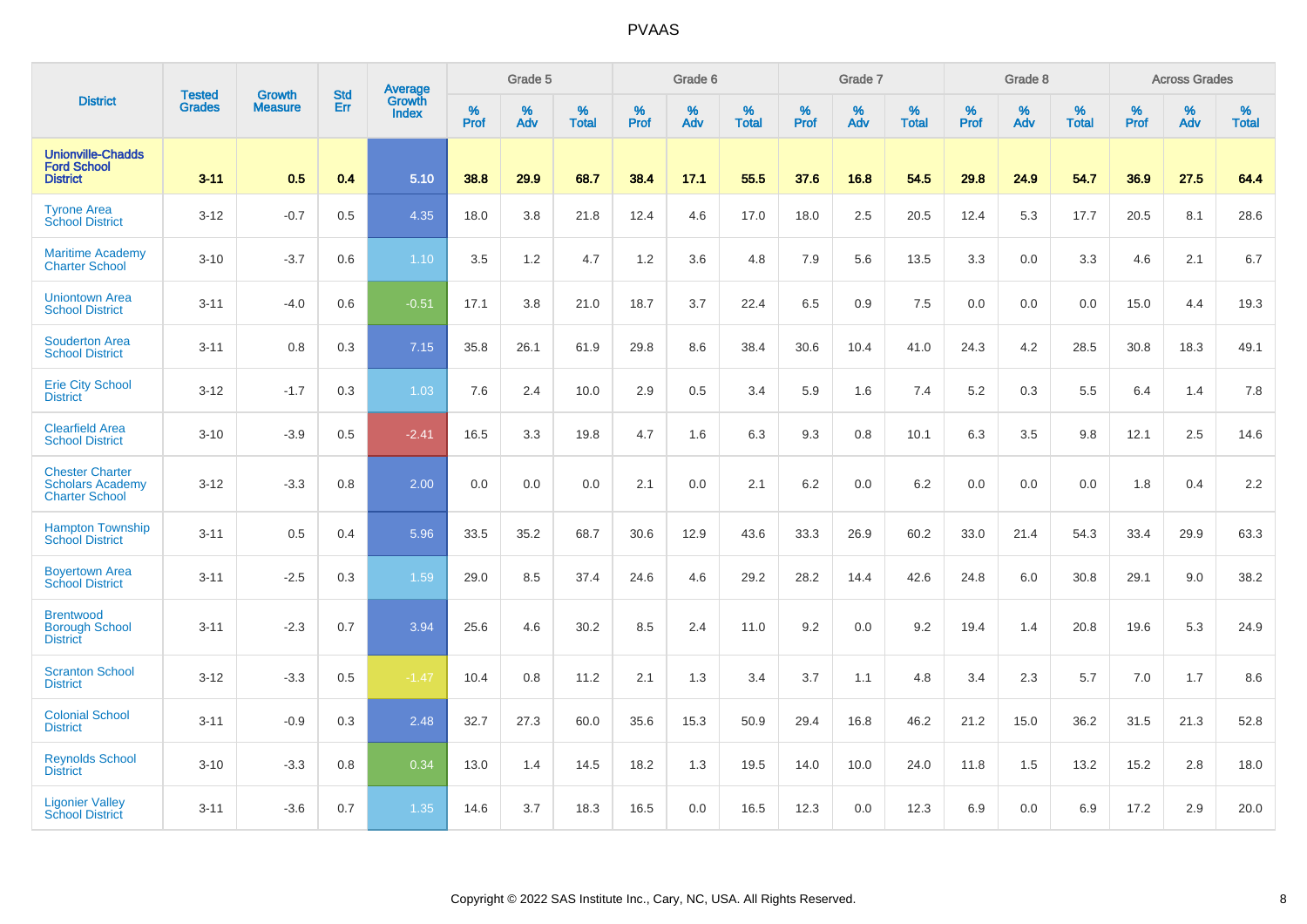# PVAAS

| District | Tested Grades | Growth Measure | Std Err | Average Growth Index | Grade 5 | | | Grade 6 | | | Grade 7 | | | Grade 8 | | | Across Grades | | |
|---|---|---|---|---|---|---|---|---|---|---|---|---|---|---|---|---|---|---|---|
| | | | | | % Prof | % Adv | % Total | % Prof | % Adv | % Total | % Prof | % Adv | % Total | % Prof | % Adv | % Total | % Prof | % Adv | % Total |
| **Unionville-Chadds Ford School District** | **3-11** | **0.5** | **0.4** | **5.10** | **38.8** | **29.9** | **68.7** | **38.4** | **17.1** | **55.5** | **37.6** | **16.8** | **54.5** | **29.8** | **24.9** | **54.7** | **36.9** | **27.5** | **64.4** |
| Tyrone Area School District | 3-12 | -0.7 | 0.5 | 4.35 | 18.0 | 3.8 | 21.8 | 12.4 | 4.6 | 17.0 | 18.0 | 2.5 | 20.5 | 12.4 | 5.3 | 17.7 | 20.5 | 8.1 | 28.6 |
| Maritime Academy Charter School | 3-10 | -3.7 | 0.6 | 1.10 | 3.5 | 1.2 | 4.7 | 1.2 | 3.6 | 4.8 | 7.9 | 5.6 | 13.5 | 3.3 | 0.0 | 3.3 | 4.6 | 2.1 | 6.7 |
| Uniontown Area School District | 3-11 | -4.0 | 0.6 | -0.51 | 17.1 | 3.8 | 21.0 | 18.7 | 3.7 | 22.4 | 6.5 | 0.9 | 7.5 | 0.0 | 0.0 | 0.0 | 15.0 | 4.4 | 19.3 |
| Souderton Area School District | 3-11 | 0.8 | 0.3 | 7.15 | 35.8 | 26.1 | 61.9 | 29.8 | 8.6 | 38.4 | 30.6 | 10.4 | 41.0 | 24.3 | 4.2 | 28.5 | 30.8 | 18.3 | 49.1 |
| Erie City School District | 3-12 | -1.7 | 0.3 | 1.03 | 7.6 | 2.4 | 10.0 | 2.9 | 0.5 | 3.4 | 5.9 | 1.6 | 7.4 | 5.2 | 0.3 | 5.5 | 6.4 | 1.4 | 7.8 |
| Clearfield Area School District | 3-10 | -3.9 | 0.5 | -2.41 | 16.5 | 3.3 | 19.8 | 4.7 | 1.6 | 6.3 | 9.3 | 0.8 | 10.1 | 6.3 | 3.5 | 9.8 | 12.1 | 2.5 | 14.6 |
| Chester Charter Scholars Academy Charter School | 3-12 | -3.3 | 0.8 | 2.00 | 0.0 | 0.0 | 0.0 | 2.1 | 0.0 | 2.1 | 6.2 | 0.0 | 6.2 | 0.0 | 0.0 | 0.0 | 1.8 | 0.4 | 2.2 |
| Hampton Township School District | 3-11 | 0.5 | 0.4 | 5.96 | 33.5 | 35.2 | 68.7 | 30.6 | 12.9 | 43.6 | 33.3 | 26.9 | 60.2 | 33.0 | 21.4 | 54.3 | 33.4 | 29.9 | 63.3 |
| Boyertown Area School District | 3-11 | -2.5 | 0.3 | 1.59 | 29.0 | 8.5 | 37.4 | 24.6 | 4.6 | 29.2 | 28.2 | 14.4 | 42.6 | 24.8 | 6.0 | 30.8 | 29.1 | 9.0 | 38.2 |
| Brentwood Borough School District | 3-11 | -2.3 | 0.7 | 3.94 | 25.6 | 4.6 | 30.2 | 8.5 | 2.4 | 11.0 | 9.2 | 0.0 | 9.2 | 19.4 | 1.4 | 20.8 | 19.6 | 5.3 | 24.9 |
| Scranton School District | 3-12 | -3.3 | 0.5 | -1.47 | 10.4 | 0.8 | 11.2 | 2.1 | 1.3 | 3.4 | 3.7 | 1.1 | 4.8 | 3.4 | 2.3 | 5.7 | 7.0 | 1.7 | 8.6 |
| Colonial School District | 3-11 | -0.9 | 0.3 | 2.48 | 32.7 | 27.3 | 60.0 | 35.6 | 15.3 | 50.9 | 29.4 | 16.8 | 46.2 | 21.2 | 15.0 | 36.2 | 31.5 | 21.3 | 52.8 |
| Reynolds School District | 3-10 | -3.3 | 0.8 | 0.34 | 13.0 | 1.4 | 14.5 | 18.2 | 1.3 | 19.5 | 14.0 | 10.0 | 24.0 | 11.8 | 1.5 | 13.2 | 15.2 | 2.8 | 18.0 |
| Ligonier Valley School District | 3-11 | -3.6 | 0.7 | 1.35 | 14.6 | 3.7 | 18.3 | 16.5 | 0.0 | 16.5 | 12.3 | 0.0 | 12.3 | 6.9 | 0.0 | 6.9 | 17.2 | 2.9 | 20.0 |

Copyright © 2022 SAS Institute Inc., Cary, NC, USA. All Rights Reserved.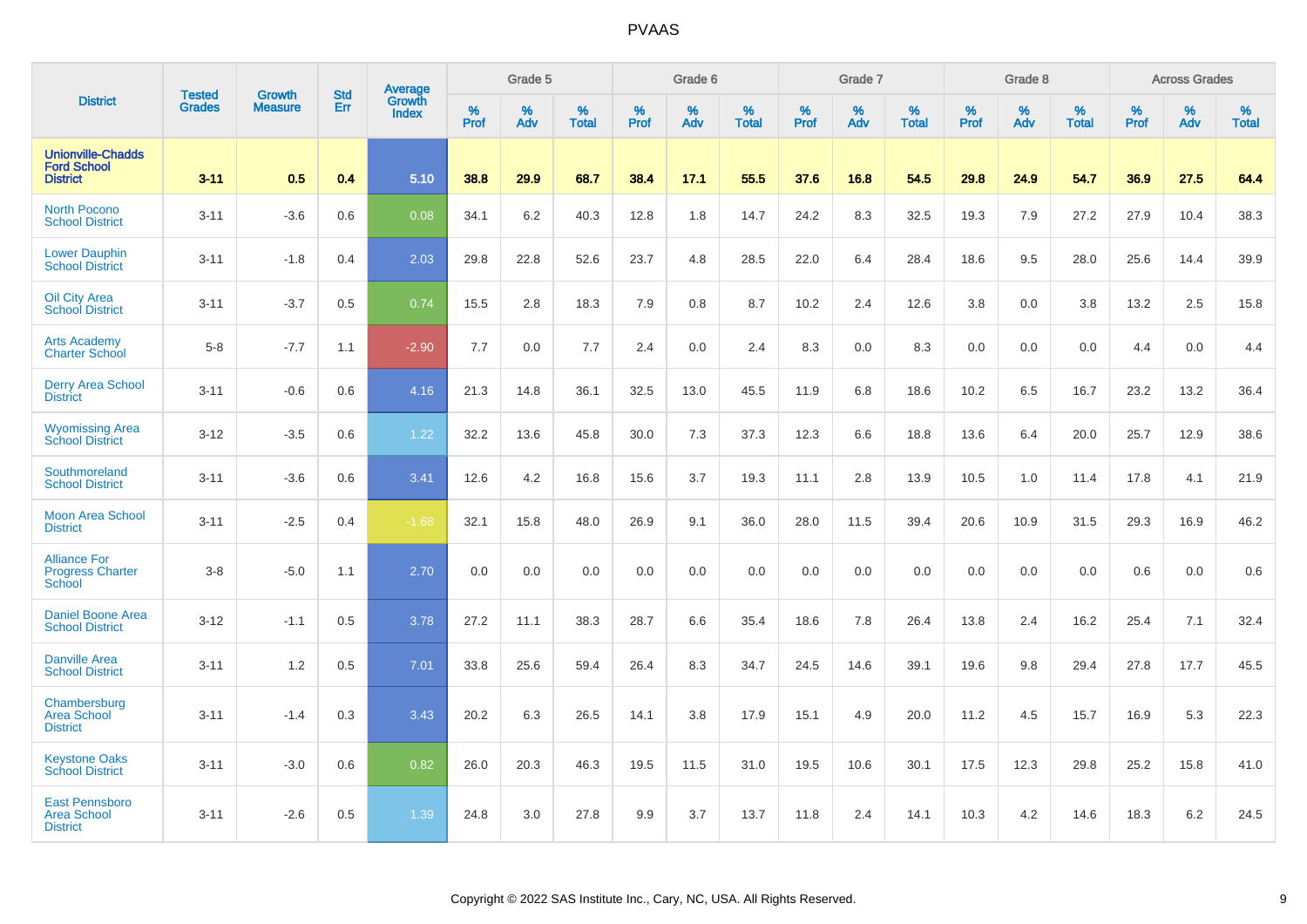# PVAAS

| District | Tested Grades | Growth Measure | Std Err | Average Growth Index | Grade 5 | | | Grade 6 | | | Grade 7 | | | Grade 8 | | | Across Grades | | |
|---|---|---|---|---|---|---|---|---|---|---|---|---|---|---|---|---|---|---|---|
| | | | | | % Prof | % Adv | % Total | % Prof | % Adv | % Total | % Prof | % Adv | % Total | % Prof | % Adv | % Total | % Prof | % Adv | % Total |
| **Unionville-Chadds Ford School District** | **3-11** | **0.5** | **0.4** | **5.10** | **38.8** | **29.9** | **68.7** | **38.4** | **17.1** | **55.5** | **37.6** | **16.8** | **54.5** | **29.8** | **24.9** | **54.7** | **36.9** | **27.5** | **64.4** |
| North Pocono School District | 3-11 | -3.6 | 0.6 | 0.08 | 34.1 | 6.2 | 40.3 | 12.8 | 1.8 | 14.7 | 24.2 | 8.3 | 32.5 | 19.3 | 7.9 | 27.2 | 27.9 | 10.4 | 38.3 |
| Lower Dauphin School District | 3-11 | -1.8 | 0.4 | 2.03 | 29.8 | 22.8 | 52.6 | 23.7 | 4.8 | 28.5 | 22.0 | 6.4 | 28.4 | 18.6 | 9.5 | 28.0 | 25.6 | 14.4 | 39.9 |
| Oil City Area School District | 3-11 | -3.7 | 0.5 | 0.74 | 15.5 | 2.8 | 18.3 | 7.9 | 0.8 | 8.7 | 10.2 | 2.4 | 12.6 | 3.8 | 0.0 | 3.8 | 13.2 | 2.5 | 15.8 |
| Arts Academy Charter School | 5-8 | -7.7 | 1.1 | -2.90 | 7.7 | 0.0 | 7.7 | 2.4 | 0.0 | 2.4 | 8.3 | 0.0 | 8.3 | 0.0 | 0.0 | 0.0 | 4.4 | 0.0 | 4.4 |
| Derry Area School District | 3-11 | -0.6 | 0.6 | 4.16 | 21.3 | 14.8 | 36.1 | 32.5 | 13.0 | 45.5 | 11.9 | 6.8 | 18.6 | 10.2 | 6.5 | 16.7 | 23.2 | 13.2 | 36.4 |
| Wyomissing Area School District | 3-12 | -3.5 | 0.6 | 1.22 | 32.2 | 13.6 | 45.8 | 30.0 | 7.3 | 37.3 | 12.3 | 6.6 | 18.8 | 13.6 | 6.4 | 20.0 | 25.7 | 12.9 | 38.6 |
| Southmoreland School District | 3-11 | -3.6 | 0.6 | 3.41 | 12.6 | 4.2 | 16.8 | 15.6 | 3.7 | 19.3 | 11.1 | 2.8 | 13.9 | 10.5 | 1.0 | 11.4 | 17.8 | 4.1 | 21.9 |
| Moon Area School District | 3-11 | -2.5 | 0.4 | -1.68 | 32.1 | 15.8 | 48.0 | 26.9 | 9.1 | 36.0 | 28.0 | 11.5 | 39.4 | 20.6 | 10.9 | 31.5 | 29.3 | 16.9 | 46.2 |
| Alliance For Progress Charter School | 3-8 | -5.0 | 1.1 | 2.70 | 0.0 | 0.0 | 0.0 | 0.0 | 0.0 | 0.0 | 0.0 | 0.0 | 0.0 | 0.0 | 0.0 | 0.0 | 0.6 | 0.0 | 0.6 |
| Daniel Boone Area School District | 3-12 | -1.1 | 0.5 | 3.78 | 27.2 | 11.1 | 38.3 | 28.7 | 6.6 | 35.4 | 18.6 | 7.8 | 26.4 | 13.8 | 2.4 | 16.2 | 25.4 | 7.1 | 32.4 |
| Danville Area School District | 3-11 | 1.2 | 0.5 | 7.01 | 33.8 | 25.6 | 59.4 | 26.4 | 8.3 | 34.7 | 24.5 | 14.6 | 39.1 | 19.6 | 9.8 | 29.4 | 27.8 | 17.7 | 45.5 |
| Chambersburg Area School District | 3-11 | -1.4 | 0.3 | 3.43 | 20.2 | 6.3 | 26.5 | 14.1 | 3.8 | 17.9 | 15.1 | 4.9 | 20.0 | 11.2 | 4.5 | 15.7 | 16.9 | 5.3 | 22.3 |
| Keystone Oaks School District | 3-11 | -3.0 | 0.6 | 0.82 | 26.0 | 20.3 | 46.3 | 19.5 | 11.5 | 31.0 | 19.5 | 10.6 | 30.1 | 17.5 | 12.3 | 29.8 | 25.2 | 15.8 | 41.0 |
| East Pennsboro Area School District | 3-11 | -2.6 | 0.5 | 1.39 | 24.8 | 3.0 | 27.8 | 9.9 | 3.7 | 13.7 | 11.8 | 2.4 | 14.1 | 10.3 | 4.2 | 14.6 | 18.3 | 6.2 | 24.5 |

Copyright © 2022 SAS Institute Inc., Cary, NC, USA. All Rights Reserved.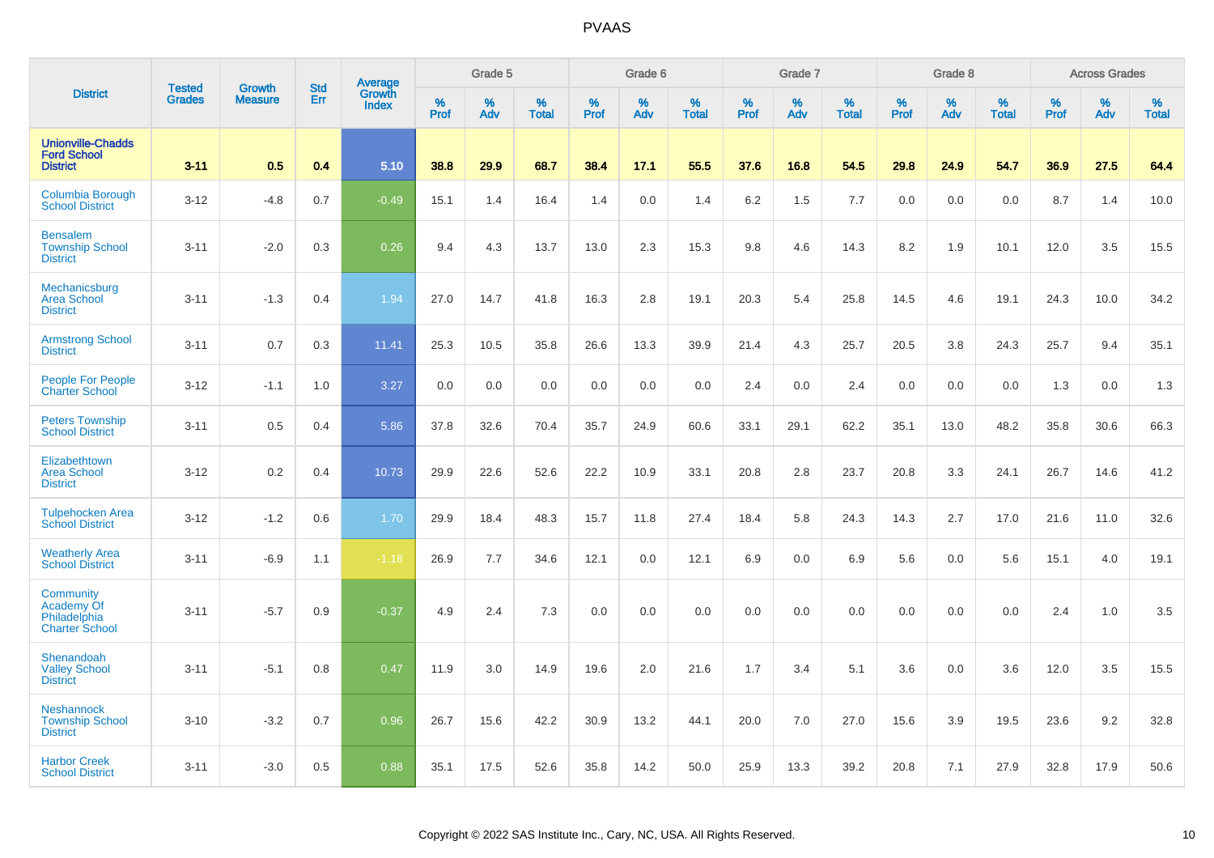# PVAAS

| District | Tested Grades | Growth Measure | Std Err | Average Growth Index | Grade 5 | | | Grade 6 | | | Grade 7 | | | Grade 8 | | | Across Grades | | |
|---|---|---|---|---|---|---|---|---|---|---|---|---|---|---|---|---|---|---|---|
| | | | | | % Prof | % Adv | % Total | % Prof | % Adv | % Total | % Prof | % Adv | % Total | % Prof | % Adv | % Total | % Prof | % Adv | % Total |
| **Unionville-Chadds Ford School District** | **3-11** | **0.5** | **0.4** | **5.10** | **38.8** | **29.9** | **68.7** | **38.4** | **17.1** | **55.5** | **37.6** | **16.8** | **54.5** | **29.8** | **24.9** | **54.7** | **36.9** | **27.5** | **64.4** |
| Columbia Borough School District | 3-12 | -4.8 | 0.7 | -0.49 | 15.1 | 1.4 | 16.4 | 1.4 | 0.0 | 1.4 | 6.2 | 1.5 | 7.7 | 0.0 | 0.0 | 0.0 | 8.7 | 1.4 | 10.0 |
| Bensalem Township School District | 3-11 | -2.0 | 0.3 | 0.26 | 9.4 | 4.3 | 13.7 | 13.0 | 2.3 | 15.3 | 9.8 | 4.6 | 14.3 | 8.2 | 1.9 | 10.1 | 12.0 | 3.5 | 15.5 |
| Mechanicsburg Area School District | 3-11 | -1.3 | 0.4 | 1.94 | 27.0 | 14.7 | 41.8 | 16.3 | 2.8 | 19.1 | 20.3 | 5.4 | 25.8 | 14.5 | 4.6 | 19.1 | 24.3 | 10.0 | 34.2 |
| Armstrong School District | 3-11 | 0.7 | 0.3 | 11.41 | 25.3 | 10.5 | 35.8 | 26.6 | 13.3 | 39.9 | 21.4 | 4.3 | 25.7 | 20.5 | 3.8 | 24.3 | 25.7 | 9.4 | 35.1 |
| People For People Charter School | 3-12 | -1.1 | 1.0 | 3.27 | 0.0 | 0.0 | 0.0 | 0.0 | 0.0 | 0.0 | 2.4 | 0.0 | 2.4 | 0.0 | 0.0 | 0.0 | 1.3 | 0.0 | 1.3 |
| Peters Township School District | 3-11 | 0.5 | 0.4 | 5.86 | 37.8 | 32.6 | 70.4 | 35.7 | 24.9 | 60.6 | 33.1 | 29.1 | 62.2 | 35.1 | 13.0 | 48.2 | 35.8 | 30.6 | 66.3 |
| Elizabethtown Area School District | 3-12 | 0.2 | 0.4 | 10.73 | 29.9 | 22.6 | 52.6 | 22.2 | 10.9 | 33.1 | 20.8 | 2.8 | 23.7 | 20.8 | 3.3 | 24.1 | 26.7 | 14.6 | 41.2 |
| Tulpehocken Area School District | 3-12 | -1.2 | 0.6 | 1.70 | 29.9 | 18.4 | 48.3 | 15.7 | 11.8 | 27.4 | 18.4 | 5.8 | 24.3 | 14.3 | 2.7 | 17.0 | 21.6 | 11.0 | 32.6 |
| Weatherly Area School District | 3-11 | -6.9 | 1.1 | -1.18 | 26.9 | 7.7 | 34.6 | 12.1 | 0.0 | 12.1 | 6.9 | 0.0 | 6.9 | 5.6 | 0.0 | 5.6 | 15.1 | 4.0 | 19.1 |
| Community Academy Of Philadelphia Charter School | 3-11 | -5.7 | 0.9 | -0.37 | 4.9 | 2.4 | 7.3 | 0.0 | 0.0 | 0.0 | 0.0 | 0.0 | 0.0 | 0.0 | 0.0 | 0.0 | 2.4 | 1.0 | 3.5 |
| Shenandoah Valley School District | 3-11 | -5.1 | 0.8 | 0.47 | 11.9 | 3.0 | 14.9 | 19.6 | 2.0 | 21.6 | 1.7 | 3.4 | 5.1 | 3.6 | 0.0 | 3.6 | 12.0 | 3.5 | 15.5 |
| Neshannock Township School District | 3-10 | -3.2 | 0.7 | 0.96 | 26.7 | 15.6 | 42.2 | 30.9 | 13.2 | 44.1 | 20.0 | 7.0 | 27.0 | 15.6 | 3.9 | 19.5 | 23.6 | 9.2 | 32.8 |
| Harbor Creek School District | 3-11 | -3.0 | 0.5 | 0.88 | 35.1 | 17.5 | 52.6 | 35.8 | 14.2 | 50.0 | 25.9 | 13.3 | 39.2 | 20.8 | 7.1 | 27.9 | 32.8 | 17.9 | 50.6 |

Copyright © 2022 SAS Institute Inc., Cary, NC, USA. All Rights Reserved.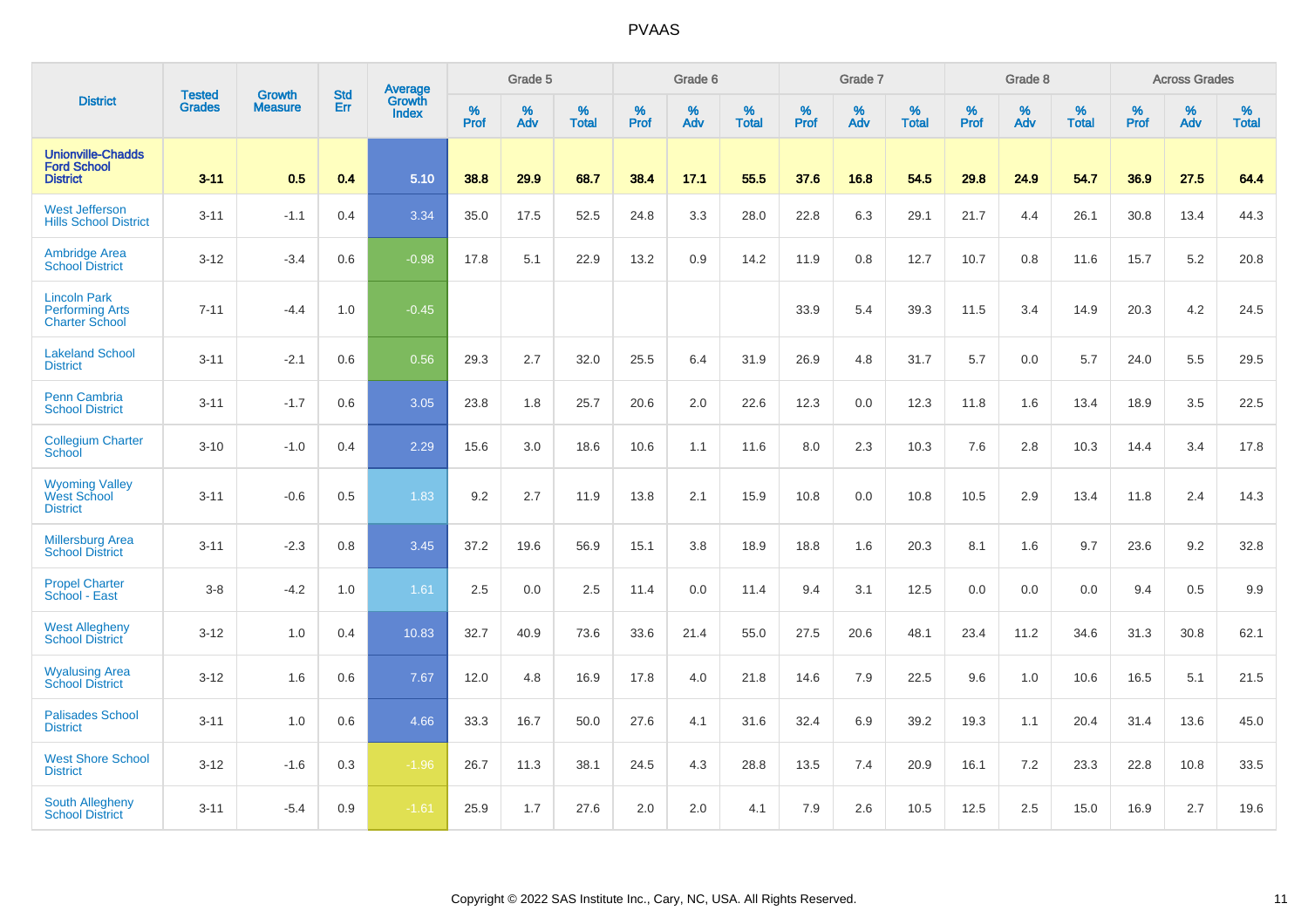# PVAAS

| District | Tested Grades | Growth Measure | Std Err | Average Growth Index | Grade 5 | | | Grade 6 | | | Grade 7 | | | Grade 8 | | | Across Grades | | |
|---|---|---|---|---|---|---|---|---|---|---|---|---|---|---|---|---|---|---|---|
| | | | | | % Prof | % Adv | % Total | % Prof | % Adv | % Total | % Prof | % Adv | % Total | % Prof | % Adv | % Total | % Prof | % Adv | % Total |
| **Unionville-Chadds Ford School District** | **3-11** | **0.5** | **0.4** | **5.10** | **38.8** | **29.9** | **68.7** | **38.4** | **17.1** | **55.5** | **37.6** | **16.8** | **54.5** | **29.8** | **24.9** | **54.7** | **36.9** | **27.5** | **64.4** |
| West Jefferson Hills School District | 3-11 | -1.1 | 0.4 | 3.34 | 35.0 | 17.5 | 52.5 | 24.8 | 3.3 | 28.0 | 22.8 | 6.3 | 29.1 | 21.7 | 4.4 | 26.1 | 30.8 | 13.4 | 44.3 |
| Ambridge Area School District | 3-12 | -3.4 | 0.6 | -0.98 | 17.8 | 5.1 | 22.9 | 13.2 | 0.9 | 14.2 | 11.9 | 0.8 | 12.7 | 10.7 | 0.8 | 11.6 | 15.7 | 5.2 | 20.8 |
| Lincoln Park Performing Arts Charter School | 7-11 | -4.4 | 1.0 | -0.45 | | | | | | | 33.9 | 5.4 | 39.3 | 11.5 | 3.4 | 14.9 | 20.3 | 4.2 | 24.5 |
| Lakeland School District | 3-11 | -2.1 | 0.6 | 0.56 | 29.3 | 2.7 | 32.0 | 25.5 | 6.4 | 31.9 | 26.9 | 4.8 | 31.7 | 5.7 | 0.0 | 5.7 | 24.0 | 5.5 | 29.5 |
| Penn Cambria School District | 3-11 | -1.7 | 0.6 | 3.05 | 23.8 | 1.8 | 25.7 | 20.6 | 2.0 | 22.6 | 12.3 | 0.0 | 12.3 | 11.8 | 1.6 | 13.4 | 18.9 | 3.5 | 22.5 |
| Collegium Charter School | 3-10 | -1.0 | 0.4 | 2.29 | 15.6 | 3.0 | 18.6 | 10.6 | 1.1 | 11.6 | 8.0 | 2.3 | 10.3 | 7.6 | 2.8 | 10.3 | 14.4 | 3.4 | 17.8 |
| Wyoming Valley West School District | 3-11 | -0.6 | 0.5 | 1.83 | 9.2 | 2.7 | 11.9 | 13.8 | 2.1 | 15.9 | 10.8 | 0.0 | 10.8 | 10.5 | 2.9 | 13.4 | 11.8 | 2.4 | 14.3 |
| Millersburg Area School District | 3-11 | -2.3 | 0.8 | 3.45 | 37.2 | 19.6 | 56.9 | 15.1 | 3.8 | 18.9 | 18.8 | 1.6 | 20.3 | 8.1 | 1.6 | 9.7 | 23.6 | 9.2 | 32.8 |
| Propel Charter School - East | 3-8 | -4.2 | 1.0 | 1.61 | 2.5 | 0.0 | 2.5 | 11.4 | 0.0 | 11.4 | 9.4 | 3.1 | 12.5 | 0.0 | 0.0 | 0.0 | 9.4 | 0.5 | 9.9 |
| West Allegheny School District | 3-12 | 1.0 | 0.4 | 10.83 | 32.7 | 40.9 | 73.6 | 33.6 | 21.4 | 55.0 | 27.5 | 20.6 | 48.1 | 23.4 | 11.2 | 34.6 | 31.3 | 30.8 | 62.1 |
| Wyalusing Area School District | 3-12 | 1.6 | 0.6 | 7.67 | 12.0 | 4.8 | 16.9 | 17.8 | 4.0 | 21.8 | 14.6 | 7.9 | 22.5 | 9.6 | 1.0 | 10.6 | 16.5 | 5.1 | 21.5 |
| Palisades School District | 3-11 | 1.0 | 0.6 | 4.66 | 33.3 | 16.7 | 50.0 | 27.6 | 4.1 | 31.6 | 32.4 | 6.9 | 39.2 | 19.3 | 1.1 | 20.4 | 31.4 | 13.6 | 45.0 |
| West Shore School District | 3-12 | -1.6 | 0.3 | -1.96 | 26.7 | 11.3 | 38.1 | 24.5 | 4.3 | 28.8 | 13.5 | 7.4 | 20.9 | 16.1 | 7.2 | 23.3 | 22.8 | 10.8 | 33.5 |
| South Allegheny School District | 3-11 | -5.4 | 0.9 | -1.61 | 25.9 | 1.7 | 27.6 | 2.0 | 2.0 | 4.1 | 7.9 | 2.6 | 10.5 | 12.5 | 2.5 | 15.0 | 16.9 | 2.7 | 19.6 |

Copyright © 2022 SAS Institute Inc., Cary, NC, USA. All Rights Reserved.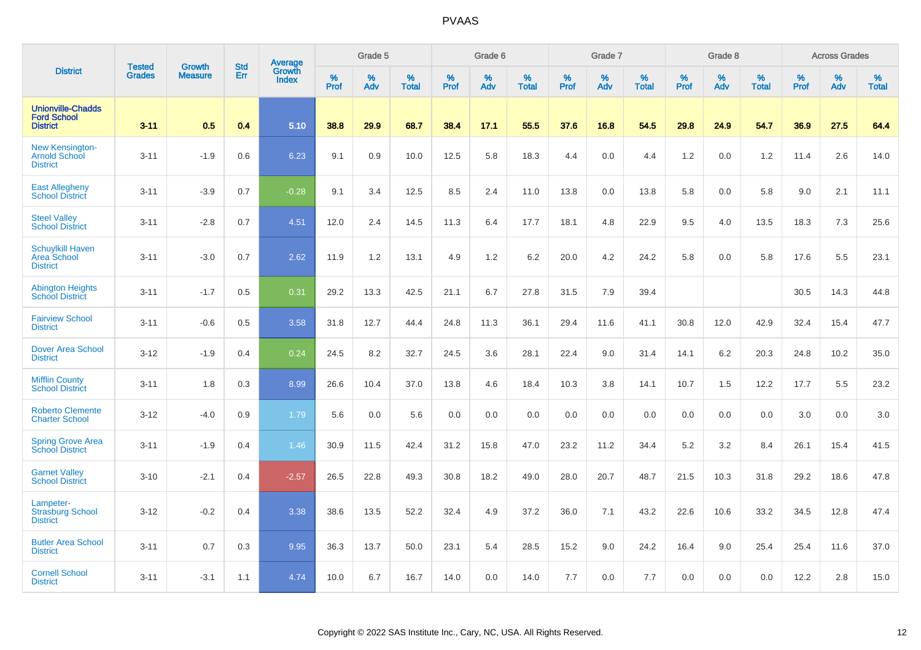| District | Tested Grades | Growth Measure | Std Err | Average Growth Index | Grade 5 | | | Grade 6 | | | Grade 7 | | | Grade 8 | | | Across Grades | | |
|---|---|---|---|---|---|---|---|---|---|---|---|---|---|---|---|---|---|---|---|
| | | | | | % Prof | % Adv | % Total | % Prof | % Adv | % Total | % Prof | % Adv | % Total | % Prof | % Adv | % Total | % Prof | % Adv | % Total |
| **Unionville-Chadds Ford School District** | **3-11** | **0.5** | **0.4** | **5.10** | **38.8** | **29.9** | **68.7** | **38.4** | **17.1** | **55.5** | **37.6** | **16.8** | **54.5** | **29.8** | **24.9** | **54.7** | **36.9** | **27.5** | **64.4** |
| New Kensington-Arnold School District | 3-11 | -1.9 | 0.6 | 6.23 | 9.1 | 0.9 | 10.0 | 12.5 | 5.8 | 18.3 | 4.4 | 0.0 | 4.4 | 1.2 | 0.0 | 1.2 | 11.4 | 2.6 | 14.0 |
| East Allegheny School District | 3-11 | -3.9 | 0.7 | -0.28 | 9.1 | 3.4 | 12.5 | 8.5 | 2.4 | 11.0 | 13.8 | 0.0 | 13.8 | 5.8 | 0.0 | 5.8 | 9.0 | 2.1 | 11.1 |
| Steel Valley School District | 3-11 | -2.8 | 0.7 | 4.51 | 12.0 | 2.4 | 14.5 | 11.3 | 6.4 | 17.7 | 18.1 | 4.8 | 22.9 | 9.5 | 4.0 | 13.5 | 18.3 | 7.3 | 25.6 |
| Schuylkill Haven Area School District | 3-11 | -3.0 | 0.7 | 2.62 | 11.9 | 1.2 | 13.1 | 4.9 | 1.2 | 6.2 | 20.0 | 4.2 | 24.2 | 5.8 | 0.0 | 5.8 | 17.6 | 5.5 | 23.1 |
| Abington Heights School District | 3-11 | -1.7 | 0.5 | 0.31 | 29.2 | 13.3 | 42.5 | 21.1 | 6.7 | 27.8 | 31.5 | 7.9 | 39.4 | | | | 30.5 | 14.3 | 44.8 |
| Fairview School District | 3-11 | -0.6 | 0.5 | 3.58 | 31.8 | 12.7 | 44.4 | 24.8 | 11.3 | 36.1 | 29.4 | 11.6 | 41.1 | 30.8 | 12.0 | 42.9 | 32.4 | 15.4 | 47.7 |
| Dover Area School District | 3-12 | -1.9 | 0.4 | 0.24 | 24.5 | 8.2 | 32.7 | 24.5 | 3.6 | 28.1 | 22.4 | 9.0 | 31.4 | 14.1 | 6.2 | 20.3 | 24.8 | 10.2 | 35.0 |
| Mifflin County School District | 3-11 | 1.8 | 0.3 | 8.99 | 26.6 | 10.4 | 37.0 | 13.8 | 4.6 | 18.4 | 10.3 | 3.8 | 14.1 | 10.7 | 1.5 | 12.2 | 17.7 | 5.5 | 23.2 |
| Roberto Clemente Charter School | 3-12 | -4.0 | 0.9 | 1.79 | 5.6 | 0.0 | 5.6 | 0.0 | 0.0 | 0.0 | 0.0 | 0.0 | 0.0 | 0.0 | 0.0 | 0.0 | 3.0 | 0.0 | 3.0 |
| Spring Grove Area School District | 3-11 | -1.9 | 0.4 | 1.46 | 30.9 | 11.5 | 42.4 | 31.2 | 15.8 | 47.0 | 23.2 | 11.2 | 34.4 | 5.2 | 3.2 | 8.4 | 26.1 | 15.4 | 41.5 |
| Garnet Valley School District | 3-10 | -2.1 | 0.4 | -2.57 | 26.5 | 22.8 | 49.3 | 30.8 | 18.2 | 49.0 | 28.0 | 20.7 | 48.7 | 21.5 | 10.3 | 31.8 | 29.2 | 18.6 | 47.8 |
| Lampeter-Strasburg School District | 3-12 | -0.2 | 0.4 | 3.38 | 38.6 | 13.5 | 52.2 | 32.4 | 4.9 | 37.2 | 36.0 | 7.1 | 43.2 | 22.6 | 10.6 | 33.2 | 34.5 | 12.8 | 47.4 |
| Butler Area School District | 3-11 | 0.7 | 0.3 | 9.95 | 36.3 | 13.7 | 50.0 | 23.1 | 5.4 | 28.5 | 15.2 | 9.0 | 24.2 | 16.4 | 9.0 | 25.4 | 25.4 | 11.6 | 37.0 |
| Cornell School District | 3-11 | -3.1 | 1.1 | 4.74 | 10.0 | 6.7 | 16.7 | 14.0 | 0.0 | 14.0 | 7.7 | 0.0 | 7.7 | 0.0 | 0.0 | 0.0 | 12.2 | 2.8 | 15.0 |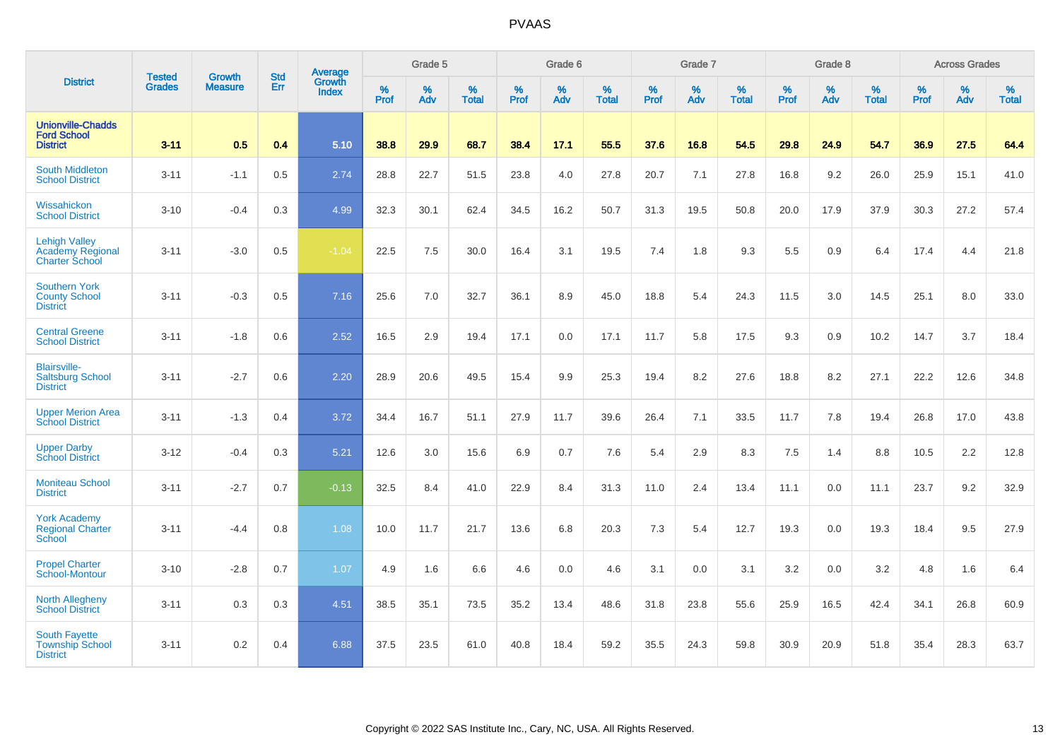| District | Tested Grades | Growth Measure | Std Err | Average Growth Index | Grade 5 | | | Grade 6 | | | Grade 7 | | | Grade 8 | | | Across Grades | | |
|---|---|---|---|---|---|---|---|---|---|---|---|---|---|---|---|---|---|---|---|
| | | | | | % Prof | % Adv | % Total | % Prof | % Adv | % Total | % Prof | % Adv | % Total | % Prof | % Adv | % Total | % Prof | % Adv | % Total |
| **Unionville-Chadds Ford School District** | **3-11** | **0.5** | **0.4** | **5.10** | **38.8** | **29.9** | **68.7** | **38.4** | **17.1** | **55.5** | **37.6** | **16.8** | **54.5** | **29.8** | **24.9** | **54.7** | **36.9** | **27.5** | **64.4** |
| South Middleton School District | 3-11 | -1.1 | 0.5 | 2.74 | 28.8 | 22.7 | 51.5 | 23.8 | 4.0 | 27.8 | 20.7 | 7.1 | 27.8 | 16.8 | 9.2 | 26.0 | 25.9 | 15.1 | 41.0 |
| Wissahickon School District | 3-10 | -0.4 | 0.3 | 4.99 | 32.3 | 30.1 | 62.4 | 34.5 | 16.2 | 50.7 | 31.3 | 19.5 | 50.8 | 20.0 | 17.9 | 37.9 | 30.3 | 27.2 | 57.4 |
| Lehigh Valley Academy Regional Charter School | 3-11 | -3.0 | 0.5 | -1.04 | 22.5 | 7.5 | 30.0 | 16.4 | 3.1 | 19.5 | 7.4 | 1.8 | 9.3 | 5.5 | 0.9 | 6.4 | 17.4 | 4.4 | 21.8 |
| Southern York County School District | 3-11 | -0.3 | 0.5 | 7.16 | 25.6 | 7.0 | 32.7 | 36.1 | 8.9 | 45.0 | 18.8 | 5.4 | 24.3 | 11.5 | 3.0 | 14.5 | 25.1 | 8.0 | 33.0 |
| Central Greene School District | 3-11 | -1.8 | 0.6 | 2.52 | 16.5 | 2.9 | 19.4 | 17.1 | 0.0 | 17.1 | 11.7 | 5.8 | 17.5 | 9.3 | 0.9 | 10.2 | 14.7 | 3.7 | 18.4 |
| Blairsville-Saltsburg School District | 3-11 | -2.7 | 0.6 | 2.20 | 28.9 | 20.6 | 49.5 | 15.4 | 9.9 | 25.3 | 19.4 | 8.2 | 27.6 | 18.8 | 8.2 | 27.1 | 22.2 | 12.6 | 34.8 |
| Upper Merion Area School District | 3-11 | -1.3 | 0.4 | 3.72 | 34.4 | 16.7 | 51.1 | 27.9 | 11.7 | 39.6 | 26.4 | 7.1 | 33.5 | 11.7 | 7.8 | 19.4 | 26.8 | 17.0 | 43.8 |
| Upper Darby School District | 3-12 | -0.4 | 0.3 | 5.21 | 12.6 | 3.0 | 15.6 | 6.9 | 0.7 | 7.6 | 5.4 | 2.9 | 8.3 | 7.5 | 1.4 | 8.8 | 10.5 | 2.2 | 12.8 |
| Moniteau School District | 3-11 | -2.7 | 0.7 | -0.13 | 32.5 | 8.4 | 41.0 | 22.9 | 8.4 | 31.3 | 11.0 | 2.4 | 13.4 | 11.1 | 0.0 | 11.1 | 23.7 | 9.2 | 32.9 |
| York Academy Regional Charter School | 3-11 | -4.4 | 0.8 | 1.08 | 10.0 | 11.7 | 21.7 | 13.6 | 6.8 | 20.3 | 7.3 | 5.4 | 12.7 | 19.3 | 0.0 | 19.3 | 18.4 | 9.5 | 27.9 |
| Propel Charter School-Montour | 3-10 | -2.8 | 0.7 | 1.07 | 4.9 | 1.6 | 6.6 | 4.6 | 0.0 | 4.6 | 3.1 | 0.0 | 3.1 | 3.2 | 0.0 | 3.2 | 4.8 | 1.6 | 6.4 |
| North Allegheny School District | 3-11 | 0.3 | 0.3 | 4.51 | 38.5 | 35.1 | 73.5 | 35.2 | 13.4 | 48.6 | 31.8 | 23.8 | 55.6 | 25.9 | 16.5 | 42.4 | 34.1 | 26.8 | 60.9 |
| South Fayette Township School District | 3-11 | 0.2 | 0.4 | 6.88 | 37.5 | 23.5 | 61.0 | 40.8 | 18.4 | 59.2 | 35.5 | 24.3 | 59.8 | 30.9 | 20.9 | 51.8 | 35.4 | 28.3 | 63.7 |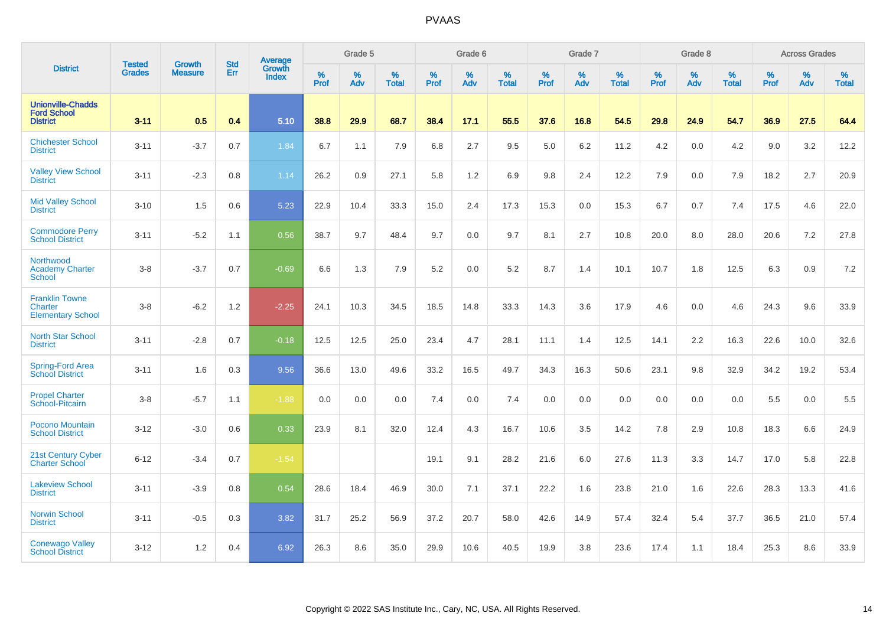# PVAAS

| District | Tested Grades | Growth Measure | Std Err | Average Growth Index | Grade 5 | | | Grade 6 | | | Grade 7 | | | Grade 8 | | | Across Grades | | |
|---|---|---|---|---|---|---|---|---|---|---|---|---|---|---|---|---|---|---|---|
| | | | | | % Prof | % Adv | % Total | % Prof | % Adv | % Total | % Prof | % Adv | % Total | % Prof | % Adv | % Total | % Prof | % Adv | % Total |
| **Unionville-Chadds Ford School District** | **3-11** | **0.5** | **0.4** | **5.10** | **38.8** | **29.9** | **68.7** | **38.4** | **17.1** | **55.5** | **37.6** | **16.8** | **54.5** | **29.8** | **24.9** | **54.7** | **36.9** | **27.5** | **64.4** |
| Chichester School District | 3-11 | -3.7 | 0.7 | 1.84 | 6.7 | 1.1 | 7.9 | 6.8 | 2.7 | 9.5 | 5.0 | 6.2 | 11.2 | 4.2 | 0.0 | 4.2 | 9.0 | 3.2 | 12.2 |
| Valley View School District | 3-11 | -2.3 | 0.8 | 1.14 | 26.2 | 0.9 | 27.1 | 5.8 | 1.2 | 6.9 | 9.8 | 2.4 | 12.2 | 7.9 | 0.0 | 7.9 | 18.2 | 2.7 | 20.9 |
| Mid Valley School District | 3-10 | 1.5 | 0.6 | 5.23 | 22.9 | 10.4 | 33.3 | 15.0 | 2.4 | 17.3 | 15.3 | 0.0 | 15.3 | 6.7 | 0.7 | 7.4 | 17.5 | 4.6 | 22.0 |
| Commodore Perry School District | 3-11 | -5.2 | 1.1 | 0.56 | 38.7 | 9.7 | 48.4 | 9.7 | 0.0 | 9.7 | 8.1 | 2.7 | 10.8 | 20.0 | 8.0 | 28.0 | 20.6 | 7.2 | 27.8 |
| Northwood Academy Charter School | 3-8 | -3.7 | 0.7 | -0.69 | 6.6 | 1.3 | 7.9 | 5.2 | 0.0 | 5.2 | 8.7 | 1.4 | 10.1 | 10.7 | 1.8 | 12.5 | 6.3 | 0.9 | 7.2 |
| Franklin Towne Charter Elementary School | 3-8 | -6.2 | 1.2 | -2.25 | 24.1 | 10.3 | 34.5 | 18.5 | 14.8 | 33.3 | 14.3 | 3.6 | 17.9 | 4.6 | 0.0 | 4.6 | 24.3 | 9.6 | 33.9 |
| North Star School District | 3-11 | -2.8 | 0.7 | -0.18 | 12.5 | 12.5 | 25.0 | 23.4 | 4.7 | 28.1 | 11.1 | 1.4 | 12.5 | 14.1 | 2.2 | 16.3 | 22.6 | 10.0 | 32.6 |
| Spring-Ford Area School District | 3-11 | 1.6 | 0.3 | 9.56 | 36.6 | 13.0 | 49.6 | 33.2 | 16.5 | 49.7 | 34.3 | 16.3 | 50.6 | 23.1 | 9.8 | 32.9 | 34.2 | 19.2 | 53.4 |
| Propel Charter School-Pitcairn | 3-8 | -5.7 | 1.1 | -1.88 | 0.0 | 0.0 | 0.0 | 7.4 | 0.0 | 7.4 | 0.0 | 0.0 | 0.0 | 0.0 | 0.0 | 0.0 | 5.5 | 0.0 | 5.5 |
| Pocono Mountain School District | 3-12 | -3.0 | 0.6 | 0.33 | 23.9 | 8.1 | 32.0 | 12.4 | 4.3 | 16.7 | 10.6 | 3.5 | 14.2 | 7.8 | 2.9 | 10.8 | 18.3 | 6.6 | 24.9 |
| 21st Century Cyber Charter School | 6-12 | -3.4 | 0.7 | -1.54 | | | | 19.1 | 9.1 | 28.2 | 21.6 | 6.0 | 27.6 | 11.3 | 3.3 | 14.7 | 17.0 | 5.8 | 22.8 |
| Lakeview School District | 3-11 | -3.9 | 0.8 | 0.54 | 28.6 | 18.4 | 46.9 | 30.0 | 7.1 | 37.1 | 22.2 | 1.6 | 23.8 | 21.0 | 1.6 | 22.6 | 28.3 | 13.3 | 41.6 |
| Norwin School District | 3-11 | -0.5 | 0.3 | 3.82 | 31.7 | 25.2 | 56.9 | 37.2 | 20.7 | 58.0 | 42.6 | 14.9 | 57.4 | 32.4 | 5.4 | 37.7 | 36.5 | 21.0 | 57.4 |
| Conewago Valley School District | 3-12 | 1.2 | 0.4 | 6.92 | 26.3 | 8.6 | 35.0 | 29.9 | 10.6 | 40.5 | 19.9 | 3.8 | 23.6 | 17.4 | 1.1 | 18.4 | 25.3 | 8.6 | 33.9 |

Copyright © 2022 SAS Institute Inc., Cary, NC, USA. All Rights Reserved.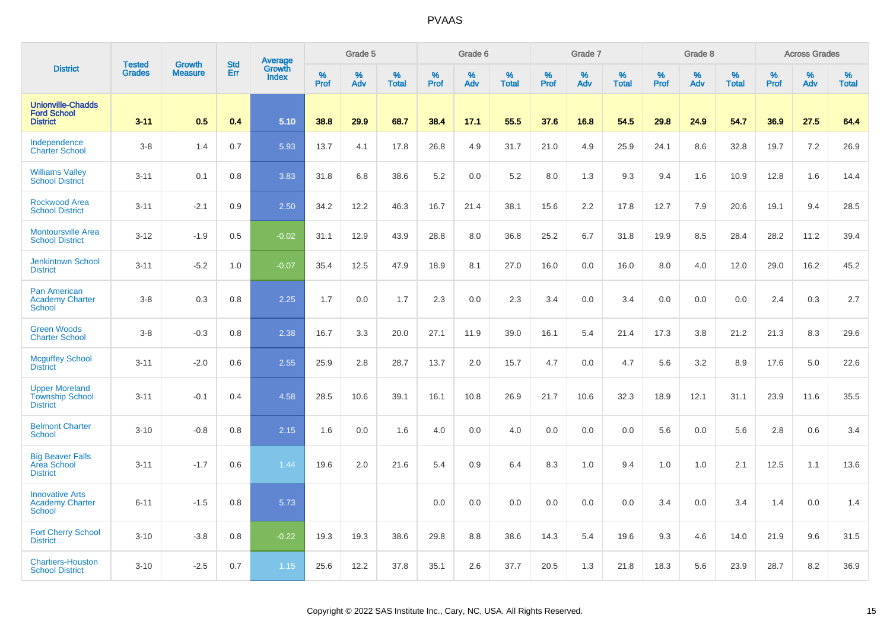# PVAAS

| District | Tested Grades | Growth Measure | Std Err | Average Growth Index | Grade 5 | | | Grade 6 | | | Grade 7 | | | Grade 8 | | | Across Grades | | |
|---|---|---|---|---|---|---|---|---|---|---|---|---|---|---|---|---|---|---|---|
| | | | | | % Prof | % Adv | % Total | % Prof | % Adv | % Total | % Prof | % Adv | % Total | % Prof | % Adv | % Total | % Prof | % Adv | % Total |
| **Unionville-Chadds Ford School District** | **3-11** | **0.5** | **0.4** | **5.10** | **38.8** | **29.9** | **68.7** | **38.4** | **17.1** | **55.5** | **37.6** | **16.8** | **54.5** | **29.8** | **24.9** | **54.7** | **36.9** | **27.5** | **64.4** |
| Independence Charter School | 3-8 | 1.4 | 0.7 | 5.93 | 13.7 | 4.1 | 17.8 | 26.8 | 4.9 | 31.7 | 21.0 | 4.9 | 25.9 | 24.1 | 8.6 | 32.8 | 19.7 | 7.2 | 26.9 |
| Williams Valley School District | 3-11 | 0.1 | 0.8 | 3.83 | 31.8 | 6.8 | 38.6 | 5.2 | 0.0 | 5.2 | 8.0 | 1.3 | 9.3 | 9.4 | 1.6 | 10.9 | 12.8 | 1.6 | 14.4 |
| Rockwood Area School District | 3-11 | -2.1 | 0.9 | 2.50 | 34.2 | 12.2 | 46.3 | 16.7 | 21.4 | 38.1 | 15.6 | 2.2 | 17.8 | 12.7 | 7.9 | 20.6 | 19.1 | 9.4 | 28.5 |
| Montoursville Area School District | 3-12 | -1.9 | 0.5 | -0.02 | 31.1 | 12.9 | 43.9 | 28.8 | 8.0 | 36.8 | 25.2 | 6.7 | 31.8 | 19.9 | 8.5 | 28.4 | 28.2 | 11.2 | 39.4 |
| Jenkintown School District | 3-11 | -5.2 | 1.0 | -0.07 | 35.4 | 12.5 | 47.9 | 18.9 | 8.1 | 27.0 | 16.0 | 0.0 | 16.0 | 8.0 | 4.0 | 12.0 | 29.0 | 16.2 | 45.2 |
| Pan American Academy Charter School | 3-8 | 0.3 | 0.8 | 2.25 | 1.7 | 0.0 | 1.7 | 2.3 | 0.0 | 2.3 | 3.4 | 0.0 | 3.4 | 0.0 | 0.0 | 0.0 | 2.4 | 0.3 | 2.7 |
| Green Woods Charter School | 3-8 | -0.3 | 0.8 | 2.38 | 16.7 | 3.3 | 20.0 | 27.1 | 11.9 | 39.0 | 16.1 | 5.4 | 21.4 | 17.3 | 3.8 | 21.2 | 21.3 | 8.3 | 29.6 |
| Mcguffey School District | 3-11 | -2.0 | 0.6 | 2.55 | 25.9 | 2.8 | 28.7 | 13.7 | 2.0 | 15.7 | 4.7 | 0.0 | 4.7 | 5.6 | 3.2 | 8.9 | 17.6 | 5.0 | 22.6 |
| Upper Moreland Township School District | 3-11 | -0.1 | 0.4 | 4.58 | 28.5 | 10.6 | 39.1 | 16.1 | 10.8 | 26.9 | 21.7 | 10.6 | 32.3 | 18.9 | 12.1 | 31.1 | 23.9 | 11.6 | 35.5 |
| Belmont Charter School | 3-10 | -0.8 | 0.8 | 2.15 | 1.6 | 0.0 | 1.6 | 4.0 | 0.0 | 4.0 | 0.0 | 0.0 | 0.0 | 5.6 | 0.0 | 5.6 | 2.8 | 0.6 | 3.4 |
| Big Beaver Falls Area School District | 3-11 | -1.7 | 0.6 | 1.44 | 19.6 | 2.0 | 21.6 | 5.4 | 0.9 | 6.4 | 8.3 | 1.0 | 9.4 | 1.0 | 1.0 | 2.1 | 12.5 | 1.1 | 13.6 |
| Innovative Arts Academy Charter School | 6-11 | -1.5 | 0.8 | 5.73 | | | | 0.0 | 0.0 | 0.0 | 0.0 | 0.0 | 0.0 | 3.4 | 0.0 | 3.4 | 1.4 | 0.0 | 1.4 |
| Fort Cherry School District | 3-10 | -3.8 | 0.8 | -0.22 | 19.3 | 19.3 | 38.6 | 29.8 | 8.8 | 38.6 | 14.3 | 5.4 | 19.6 | 9.3 | 4.6 | 14.0 | 21.9 | 9.6 | 31.5 |
| Chartiers-Houston School District | 3-10 | -2.5 | 0.7 | 1.15 | 25.6 | 12.2 | 37.8 | 35.1 | 2.6 | 37.7 | 20.5 | 1.3 | 21.8 | 18.3 | 5.6 | 23.9 | 28.7 | 8.2 | 36.9 |

Copyright © 2022 SAS Institute Inc., Cary, NC, USA. All Rights Reserved.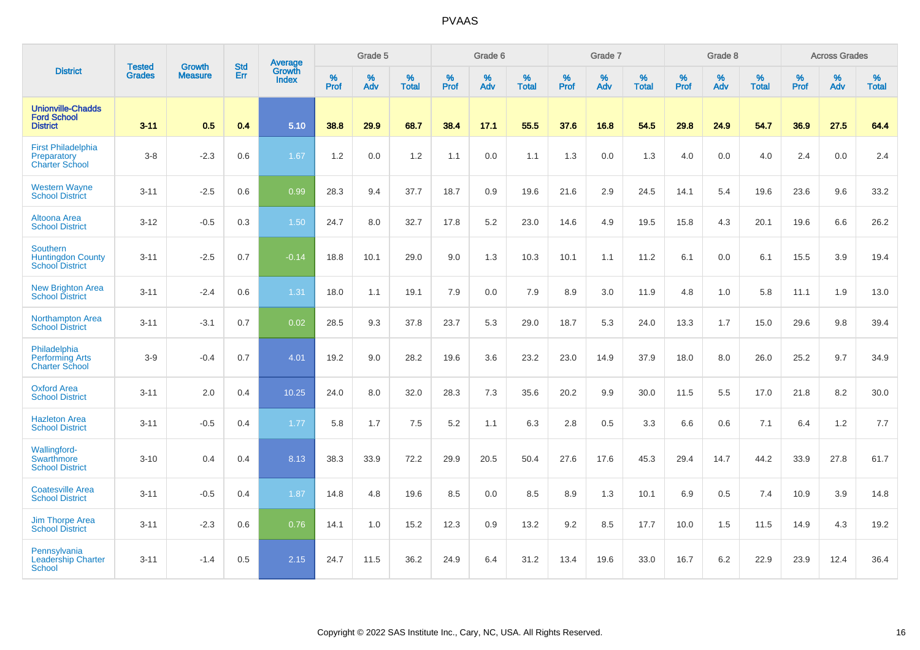# PVAAS

| District | Tested Grades | Growth Measure | Std Err | Average Growth Index | Grade 5 | | | Grade 6 | | | Grade 7 | | | Grade 8 | | | Across Grades | | |
|---|---|---|---|---|---|---|---|---|---|---|---|---|---|---|---|---|---|---|---|
| | | | | | % Prof | % Adv | % Total | % Prof | % Adv | % Total | % Prof | % Adv | % Total | % Prof | % Adv | % Total | % Prof | % Adv | % Total |
| **Unionville-Chadds Ford School District** | **3-11** | **0.5** | **0.4** | **5.10** | **38.8** | **29.9** | **68.7** | **38.4** | **17.1** | **55.5** | **37.6** | **16.8** | **54.5** | **29.8** | **24.9** | **54.7** | **36.9** | **27.5** | **64.4** |
| First Philadelphia Preparatory Charter School | 3-8 | -2.3 | 0.6 | 1.67 | 1.2 | 0.0 | 1.2 | 1.1 | 0.0 | 1.1 | 1.3 | 0.0 | 1.3 | 4.0 | 0.0 | 4.0 | 2.4 | 0.0 | 2.4 |
| Western Wayne School District | 3-11 | -2.5 | 0.6 | 0.99 | 28.3 | 9.4 | 37.7 | 18.7 | 0.9 | 19.6 | 21.6 | 2.9 | 24.5 | 14.1 | 5.4 | 19.6 | 23.6 | 9.6 | 33.2 |
| Altoona Area School District | 3-12 | -0.5 | 0.3 | 1.50 | 24.7 | 8.0 | 32.7 | 17.8 | 5.2 | 23.0 | 14.6 | 4.9 | 19.5 | 15.8 | 4.3 | 20.1 | 19.6 | 6.6 | 26.2 |
| Southern Huntingdon County School District | 3-11 | -2.5 | 0.7 | -0.14 | 18.8 | 10.1 | 29.0 | 9.0 | 1.3 | 10.3 | 10.1 | 1.1 | 11.2 | 6.1 | 0.0 | 6.1 | 15.5 | 3.9 | 19.4 |
| New Brighton Area School District | 3-11 | -2.4 | 0.6 | 1.31 | 18.0 | 1.1 | 19.1 | 7.9 | 0.0 | 7.9 | 8.9 | 3.0 | 11.9 | 4.8 | 1.0 | 5.8 | 11.1 | 1.9 | 13.0 |
| Northampton Area School District | 3-11 | -3.1 | 0.7 | 0.02 | 28.5 | 9.3 | 37.8 | 23.7 | 5.3 | 29.0 | 18.7 | 5.3 | 24.0 | 13.3 | 1.7 | 15.0 | 29.6 | 9.8 | 39.4 |
| Philadelphia Performing Arts Charter School | 3-9 | -0.4 | 0.7 | 4.01 | 19.2 | 9.0 | 28.2 | 19.6 | 3.6 | 23.2 | 23.0 | 14.9 | 37.9 | 18.0 | 8.0 | 26.0 | 25.2 | 9.7 | 34.9 |
| Oxford Area School District | 3-11 | 2.0 | 0.4 | 10.25 | 24.0 | 8.0 | 32.0 | 28.3 | 7.3 | 35.6 | 20.2 | 9.9 | 30.0 | 11.5 | 5.5 | 17.0 | 21.8 | 8.2 | 30.0 |
| Hazleton Area School District | 3-11 | -0.5 | 0.4 | 1.77 | 5.8 | 1.7 | 7.5 | 5.2 | 1.1 | 6.3 | 2.8 | 0.5 | 3.3 | 6.6 | 0.6 | 7.1 | 6.4 | 1.2 | 7.7 |
| Wallingford-Swarthmore School District | 3-10 | 0.4 | 0.4 | 8.13 | 38.3 | 33.9 | 72.2 | 29.9 | 20.5 | 50.4 | 27.6 | 17.6 | 45.3 | 29.4 | 14.7 | 44.2 | 33.9 | 27.8 | 61.7 |
| Coatesville Area School District | 3-11 | -0.5 | 0.4 | 1.87 | 14.8 | 4.8 | 19.6 | 8.5 | 0.0 | 8.5 | 8.9 | 1.3 | 10.1 | 6.9 | 0.5 | 7.4 | 10.9 | 3.9 | 14.8 |
| Jim Thorpe Area School District | 3-11 | -2.3 | 0.6 | 0.76 | 14.1 | 1.0 | 15.2 | 12.3 | 0.9 | 13.2 | 9.2 | 8.5 | 17.7 | 10.0 | 1.5 | 11.5 | 14.9 | 4.3 | 19.2 |
| Pennsylvania Leadership Charter School | 3-11 | -1.4 | 0.5 | 2.15 | 24.7 | 11.5 | 36.2 | 24.9 | 6.4 | 31.2 | 13.4 | 19.6 | 33.0 | 16.7 | 6.2 | 22.9 | 23.9 | 12.4 | 36.4 |

Copyright © 2022 SAS Institute Inc., Cary, NC, USA. All Rights Reserved.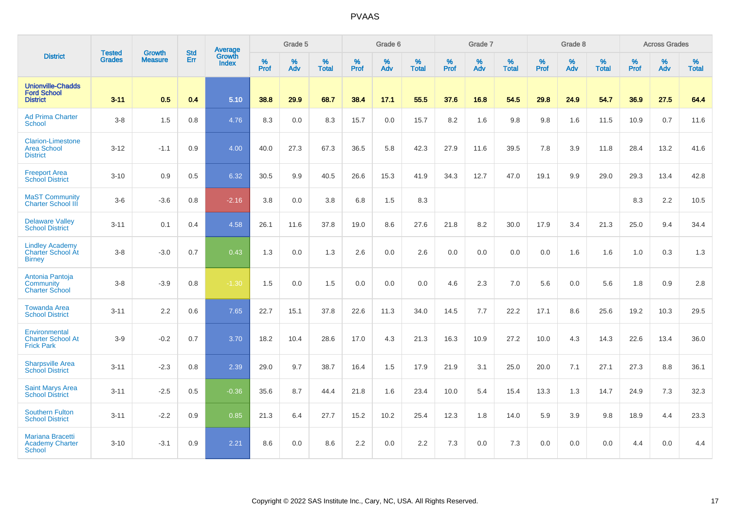# PVAAS

| District | Tested Grades | Growth Measure | Std Err | Average Growth Index | Grade 5 | | | Grade 6 | | | Grade 7 | | | Grade 8 | | | Across Grades | | |
|---|---|---|---|---|---|---|---|---|---|---|---|---|---|---|---|---|---|---|---|
| | | | | | % Prof | % Adv | % Total | % Prof | % Adv | % Total | % Prof | % Adv | % Total | % Prof | % Adv | % Total | % Prof | % Adv | % Total |
| **Unionville-Chadds Ford School District** | **3-11** | **0.5** | **0.4** | **5.10** | **38.8** | **29.9** | **68.7** | **38.4** | **17.1** | **55.5** | **37.6** | **16.8** | **54.5** | **29.8** | **24.9** | **54.7** | **36.9** | **27.5** | **64.4** |
| Ad Prima Charter School | 3-8 | 1.5 | 0.8 | 4.76 | 8.3 | 0.0 | 8.3 | 15.7 | 0.0 | 15.7 | 8.2 | 1.6 | 9.8 | 9.8 | 1.6 | 11.5 | 10.9 | 0.7 | 11.6 |
| Clarion-Limestone Area School District | 3-12 | -1.1 | 0.9 | 4.00 | 40.0 | 27.3 | 67.3 | 36.5 | 5.8 | 42.3 | 27.9 | 11.6 | 39.5 | 7.8 | 3.9 | 11.8 | 28.4 | 13.2 | 41.6 |
| Freeport Area School District | 3-10 | 0.9 | 0.5 | 6.32 | 30.5 | 9.9 | 40.5 | 26.6 | 15.3 | 41.9 | 34.3 | 12.7 | 47.0 | 19.1 | 9.9 | 29.0 | 29.3 | 13.4 | 42.8 |
| MaST Community Charter School III | 3-6 | -3.6 | 0.8 | -2.16 | 3.8 | 0.0 | 3.8 | 6.8 | 1.5 | 8.3 | | | | | | | 8.3 | 2.2 | 10.5 |
| Delaware Valley School District | 3-11 | 0.1 | 0.4 | 4.58 | 26.1 | 11.6 | 37.8 | 19.0 | 8.6 | 27.6 | 21.8 | 8.2 | 30.0 | 17.9 | 3.4 | 21.3 | 25.0 | 9.4 | 34.4 |
| Lindley Academy Charter School At Birney | 3-8 | -3.0 | 0.7 | 0.43 | 1.3 | 0.0 | 1.3 | 2.6 | 0.0 | 2.6 | 0.0 | 0.0 | 0.0 | 0.0 | 1.6 | 1.6 | 1.0 | 0.3 | 1.3 |
| Antonia Pantoja Community Charter School | 3-8 | -3.9 | 0.8 | -1.30 | 1.5 | 0.0 | 1.5 | 0.0 | 0.0 | 0.0 | 4.6 | 2.3 | 7.0 | 5.6 | 0.0 | 5.6 | 1.8 | 0.9 | 2.8 |
| Towanda Area School District | 3-11 | 2.2 | 0.6 | 7.65 | 22.7 | 15.1 | 37.8 | 22.6 | 11.3 | 34.0 | 14.5 | 7.7 | 22.2 | 17.1 | 8.6 | 25.6 | 19.2 | 10.3 | 29.5 |
| Environmental Charter School At Frick Park | 3-9 | -0.2 | 0.7 | 3.70 | 18.2 | 10.4 | 28.6 | 17.0 | 4.3 | 21.3 | 16.3 | 10.9 | 27.2 | 10.0 | 4.3 | 14.3 | 22.6 | 13.4 | 36.0 |
| Sharpsville Area School District | 3-11 | -2.3 | 0.8 | 2.39 | 29.0 | 9.7 | 38.7 | 16.4 | 1.5 | 17.9 | 21.9 | 3.1 | 25.0 | 20.0 | 7.1 | 27.1 | 27.3 | 8.8 | 36.1 |
| Saint Marys Area School District | 3-11 | -2.5 | 0.5 | -0.36 | 35.6 | 8.7 | 44.4 | 21.8 | 1.6 | 23.4 | 10.0 | 5.4 | 15.4 | 13.3 | 1.3 | 14.7 | 24.9 | 7.3 | 32.3 |
| Southern Fulton School District | 3-11 | -2.2 | 0.9 | 0.85 | 21.3 | 6.4 | 27.7 | 15.2 | 10.2 | 25.4 | 12.3 | 1.8 | 14.0 | 5.9 | 3.9 | 9.8 | 18.9 | 4.4 | 23.3 |
| Mariana Bracetti Academy Charter School | 3-10 | -3.1 | 0.9 | 2.21 | 8.6 | 0.0 | 8.6 | 2.2 | 0.0 | 2.2 | 7.3 | 0.0 | 7.3 | 0.0 | 0.0 | 0.0 | 4.4 | 0.0 | 4.4 |

Copyright © 2022 SAS Institute Inc., Cary, NC, USA. All Rights Reserved.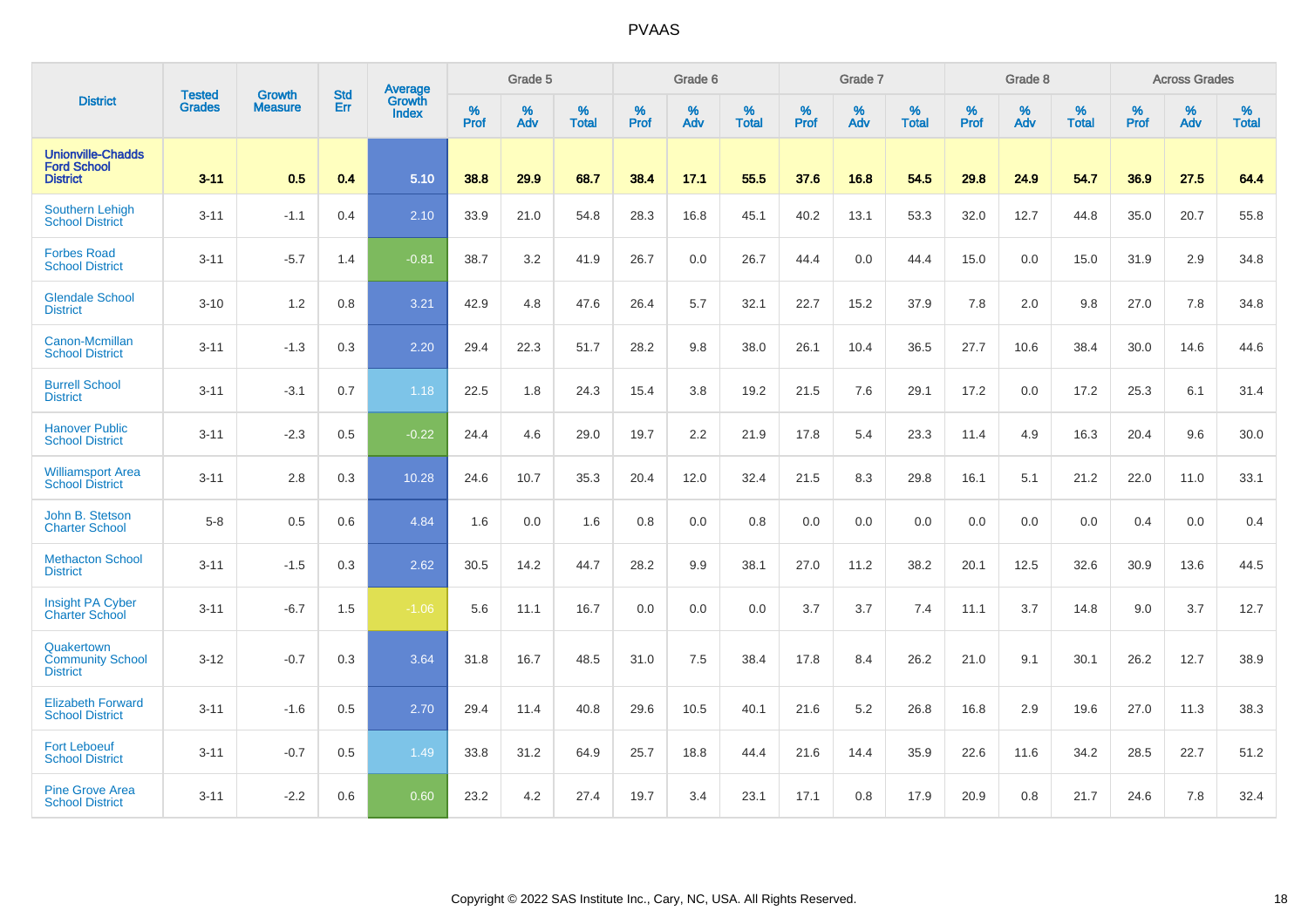| District | Tested Grades | Growth Measure | Std Err | Average Growth Index | Grade 5 | | | Grade 6 | | | Grade 7 | | | Grade 8 | | | Across Grades | | |
|---|---|---|---|---|---|---|---|---|---|---|---|---|---|---|---|---|---|---|---|
| | | | | | % Prof | % Adv | % Total | % Prof | % Adv | % Total | % Prof | % Adv | % Total | % Prof | % Adv | % Total | % Prof | % Adv | % Total |
| **Unionville-Chadds Ford School District** | **3-11** | **0.5** | **0.4** | **5.10** | **38.8** | **29.9** | **68.7** | **38.4** | **17.1** | **55.5** | **37.6** | **16.8** | **54.5** | **29.8** | **24.9** | **54.7** | **36.9** | **27.5** | **64.4** |
| Southern Lehigh School District | 3-11 | -1.1 | 0.4 | 2.10 | 33.9 | 21.0 | 54.8 | 28.3 | 16.8 | 45.1 | 40.2 | 13.1 | 53.3 | 32.0 | 12.7 | 44.8 | 35.0 | 20.7 | 55.8 |
| Forbes Road School District | 3-11 | -5.7 | 1.4 | -0.81 | 38.7 | 3.2 | 41.9 | 26.7 | 0.0 | 26.7 | 44.4 | 0.0 | 44.4 | 15.0 | 0.0 | 15.0 | 31.9 | 2.9 | 34.8 |
| Glendale School District | 3-10 | 1.2 | 0.8 | 3.21 | 42.9 | 4.8 | 47.6 | 26.4 | 5.7 | 32.1 | 22.7 | 15.2 | 37.9 | 7.8 | 2.0 | 9.8 | 27.0 | 7.8 | 34.8 |
| Canon-Mcmillan School District | 3-11 | -1.3 | 0.3 | 2.20 | 29.4 | 22.3 | 51.7 | 28.2 | 9.8 | 38.0 | 26.1 | 10.4 | 36.5 | 27.7 | 10.6 | 38.4 | 30.0 | 14.6 | 44.6 |
| Burrell School District | 3-11 | -3.1 | 0.7 | 1.18 | 22.5 | 1.8 | 24.3 | 15.4 | 3.8 | 19.2 | 21.5 | 7.6 | 29.1 | 17.2 | 0.0 | 17.2 | 25.3 | 6.1 | 31.4 |
| Hanover Public School District | 3-11 | -2.3 | 0.5 | -0.22 | 24.4 | 4.6 | 29.0 | 19.7 | 2.2 | 21.9 | 17.8 | 5.4 | 23.3 | 11.4 | 4.9 | 16.3 | 20.4 | 9.6 | 30.0 |
| Williamsport Area School District | 3-11 | 2.8 | 0.3 | 10.28 | 24.6 | 10.7 | 35.3 | 20.4 | 12.0 | 32.4 | 21.5 | 8.3 | 29.8 | 16.1 | 5.1 | 21.2 | 22.0 | 11.0 | 33.1 |
| John B. Stetson Charter School | 5-8 | 0.5 | 0.6 | 4.84 | 1.6 | 0.0 | 1.6 | 0.8 | 0.0 | 0.8 | 0.0 | 0.0 | 0.0 | 0.0 | 0.0 | 0.0 | 0.4 | 0.0 | 0.4 |
| Methacton School District | 3-11 | -1.5 | 0.3 | 2.62 | 30.5 | 14.2 | 44.7 | 28.2 | 9.9 | 38.1 | 27.0 | 11.2 | 38.2 | 20.1 | 12.5 | 32.6 | 30.9 | 13.6 | 44.5 |
| Insight PA Cyber Charter School | 3-11 | -6.7 | 1.5 | -1.06 | 5.6 | 11.1 | 16.7 | 0.0 | 0.0 | 0.0 | 3.7 | 3.7 | 7.4 | 11.1 | 3.7 | 14.8 | 9.0 | 3.7 | 12.7 |
| Quakertown Community School District | 3-12 | -0.7 | 0.3 | 3.64 | 31.8 | 16.7 | 48.5 | 31.0 | 7.5 | 38.4 | 17.8 | 8.4 | 26.2 | 21.0 | 9.1 | 30.1 | 26.2 | 12.7 | 38.9 |
| Elizabeth Forward School District | 3-11 | -1.6 | 0.5 | 2.70 | 29.4 | 11.4 | 40.8 | 29.6 | 10.5 | 40.1 | 21.6 | 5.2 | 26.8 | 16.8 | 2.9 | 19.6 | 27.0 | 11.3 | 38.3 |
| Fort Leboeuf School District | 3-11 | -0.7 | 0.5 | 1.49 | 33.8 | 31.2 | 64.9 | 25.7 | 18.8 | 44.4 | 21.6 | 14.4 | 35.9 | 22.6 | 11.6 | 34.2 | 28.5 | 22.7 | 51.2 |
| Pine Grove Area School District | 3-11 | -2.2 | 0.6 | 0.60 | 23.2 | 4.2 | 27.4 | 19.7 | 3.4 | 23.1 | 17.1 | 0.8 | 17.9 | 20.9 | 0.8 | 21.7 | 24.6 | 7.8 | 32.4 |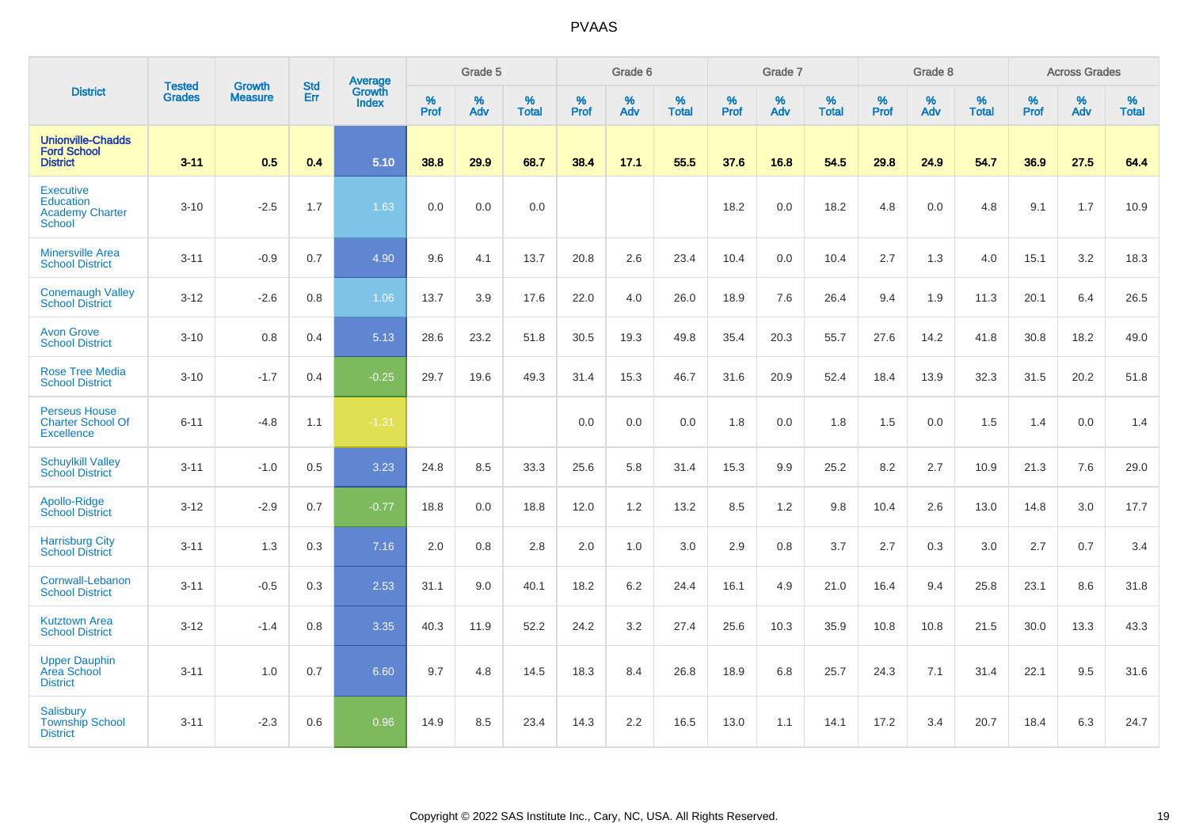# PVAAS

| District | Tested Grades | Growth Measure | Std Err | Average Growth Index | Grade 5 | | | Grade 6 | | | Grade 7 | | | Grade 8 | | | Across Grades | | |
|---|---|---|---|---|---|---|---|---|---|---|---|---|---|---|---|---|---|---|---|
| | | | | | % Prof | % Adv | % Total | % Prof | % Adv | % Total | % Prof | % Adv | % Total | % Prof | % Adv | % Total | % Prof | % Adv | % Total |
| **Unionville-Chadds Ford School District** | **3-11** | **0.5** | **0.4** | **5.10** | **38.8** | **29.9** | **68.7** | **38.4** | **17.1** | **55.5** | **37.6** | **16.8** | **54.5** | **29.8** | **24.9** | **54.7** | **36.9** | **27.5** | **64.4** |
| Executive Education Academy Charter School | 3-10 | -2.5 | 1.7 | 1.63 | 0.0 | 0.0 | 0.0 | | | | 18.2 | 0.0 | 18.2 | 4.8 | 0.0 | 4.8 | 9.1 | 1.7 | 10.9 |
| Minersville Area School District | 3-11 | -0.9 | 0.7 | 4.90 | 9.6 | 4.1 | 13.7 | 20.8 | 2.6 | 23.4 | 10.4 | 0.0 | 10.4 | 2.7 | 1.3 | 4.0 | 15.1 | 3.2 | 18.3 |
| Conemaugh Valley School District | 3-12 | -2.6 | 0.8 | 1.06 | 13.7 | 3.9 | 17.6 | 22.0 | 4.0 | 26.0 | 18.9 | 7.6 | 26.4 | 9.4 | 1.9 | 11.3 | 20.1 | 6.4 | 26.5 |
| Avon Grove School District | 3-10 | 0.8 | 0.4 | 5.13 | 28.6 | 23.2 | 51.8 | 30.5 | 19.3 | 49.8 | 35.4 | 20.3 | 55.7 | 27.6 | 14.2 | 41.8 | 30.8 | 18.2 | 49.0 |
| Rose Tree Media School District | 3-10 | -1.7 | 0.4 | -0.25 | 29.7 | 19.6 | 49.3 | 31.4 | 15.3 | 46.7 | 31.6 | 20.9 | 52.4 | 18.4 | 13.9 | 32.3 | 31.5 | 20.2 | 51.8 |
| Perseus House Charter School Of Excellence | 6-11 | -4.8 | 1.1 | -1.31 | | | | 0.0 | 0.0 | 0.0 | 1.8 | 0.0 | 1.8 | 1.5 | 0.0 | 1.5 | 1.4 | 0.0 | 1.4 |
| Schuylkill Valley School District | 3-11 | -1.0 | 0.5 | 3.23 | 24.8 | 8.5 | 33.3 | 25.6 | 5.8 | 31.4 | 15.3 | 9.9 | 25.2 | 8.2 | 2.7 | 10.9 | 21.3 | 7.6 | 29.0 |
| Apollo-Ridge School District | 3-12 | -2.9 | 0.7 | -0.77 | 18.8 | 0.0 | 18.8 | 12.0 | 1.2 | 13.2 | 8.5 | 1.2 | 9.8 | 10.4 | 2.6 | 13.0 | 14.8 | 3.0 | 17.7 |
| Harrisburg City School District | 3-11 | 1.3 | 0.3 | 7.16 | 2.0 | 0.8 | 2.8 | 2.0 | 1.0 | 3.0 | 2.9 | 0.8 | 3.7 | 2.7 | 0.3 | 3.0 | 2.7 | 0.7 | 3.4 |
| Cornwall-Lebanon School District | 3-11 | -0.5 | 0.3 | 2.53 | 31.1 | 9.0 | 40.1 | 18.2 | 6.2 | 24.4 | 16.1 | 4.9 | 21.0 | 16.4 | 9.4 | 25.8 | 23.1 | 8.6 | 31.8 |
| Kutztown Area School District | 3-12 | -1.4 | 0.8 | 3.35 | 40.3 | 11.9 | 52.2 | 24.2 | 3.2 | 27.4 | 25.6 | 10.3 | 35.9 | 10.8 | 10.8 | 21.5 | 30.0 | 13.3 | 43.3 |
| Upper Dauphin Area School District | 3-11 | 1.0 | 0.7 | 6.60 | 9.7 | 4.8 | 14.5 | 18.3 | 8.4 | 26.8 | 18.9 | 6.8 | 25.7 | 24.3 | 7.1 | 31.4 | 22.1 | 9.5 | 31.6 |
| Salisbury Township School District | 3-11 | -2.3 | 0.6 | 0.96 | 14.9 | 8.5 | 23.4 | 14.3 | 2.2 | 16.5 | 13.0 | 1.1 | 14.1 | 17.2 | 3.4 | 20.7 | 18.4 | 6.3 | 24.7 |

Copyright © 2022 SAS Institute Inc., Cary, NC, USA. All Rights Reserved.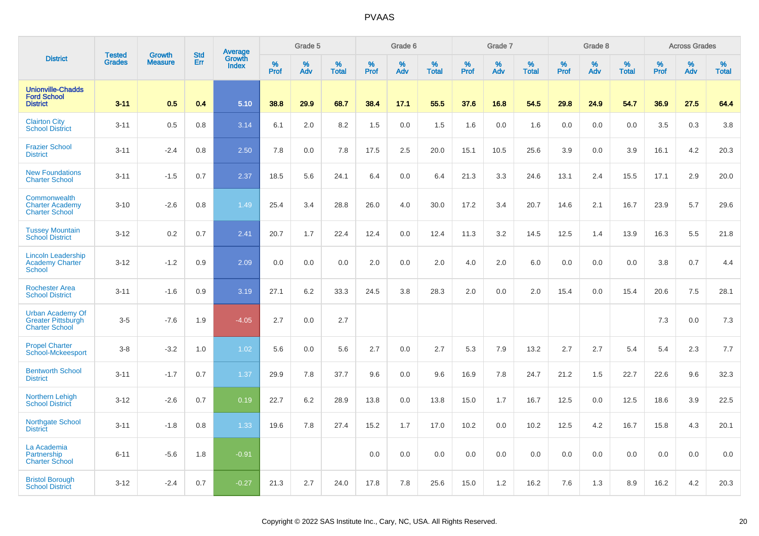# PVAAS

| District | Tested Grades | Growth Measure | Std Err | Average Growth Index | Grade 5 | | | Grade 6 | | | Grade 7 | | | Grade 8 | | | Across Grades | | |
|---|---|---|---|---|---|---|---|---|---|---|---|---|---|---|---|---|---|---|---|
| | | | | | % Prof | % Adv | % Total | % Prof | % Adv | % Total | % Prof | % Adv | % Total | % Prof | % Adv | % Total | % Prof | % Adv | % Total |
| **Unionville-Chadds Ford School District** | **3-11** | **0.5** | **0.4** | **5.10** | **38.8** | **29.9** | **68.7** | **38.4** | **17.1** | **55.5** | **37.6** | **16.8** | **54.5** | **29.8** | **24.9** | **54.7** | **36.9** | **27.5** | **64.4** |
| Clairton City School District | 3-11 | 0.5 | 0.8 | 3.14 | 6.1 | 2.0 | 8.2 | 1.5 | 0.0 | 1.5 | 1.6 | 0.0 | 1.6 | 0.0 | 0.0 | 0.0 | 3.5 | 0.3 | 3.8 |
| Frazier School District | 3-11 | -2.4 | 0.8 | 2.50 | 7.8 | 0.0 | 7.8 | 17.5 | 2.5 | 20.0 | 15.1 | 10.5 | 25.6 | 3.9 | 0.0 | 3.9 | 16.1 | 4.2 | 20.3 |
| New Foundations Charter School | 3-11 | -1.5 | 0.7 | 2.37 | 18.5 | 5.6 | 24.1 | 6.4 | 0.0 | 6.4 | 21.3 | 3.3 | 24.6 | 13.1 | 2.4 | 15.5 | 17.1 | 2.9 | 20.0 |
| Commonwealth Charter Academy Charter School | 3-10 | -2.6 | 0.8 | 1.49 | 25.4 | 3.4 | 28.8 | 26.0 | 4.0 | 30.0 | 17.2 | 3.4 | 20.7 | 14.6 | 2.1 | 16.7 | 23.9 | 5.7 | 29.6 |
| Tussey Mountain School District | 3-12 | 0.2 | 0.7 | 2.41 | 20.7 | 1.7 | 22.4 | 12.4 | 0.0 | 12.4 | 11.3 | 3.2 | 14.5 | 12.5 | 1.4 | 13.9 | 16.3 | 5.5 | 21.8 |
| Lincoln Leadership Academy Charter School | 3-12 | -1.2 | 0.9 | 2.09 | 0.0 | 0.0 | 0.0 | 2.0 | 0.0 | 2.0 | 4.0 | 2.0 | 6.0 | 0.0 | 0.0 | 0.0 | 3.8 | 0.7 | 4.4 |
| Rochester Area School District | 3-11 | -1.6 | 0.9 | 3.19 | 27.1 | 6.2 | 33.3 | 24.5 | 3.8 | 28.3 | 2.0 | 0.0 | 2.0 | 15.4 | 0.0 | 15.4 | 20.6 | 7.5 | 28.1 |
| Urban Academy Of Greater Pittsburgh Charter School | 3-5 | -7.6 | 1.9 | -4.05 | 2.7 | 0.0 | 2.7 | | | | | | | | | | 7.3 | 0.0 | 7.3 |
| Propel Charter School-Mckeesport | 3-8 | -3.2 | 1.0 | 1.02 | 5.6 | 0.0 | 5.6 | 2.7 | 0.0 | 2.7 | 5.3 | 7.9 | 13.2 | 2.7 | 2.7 | 5.4 | 5.4 | 2.3 | 7.7 |
| Bentworth School District | 3-11 | -1.7 | 0.7 | 1.37 | 29.9 | 7.8 | 37.7 | 9.6 | 0.0 | 9.6 | 16.9 | 7.8 | 24.7 | 21.2 | 1.5 | 22.7 | 22.6 | 9.6 | 32.3 |
| Northern Lehigh School District | 3-12 | -2.6 | 0.7 | 0.19 | 22.7 | 6.2 | 28.9 | 13.8 | 0.0 | 13.8 | 15.0 | 1.7 | 16.7 | 12.5 | 0.0 | 12.5 | 18.6 | 3.9 | 22.5 |
| Northgate School District | 3-11 | -1.8 | 0.8 | 1.33 | 19.6 | 7.8 | 27.4 | 15.2 | 1.7 | 17.0 | 10.2 | 0.0 | 10.2 | 12.5 | 4.2 | 16.7 | 15.8 | 4.3 | 20.1 |
| La Academia Partnership Charter School | 6-11 | -5.6 | 1.8 | -0.91 | | | | 0.0 | 0.0 | 0.0 | 0.0 | 0.0 | 0.0 | 0.0 | 0.0 | 0.0 | 0.0 | 0.0 | 0.0 |
| Bristol Borough School District | 3-12 | -2.4 | 0.7 | -0.27 | 21.3 | 2.7 | 24.0 | 17.8 | 7.8 | 25.6 | 15.0 | 1.2 | 16.2 | 7.6 | 1.3 | 8.9 | 16.2 | 4.2 | 20.3 |

Copyright © 2022 SAS Institute Inc., Cary, NC, USA. All Rights Reserved.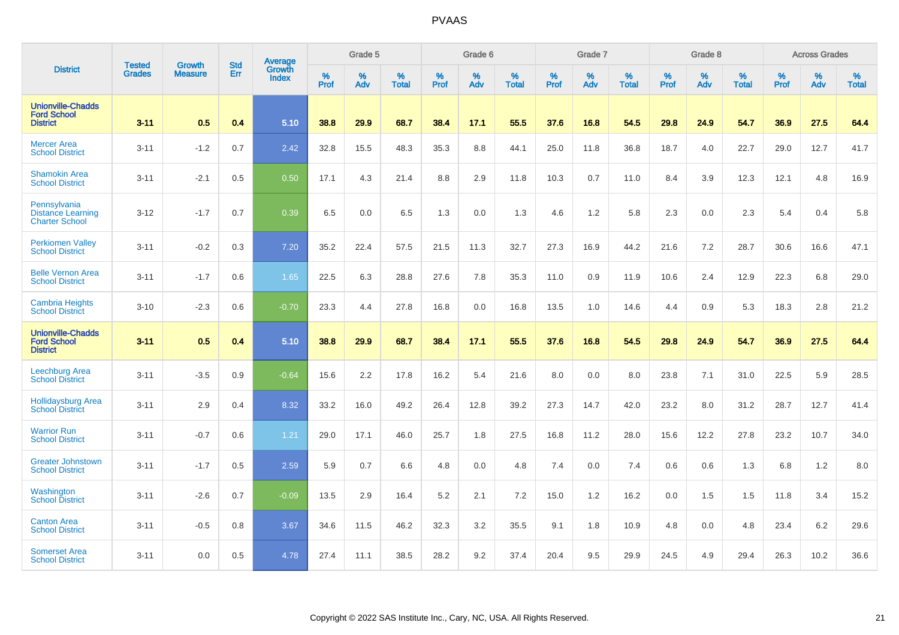| District | Tested Grades | Growth Measure | Std Err | Average Growth Index | Grade 5 | | | Grade 6 | | | Grade 7 | | | Grade 8 | | | Across Grades | | |
|---|---|---|---|---|---|---|---|---|---|---|---|---|---|---|---|---|---|---|---|
| | | | | | % Prof | % Adv | % Total | % Prof | % Adv | % Total | % Prof | % Adv | % Total | % Prof | % Adv | % Total | % Prof | % Adv | % Total |
| **Unionville-Chadds Ford School District** | **3-11** | **0.5** | **0.4** | **5.10** | **38.8** | **29.9** | **68.7** | **38.4** | **17.1** | **55.5** | **37.6** | **16.8** | **54.5** | **29.8** | **24.9** | **54.7** | **36.9** | **27.5** | **64.4** |
| Mercer Area School District | 3-11 | -1.2 | 0.7 | 2.42 | 32.8 | 15.5 | 48.3 | 35.3 | 8.8 | 44.1 | 25.0 | 11.8 | 36.8 | 18.7 | 4.0 | 22.7 | 29.0 | 12.7 | 41.7 |
| Shamokin Area School District | 3-11 | -2.1 | 0.5 | 0.50 | 17.1 | 4.3 | 21.4 | 8.8 | 2.9 | 11.8 | 10.3 | 0.7 | 11.0 | 8.4 | 3.9 | 12.3 | 12.1 | 4.8 | 16.9 |
| Pennsylvania Distance Learning Charter School | 3-12 | -1.7 | 0.7 | 0.39 | 6.5 | 0.0 | 6.5 | 1.3 | 0.0 | 1.3 | 4.6 | 1.2 | 5.8 | 2.3 | 0.0 | 2.3 | 5.4 | 0.4 | 5.8 |
| Perkiomen Valley School District | 3-11 | -0.2 | 0.3 | 7.20 | 35.2 | 22.4 | 57.5 | 21.5 | 11.3 | 32.7 | 27.3 | 16.9 | 44.2 | 21.6 | 7.2 | 28.7 | 30.6 | 16.6 | 47.1 |
| Belle Vernon Area School District | 3-11 | -1.7 | 0.6 | 1.65 | 22.5 | 6.3 | 28.8 | 27.6 | 7.8 | 35.3 | 11.0 | 0.9 | 11.9 | 10.6 | 2.4 | 12.9 | 22.3 | 6.8 | 29.0 |
| Cambria Heights School District | 3-10 | -2.3 | 0.6 | -0.70 | 23.3 | 4.4 | 27.8 | 16.8 | 0.0 | 16.8 | 13.5 | 1.0 | 14.6 | 4.4 | 0.9 | 5.3 | 18.3 | 2.8 | 21.2 |
| **Unionville-Chadds Ford School District** | **3-11** | **0.5** | **0.4** | **5.10** | **38.8** | **29.9** | **68.7** | **38.4** | **17.1** | **55.5** | **37.6** | **16.8** | **54.5** | **29.8** | **24.9** | **54.7** | **36.9** | **27.5** | **64.4** |
| Leechburg Area School District | 3-11 | -3.5 | 0.9 | -0.64 | 15.6 | 2.2 | 17.8 | 16.2 | 5.4 | 21.6 | 8.0 | 0.0 | 8.0 | 23.8 | 7.1 | 31.0 | 22.5 | 5.9 | 28.5 |
| Hollidaysburg Area School District | 3-11 | 2.9 | 0.4 | 8.32 | 33.2 | 16.0 | 49.2 | 26.4 | 12.8 | 39.2 | 27.3 | 14.7 | 42.0 | 23.2 | 8.0 | 31.2 | 28.7 | 12.7 | 41.4 |
| Warrior Run School District | 3-11 | -0.7 | 0.6 | 1.21 | 29.0 | 17.1 | 46.0 | 25.7 | 1.8 | 27.5 | 16.8 | 11.2 | 28.0 | 15.6 | 12.2 | 27.8 | 23.2 | 10.7 | 34.0 |
| Greater Johnstown School District | 3-11 | -1.7 | 0.5 | 2.59 | 5.9 | 0.7 | 6.6 | 4.8 | 0.0 | 4.8 | 7.4 | 0.0 | 7.4 | 0.6 | 0.6 | 1.3 | 6.8 | 1.2 | 8.0 |
| Washington School District | 3-11 | -2.6 | 0.7 | -0.09 | 13.5 | 2.9 | 16.4 | 5.2 | 2.1 | 7.2 | 15.0 | 1.2 | 16.2 | 0.0 | 1.5 | 1.5 | 11.8 | 3.4 | 15.2 |
| Canton Area School District | 3-11 | -0.5 | 0.8 | 3.67 | 34.6 | 11.5 | 46.2 | 32.3 | 3.2 | 35.5 | 9.1 | 1.8 | 10.9 | 4.8 | 0.0 | 4.8 | 23.4 | 6.2 | 29.6 |
| Somerset Area School District | 3-11 | 0.0 | 0.5 | 4.78 | 27.4 | 11.1 | 38.5 | 28.2 | 9.2 | 37.4 | 20.4 | 9.5 | 29.9 | 24.5 | 4.9 | 29.4 | 26.3 | 10.2 | 36.6 |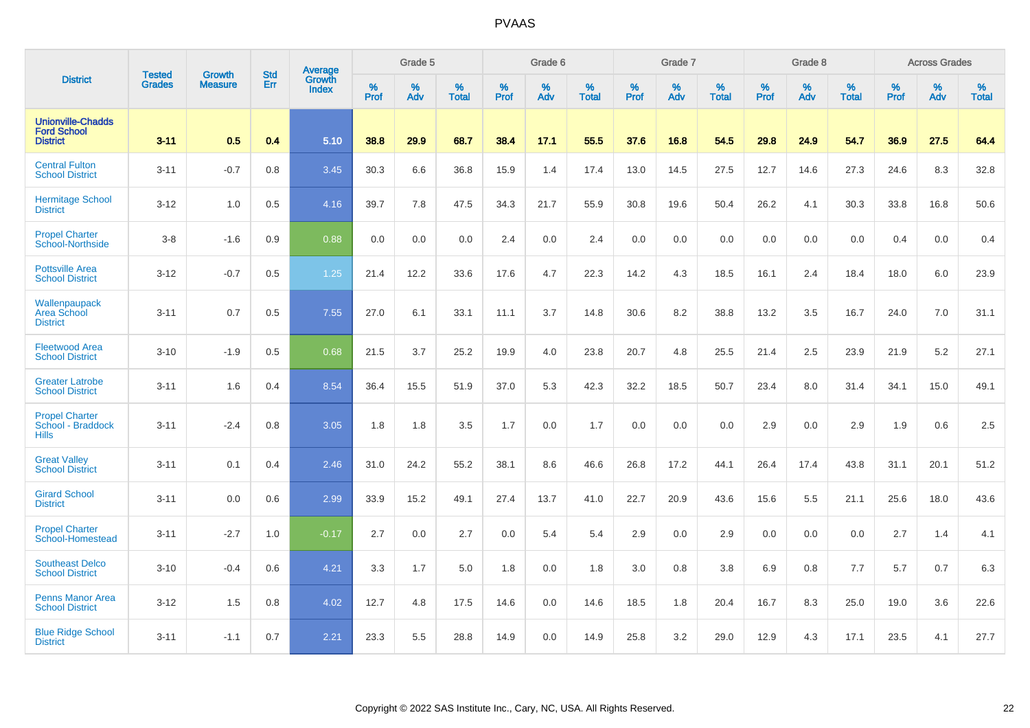# PVAAS

| District | Tested Grades | Growth Measure | Std Err | Average Growth Index | Grade 5 | | | Grade 6 | | | Grade 7 | | | Grade 8 | | | Across Grades | | |
|---|---|---|---|---|---|---|---|---|---|---|---|---|---|---|---|---|---|---|---|
| | | | | | % Prof | % Adv | % Total | % Prof | % Adv | % Total | % Prof | % Adv | % Total | % Prof | % Adv | % Total | % Prof | % Adv | % Total |
| **Unionville-Chadds Ford School District** | **3-11** | **0.5** | **0.4** | **5.10** | **38.8** | **29.9** | **68.7** | **38.4** | **17.1** | **55.5** | **37.6** | **16.8** | **54.5** | **29.8** | **24.9** | **54.7** | **36.9** | **27.5** | **64.4** |
| Central Fulton School District | 3-11 | -0.7 | 0.8 | 3.45 | 30.3 | 6.6 | 36.8 | 15.9 | 1.4 | 17.4 | 13.0 | 14.5 | 27.5 | 12.7 | 14.6 | 27.3 | 24.6 | 8.3 | 32.8 |
| Hermitage School District | 3-12 | 1.0 | 0.5 | 4.16 | 39.7 | 7.8 | 47.5 | 34.3 | 21.7 | 55.9 | 30.8 | 19.6 | 50.4 | 26.2 | 4.1 | 30.3 | 33.8 | 16.8 | 50.6 |
| Propel Charter School-Northside | 3-8 | -1.6 | 0.9 | 0.88 | 0.0 | 0.0 | 0.0 | 2.4 | 0.0 | 2.4 | 0.0 | 0.0 | 0.0 | 0.0 | 0.0 | 0.0 | 0.4 | 0.0 | 0.4 |
| Pottsville Area School District | 3-12 | -0.7 | 0.5 | 1.25 | 21.4 | 12.2 | 33.6 | 17.6 | 4.7 | 22.3 | 14.2 | 4.3 | 18.5 | 16.1 | 2.4 | 18.4 | 18.0 | 6.0 | 23.9 |
| Wallenpaupack Area School District | 3-11 | 0.7 | 0.5 | 7.55 | 27.0 | 6.1 | 33.1 | 11.1 | 3.7 | 14.8 | 30.6 | 8.2 | 38.8 | 13.2 | 3.5 | 16.7 | 24.0 | 7.0 | 31.1 |
| Fleetwood Area School District | 3-10 | -1.9 | 0.5 | 0.68 | 21.5 | 3.7 | 25.2 | 19.9 | 4.0 | 23.8 | 20.7 | 4.8 | 25.5 | 21.4 | 2.5 | 23.9 | 21.9 | 5.2 | 27.1 |
| Greater Latrobe School District | 3-11 | 1.6 | 0.4 | 8.54 | 36.4 | 15.5 | 51.9 | 37.0 | 5.3 | 42.3 | 32.2 | 18.5 | 50.7 | 23.4 | 8.0 | 31.4 | 34.1 | 15.0 | 49.1 |
| Propel Charter School - Braddock Hills | 3-11 | -2.4 | 0.8 | 3.05 | 1.8 | 1.8 | 3.5 | 1.7 | 0.0 | 1.7 | 0.0 | 0.0 | 0.0 | 2.9 | 0.0 | 2.9 | 1.9 | 0.6 | 2.5 |
| Great Valley School District | 3-11 | 0.1 | 0.4 | 2.46 | 31.0 | 24.2 | 55.2 | 38.1 | 8.6 | 46.6 | 26.8 | 17.2 | 44.1 | 26.4 | 17.4 | 43.8 | 31.1 | 20.1 | 51.2 |
| Girard School District | 3-11 | 0.0 | 0.6 | 2.99 | 33.9 | 15.2 | 49.1 | 27.4 | 13.7 | 41.0 | 22.7 | 20.9 | 43.6 | 15.6 | 5.5 | 21.1 | 25.6 | 18.0 | 43.6 |
| Propel Charter School-Homestead | 3-11 | -2.7 | 1.0 | -0.17 | 2.7 | 0.0 | 2.7 | 0.0 | 5.4 | 5.4 | 2.9 | 0.0 | 2.9 | 0.0 | 0.0 | 0.0 | 2.7 | 1.4 | 4.1 |
| Southeast Delco School District | 3-10 | -0.4 | 0.6 | 4.21 | 3.3 | 1.7 | 5.0 | 1.8 | 0.0 | 1.8 | 3.0 | 0.8 | 3.8 | 6.9 | 0.8 | 7.7 | 5.7 | 0.7 | 6.3 |
| Penns Manor Area School District | 3-12 | 1.5 | 0.8 | 4.02 | 12.7 | 4.8 | 17.5 | 14.6 | 0.0 | 14.6 | 18.5 | 1.8 | 20.4 | 16.7 | 8.3 | 25.0 | 19.0 | 3.6 | 22.6 |
| Blue Ridge School District | 3-11 | -1.1 | 0.7 | 2.21 | 23.3 | 5.5 | 28.8 | 14.9 | 0.0 | 14.9 | 25.8 | 3.2 | 29.0 | 12.9 | 4.3 | 17.1 | 23.5 | 4.1 | 27.7 |

Copyright © 2022 SAS Institute Inc., Cary, NC, USA. All Rights Reserved.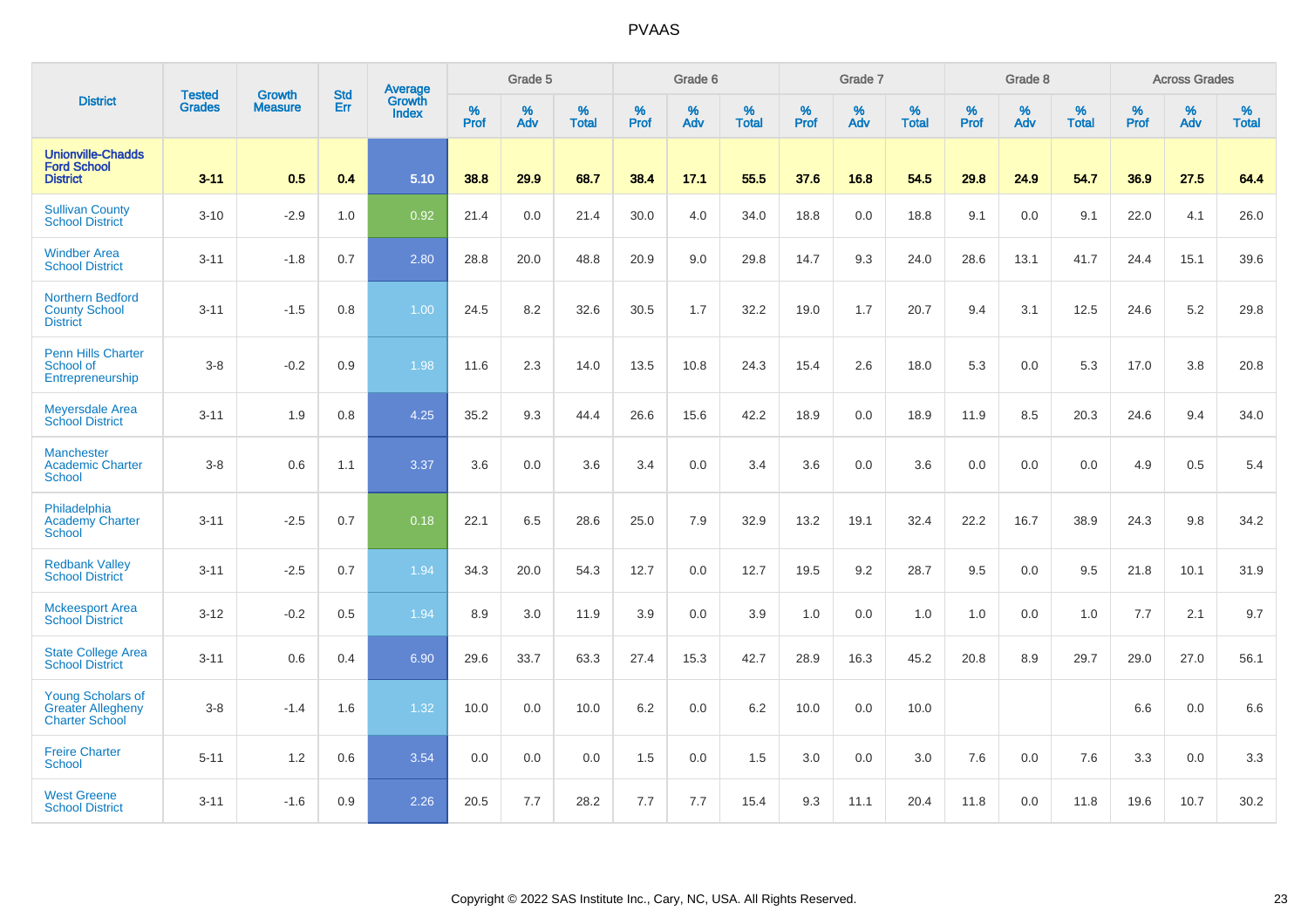# PVAAS

| District | Tested Grades | Growth Measure | Std Err | Average Growth Index | Grade 5 | | | Grade 6 | | | Grade 7 | | | Grade 8 | | | Across Grades | | |
|---|---|---|---|---|---|---|---|---|---|---|---|---|---|---|---|---|---|---|---|
| | | | | | % Prof | % Adv | % Total | % Prof | % Adv | % Total | % Prof | % Adv | % Total | % Prof | % Adv | % Total | % Prof | % Adv | % Total |
| **Unionville-Chadds Ford School District** | **3-11** | **0.5** | **0.4** | **5.10** | **38.8** | **29.9** | **68.7** | **38.4** | **17.1** | **55.5** | **37.6** | **16.8** | **54.5** | **29.8** | **24.9** | **54.7** | **36.9** | **27.5** | **64.4** |
| Sullivan County School District | 3-10 | -2.9 | 1.0 | 0.92 | 21.4 | 0.0 | 21.4 | 30.0 | 4.0 | 34.0 | 18.8 | 0.0 | 18.8 | 9.1 | 0.0 | 9.1 | 22.0 | 4.1 | 26.0 |
| Windber Area School District | 3-11 | -1.8 | 0.7 | 2.80 | 28.8 | 20.0 | 48.8 | 20.9 | 9.0 | 29.8 | 14.7 | 9.3 | 24.0 | 28.6 | 13.1 | 41.7 | 24.4 | 15.1 | 39.6 |
| Northern Bedford County School District | 3-11 | -1.5 | 0.8 | 1.00 | 24.5 | 8.2 | 32.6 | 30.5 | 1.7 | 32.2 | 19.0 | 1.7 | 20.7 | 9.4 | 3.1 | 12.5 | 24.6 | 5.2 | 29.8 |
| Penn Hills Charter School of Entrepreneurship | 3-8 | -0.2 | 0.9 | 1.98 | 11.6 | 2.3 | 14.0 | 13.5 | 10.8 | 24.3 | 15.4 | 2.6 | 18.0 | 5.3 | 0.0 | 5.3 | 17.0 | 3.8 | 20.8 |
| Meyersdale Area School District | 3-11 | 1.9 | 0.8 | 4.25 | 35.2 | 9.3 | 44.4 | 26.6 | 15.6 | 42.2 | 18.9 | 0.0 | 18.9 | 11.9 | 8.5 | 20.3 | 24.6 | 9.4 | 34.0 |
| Manchester Academic Charter School | 3-8 | 0.6 | 1.1 | 3.37 | 3.6 | 0.0 | 3.6 | 3.4 | 0.0 | 3.4 | 3.6 | 0.0 | 3.6 | 0.0 | 0.0 | 0.0 | 4.9 | 0.5 | 5.4 |
| Philadelphia Academy Charter School | 3-11 | -2.5 | 0.7 | 0.18 | 22.1 | 6.5 | 28.6 | 25.0 | 7.9 | 32.9 | 13.2 | 19.1 | 32.4 | 22.2 | 16.7 | 38.9 | 24.3 | 9.8 | 34.2 |
| Redbank Valley School District | 3-11 | -2.5 | 0.7 | 1.94 | 34.3 | 20.0 | 54.3 | 12.7 | 0.0 | 12.7 | 19.5 | 9.2 | 28.7 | 9.5 | 0.0 | 9.5 | 21.8 | 10.1 | 31.9 |
| Mckeesport Area School District | 3-12 | -0.2 | 0.5 | 1.94 | 8.9 | 3.0 | 11.9 | 3.9 | 0.0 | 3.9 | 1.0 | 0.0 | 1.0 | 1.0 | 0.0 | 1.0 | 7.7 | 2.1 | 9.7 |
| State College Area School District | 3-11 | 0.6 | 0.4 | 6.90 | 29.6 | 33.7 | 63.3 | 27.4 | 15.3 | 42.7 | 28.9 | 16.3 | 45.2 | 20.8 | 8.9 | 29.7 | 29.0 | 27.0 | 56.1 |
| Young Scholars of Greater Allegheny Charter School | 3-8 | -1.4 | 1.6 | 1.32 | 10.0 | 0.0 | 10.0 | 6.2 | 0.0 | 6.2 | 10.0 | 0.0 | 10.0 | | | | 6.6 | 0.0 | 6.6 |
| Freire Charter School | 5-11 | 1.2 | 0.6 | 3.54 | 0.0 | 0.0 | 0.0 | 1.5 | 0.0 | 1.5 | 3.0 | 0.0 | 3.0 | 7.6 | 0.0 | 7.6 | 3.3 | 0.0 | 3.3 |
| West Greene School District | 3-11 | -1.6 | 0.9 | 2.26 | 20.5 | 7.7 | 28.2 | 7.7 | 7.7 | 15.4 | 9.3 | 11.1 | 20.4 | 11.8 | 0.0 | 11.8 | 19.6 | 10.7 | 30.2 |

Copyright © 2022 SAS Institute Inc., Cary, NC, USA. All Rights Reserved.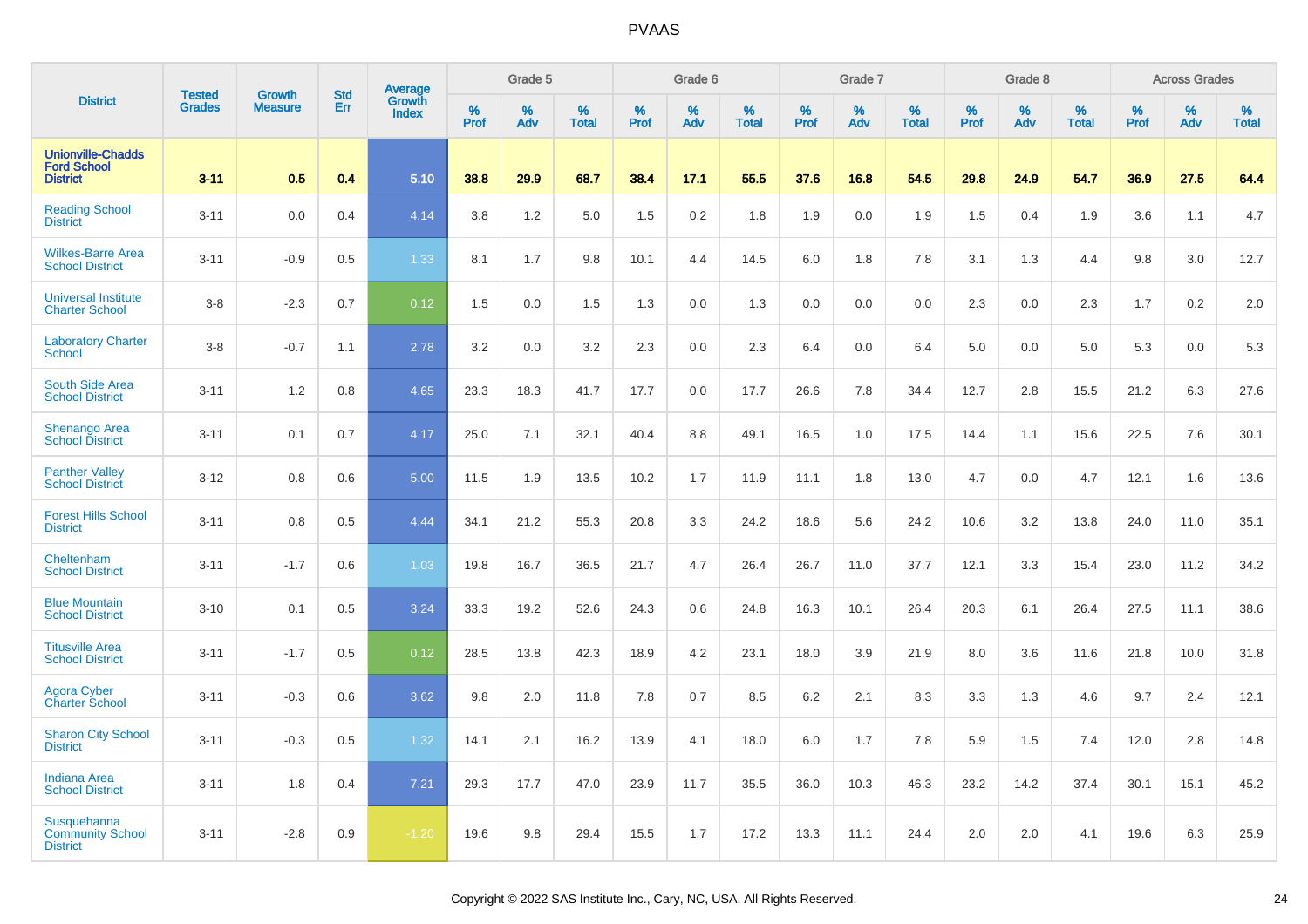# PVAAS

| District | Tested Grades | Growth Measure | Std Err | Average Growth Index | Grade 5 | | | Grade 6 | | | Grade 7 | | | Grade 8 | | | Across Grades | | |
|---|---|---|---|---|---|---|---|---|---|---|---|---|---|---|---|---|---|---|---|
| | | | | | % Prof | % Adv | % Total | % Prof | % Adv | % Total | % Prof | % Adv | % Total | % Prof | % Adv | % Total | % Prof | % Adv | % Total |
| **Unionville-Chadds Ford School District** | **3-11** | **0.5** | **0.4** | **5.10** | **38.8** | **29.9** | **68.7** | **38.4** | **17.1** | **55.5** | **37.6** | **16.8** | **54.5** | **29.8** | **24.9** | **54.7** | **36.9** | **27.5** | **64.4** |
| Reading School District | 3-11 | 0.0 | 0.4 | 4.14 | 3.8 | 1.2 | 5.0 | 1.5 | 0.2 | 1.8 | 1.9 | 0.0 | 1.9 | 1.5 | 0.4 | 1.9 | 3.6 | 1.1 | 4.7 |
| Wilkes-Barre Area School District | 3-11 | -0.9 | 0.5 | 1.33 | 8.1 | 1.7 | 9.8 | 10.1 | 4.4 | 14.5 | 6.0 | 1.8 | 7.8 | 3.1 | 1.3 | 4.4 | 9.8 | 3.0 | 12.7 |
| Universal Institute Charter School | 3-8 | -2.3 | 0.7 | 0.12 | 1.5 | 0.0 | 1.5 | 1.3 | 0.0 | 1.3 | 0.0 | 0.0 | 0.0 | 2.3 | 0.0 | 2.3 | 1.7 | 0.2 | 2.0 |
| Laboratory Charter School | 3-8 | -0.7 | 1.1 | 2.78 | 3.2 | 0.0 | 3.2 | 2.3 | 0.0 | 2.3 | 6.4 | 0.0 | 6.4 | 5.0 | 0.0 | 5.0 | 5.3 | 0.0 | 5.3 |
| South Side Area School District | 3-11 | 1.2 | 0.8 | 4.65 | 23.3 | 18.3 | 41.7 | 17.7 | 0.0 | 17.7 | 26.6 | 7.8 | 34.4 | 12.7 | 2.8 | 15.5 | 21.2 | 6.3 | 27.6 |
| Shenango Area School District | 3-11 | 0.1 | 0.7 | 4.17 | 25.0 | 7.1 | 32.1 | 40.4 | 8.8 | 49.1 | 16.5 | 1.0 | 17.5 | 14.4 | 1.1 | 15.6 | 22.5 | 7.6 | 30.1 |
| Panther Valley School District | 3-12 | 0.8 | 0.6 | 5.00 | 11.5 | 1.9 | 13.5 | 10.2 | 1.7 | 11.9 | 11.1 | 1.8 | 13.0 | 4.7 | 0.0 | 4.7 | 12.1 | 1.6 | 13.6 |
| Forest Hills School District | 3-11 | 0.8 | 0.5 | 4.44 | 34.1 | 21.2 | 55.3 | 20.8 | 3.3 | 24.2 | 18.6 | 5.6 | 24.2 | 10.6 | 3.2 | 13.8 | 24.0 | 11.0 | 35.1 |
| Cheltenham School District | 3-11 | -1.7 | 0.6 | 1.03 | 19.8 | 16.7 | 36.5 | 21.7 | 4.7 | 26.4 | 26.7 | 11.0 | 37.7 | 12.1 | 3.3 | 15.4 | 23.0 | 11.2 | 34.2 |
| Blue Mountain School District | 3-10 | 0.1 | 0.5 | 3.24 | 33.3 | 19.2 | 52.6 | 24.3 | 0.6 | 24.8 | 16.3 | 10.1 | 26.4 | 20.3 | 6.1 | 26.4 | 27.5 | 11.1 | 38.6 |
| Titusville Area School District | 3-11 | -1.7 | 0.5 | 0.12 | 28.5 | 13.8 | 42.3 | 18.9 | 4.2 | 23.1 | 18.0 | 3.9 | 21.9 | 8.0 | 3.6 | 11.6 | 21.8 | 10.0 | 31.8 |
| Agora Cyber Charter School | 3-11 | -0.3 | 0.6 | 3.62 | 9.8 | 2.0 | 11.8 | 7.8 | 0.7 | 8.5 | 6.2 | 2.1 | 8.3 | 3.3 | 1.3 | 4.6 | 9.7 | 2.4 | 12.1 |
| Sharon City School District | 3-11 | -0.3 | 0.5 | 1.32 | 14.1 | 2.1 | 16.2 | 13.9 | 4.1 | 18.0 | 6.0 | 1.7 | 7.8 | 5.9 | 1.5 | 7.4 | 12.0 | 2.8 | 14.8 |
| Indiana Area School District | 3-11 | 1.8 | 0.4 | 7.21 | 29.3 | 17.7 | 47.0 | 23.9 | 11.7 | 35.5 | 36.0 | 10.3 | 46.3 | 23.2 | 14.2 | 37.4 | 30.1 | 15.1 | 45.2 |
| Susquehanna Community School District | 3-11 | -2.8 | 0.9 | -1.20 | 19.6 | 9.8 | 29.4 | 15.5 | 1.7 | 17.2 | 13.3 | 11.1 | 24.4 | 2.0 | 2.0 | 4.1 | 19.6 | 6.3 | 25.9 |

Copyright © 2022 SAS Institute Inc., Cary, NC, USA. All Rights Reserved.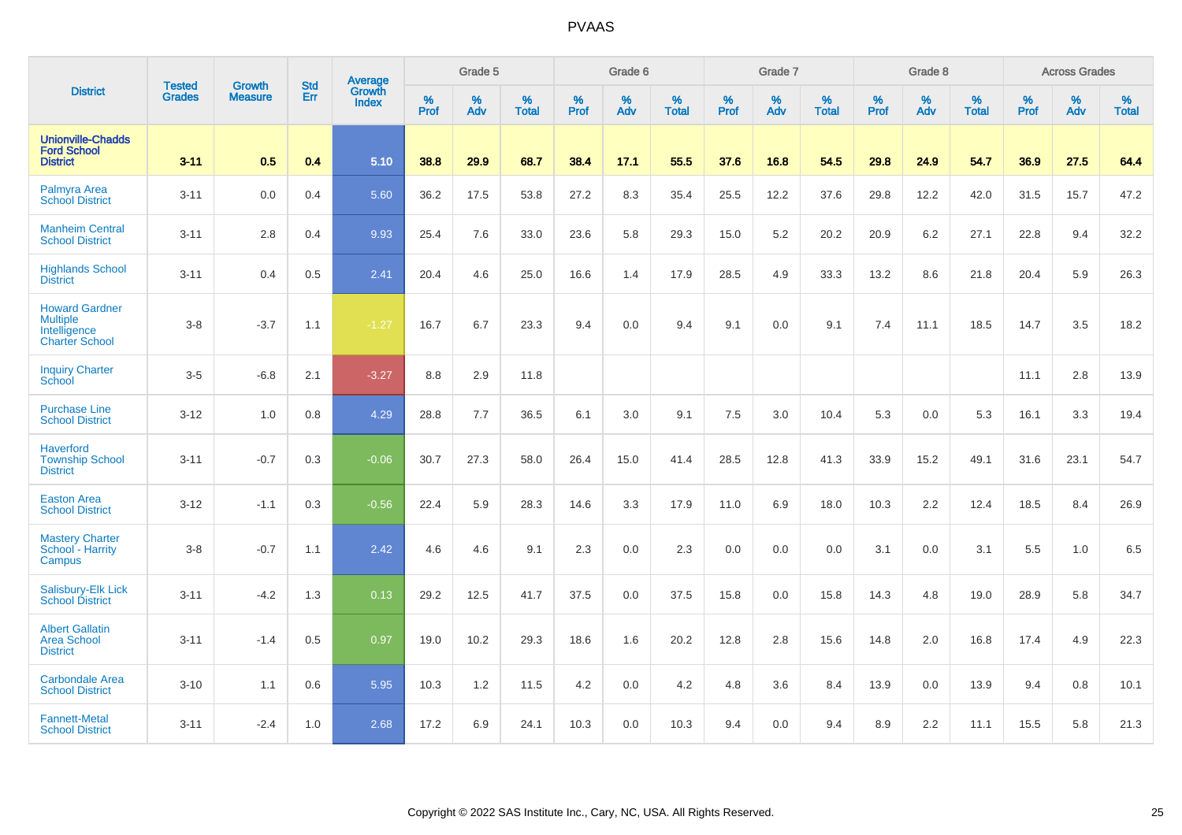| District | Tested Grades | Growth Measure | Std Err | Average Growth Index | Grade 5 | | | Grade 6 | | | Grade 7 | | | Grade 8 | | | Across Grades | | |
|---|---|---|---|---|---|---|---|---|---|---|---|---|---|---|---|---|---|---|---|
| | | | | | % Prof | % Adv | % Total | % Prof | % Adv | % Total | % Prof | % Adv | % Total | % Prof | % Adv | % Total | % Prof | % Adv | % Total |
| **Unionville-Chadds Ford School District** | **3-11** | **0.5** | **0.4** | **5.10** | **38.8** | **29.9** | **68.7** | **38.4** | **17.1** | **55.5** | **37.6** | **16.8** | **54.5** | **29.8** | **24.9** | **54.7** | **36.9** | **27.5** | **64.4** |
| Palmyra Area School District | 3-11 | 0.0 | 0.4 | 5.60 | 36.2 | 17.5 | 53.8 | 27.2 | 8.3 | 35.4 | 25.5 | 12.2 | 37.6 | 29.8 | 12.2 | 42.0 | 31.5 | 15.7 | 47.2 |
| Manheim Central School District | 3-11 | 2.8 | 0.4 | 9.93 | 25.4 | 7.6 | 33.0 | 23.6 | 5.8 | 29.3 | 15.0 | 5.2 | 20.2 | 20.9 | 6.2 | 27.1 | 22.8 | 9.4 | 32.2 |
| Highlands School District | 3-11 | 0.4 | 0.5 | 2.41 | 20.4 | 4.6 | 25.0 | 16.6 | 1.4 | 17.9 | 28.5 | 4.9 | 33.3 | 13.2 | 8.6 | 21.8 | 20.4 | 5.9 | 26.3 |
| Howard Gardner Multiple Intelligence Charter School | 3-8 | -3.7 | 1.1 | -1.27 | 16.7 | 6.7 | 23.3 | 9.4 | 0.0 | 9.4 | 9.1 | 0.0 | 9.1 | 7.4 | 11.1 | 18.5 | 14.7 | 3.5 | 18.2 |
| Inquiry Charter School | 3-5 | -6.8 | 2.1 | -3.27 | 8.8 | 2.9 | 11.8 | | | | | | | | | | 11.1 | 2.8 | 13.9 |
| Purchase Line School District | 3-12 | 1.0 | 0.8 | 4.29 | 28.8 | 7.7 | 36.5 | 6.1 | 3.0 | 9.1 | 7.5 | 3.0 | 10.4 | 5.3 | 0.0 | 5.3 | 16.1 | 3.3 | 19.4 |
| Haverford Township School District | 3-11 | -0.7 | 0.3 | -0.06 | 30.7 | 27.3 | 58.0 | 26.4 | 15.0 | 41.4 | 28.5 | 12.8 | 41.3 | 33.9 | 15.2 | 49.1 | 31.6 | 23.1 | 54.7 |
| Easton Area School District | 3-12 | -1.1 | 0.3 | -0.56 | 22.4 | 5.9 | 28.3 | 14.6 | 3.3 | 17.9 | 11.0 | 6.9 | 18.0 | 10.3 | 2.2 | 12.4 | 18.5 | 8.4 | 26.9 |
| Mastery Charter School - Harrity Campus | 3-8 | -0.7 | 1.1 | 2.42 | 4.6 | 4.6 | 9.1 | 2.3 | 0.0 | 2.3 | 0.0 | 0.0 | 0.0 | 3.1 | 0.0 | 3.1 | 5.5 | 1.0 | 6.5 |
| Salisbury-Elk Lick School District | 3-11 | -4.2 | 1.3 | 0.13 | 29.2 | 12.5 | 41.7 | 37.5 | 0.0 | 37.5 | 15.8 | 0.0 | 15.8 | 14.3 | 4.8 | 19.0 | 28.9 | 5.8 | 34.7 |
| Albert Gallatin Area School District | 3-11 | -1.4 | 0.5 | 0.97 | 19.0 | 10.2 | 29.3 | 18.6 | 1.6 | 20.2 | 12.8 | 2.8 | 15.6 | 14.8 | 2.0 | 16.8 | 17.4 | 4.9 | 22.3 |
| Carbondale Area School District | 3-10 | 1.1 | 0.6 | 5.95 | 10.3 | 1.2 | 11.5 | 4.2 | 0.0 | 4.2 | 4.8 | 3.6 | 8.4 | 13.9 | 0.0 | 13.9 | 9.4 | 0.8 | 10.1 |
| Fannett-Metal School District | 3-11 | -2.4 | 1.0 | 2.68 | 17.2 | 6.9 | 24.1 | 10.3 | 0.0 | 10.3 | 9.4 | 0.0 | 9.4 | 8.9 | 2.2 | 11.1 | 15.5 | 5.8 | 21.3 |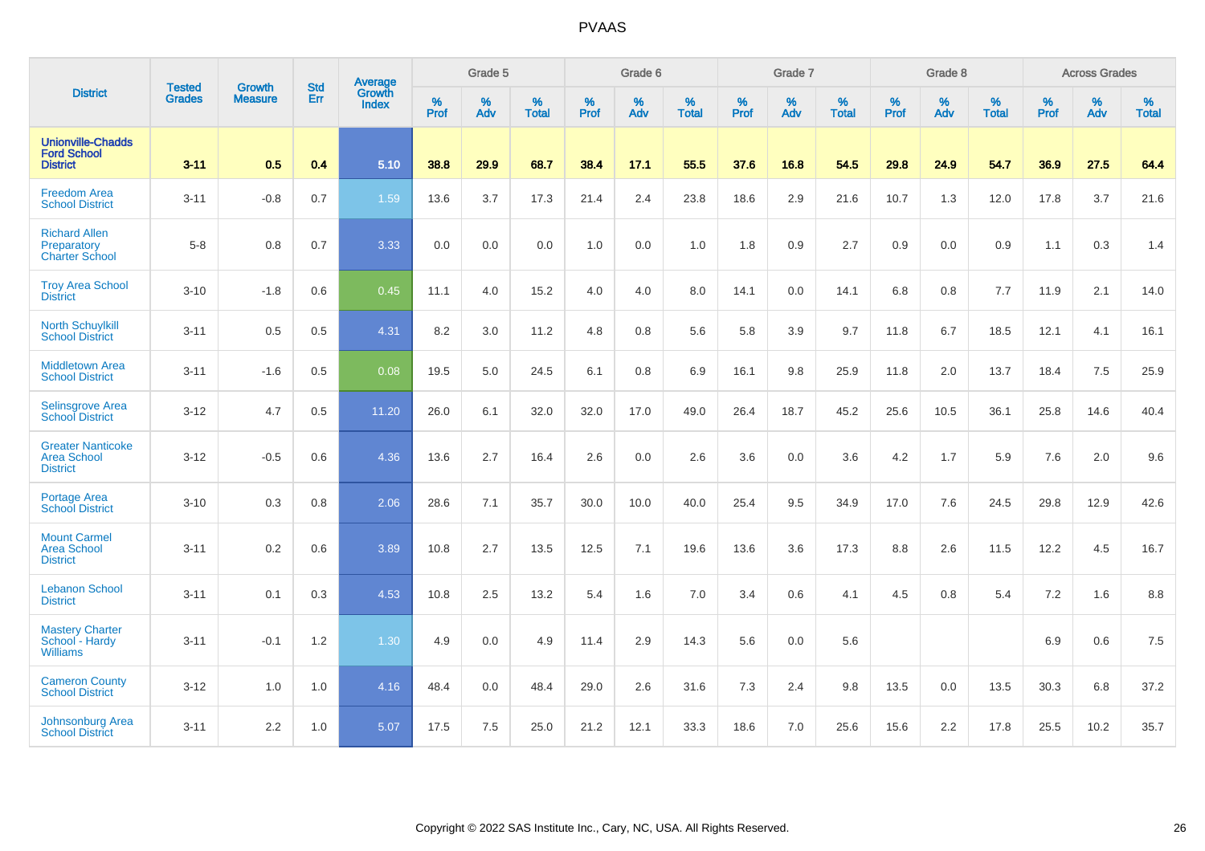# PVAAS

| District | Tested Grades | Growth Measure | Std Err | Average Growth Index | Grade 5 | | | Grade 6 | | | Grade 7 | | | Grade 8 | | | Across Grades | | |
|---|---|---|---|---|---|---|---|---|---|---|---|---|---|---|---|---|---|---|---|
| | | | | | % Prof | % Adv | % Total | % Prof | % Adv | % Total | % Prof | % Adv | % Total | % Prof | % Adv | % Total | % Prof | % Adv | % Total |
| **Unionville-Chadds Ford School District** | **3-11** | **0.5** | **0.4** | **5.10** | **38.8** | **29.9** | **68.7** | **38.4** | **17.1** | **55.5** | **37.6** | **16.8** | **54.5** | **29.8** | **24.9** | **54.7** | **36.9** | **27.5** | **64.4** |
| Freedom Area School District | 3-11 | -0.8 | 0.7 | 1.59 | 13.6 | 3.7 | 17.3 | 21.4 | 2.4 | 23.8 | 18.6 | 2.9 | 21.6 | 10.7 | 1.3 | 12.0 | 17.8 | 3.7 | 21.6 |
| Richard Allen Preparatory Charter School | 5-8 | 0.8 | 0.7 | 3.33 | 0.0 | 0.0 | 0.0 | 1.0 | 0.0 | 1.0 | 1.8 | 0.9 | 2.7 | 0.9 | 0.0 | 0.9 | 1.1 | 0.3 | 1.4 |
| Troy Area School District | 3-10 | -1.8 | 0.6 | 0.45 | 11.1 | 4.0 | 15.2 | 4.0 | 4.0 | 8.0 | 14.1 | 0.0 | 14.1 | 6.8 | 0.8 | 7.7 | 11.9 | 2.1 | 14.0 |
| North Schuylkill School District | 3-11 | 0.5 | 0.5 | 4.31 | 8.2 | 3.0 | 11.2 | 4.8 | 0.8 | 5.6 | 5.8 | 3.9 | 9.7 | 11.8 | 6.7 | 18.5 | 12.1 | 4.1 | 16.1 |
| Middletown Area School District | 3-11 | -1.6 | 0.5 | 0.08 | 19.5 | 5.0 | 24.5 | 6.1 | 0.8 | 6.9 | 16.1 | 9.8 | 25.9 | 11.8 | 2.0 | 13.7 | 18.4 | 7.5 | 25.9 |
| Selinsgrove Area School District | 3-12 | 4.7 | 0.5 | 11.20 | 26.0 | 6.1 | 32.0 | 32.0 | 17.0 | 49.0 | 26.4 | 18.7 | 45.2 | 25.6 | 10.5 | 36.1 | 25.8 | 14.6 | 40.4 |
| Greater Nanticoke Area School District | 3-12 | -0.5 | 0.6 | 4.36 | 13.6 | 2.7 | 16.4 | 2.6 | 0.0 | 2.6 | 3.6 | 0.0 | 3.6 | 4.2 | 1.7 | 5.9 | 7.6 | 2.0 | 9.6 |
| Portage Area School District | 3-10 | 0.3 | 0.8 | 2.06 | 28.6 | 7.1 | 35.7 | 30.0 | 10.0 | 40.0 | 25.4 | 9.5 | 34.9 | 17.0 | 7.6 | 24.5 | 29.8 | 12.9 | 42.6 |
| Mount Carmel Area School District | 3-11 | 0.2 | 0.6 | 3.89 | 10.8 | 2.7 | 13.5 | 12.5 | 7.1 | 19.6 | 13.6 | 3.6 | 17.3 | 8.8 | 2.6 | 11.5 | 12.2 | 4.5 | 16.7 |
| Lebanon School District | 3-11 | 0.1 | 0.3 | 4.53 | 10.8 | 2.5 | 13.2 | 5.4 | 1.6 | 7.0 | 3.4 | 0.6 | 4.1 | 4.5 | 0.8 | 5.4 | 7.2 | 1.6 | 8.8 |
| Mastery Charter School - Hardy Williams | 3-11 | -0.1 | 1.2 | 1.30 | 4.9 | 0.0 | 4.9 | 11.4 | 2.9 | 14.3 | 5.6 | 0.0 | 5.6 | | | | 6.9 | 0.6 | 7.5 |
| Cameron County School District | 3-12 | 1.0 | 1.0 | 4.16 | 48.4 | 0.0 | 48.4 | 29.0 | 2.6 | 31.6 | 7.3 | 2.4 | 9.8 | 13.5 | 0.0 | 13.5 | 30.3 | 6.8 | 37.2 |
| Johnsonburg Area School District | 3-11 | 2.2 | 1.0 | 5.07 | 17.5 | 7.5 | 25.0 | 21.2 | 12.1 | 33.3 | 18.6 | 7.0 | 25.6 | 15.6 | 2.2 | 17.8 | 25.5 | 10.2 | 35.7 |

Copyright © 2022 SAS Institute Inc., Cary, NC, USA. All Rights Reserved.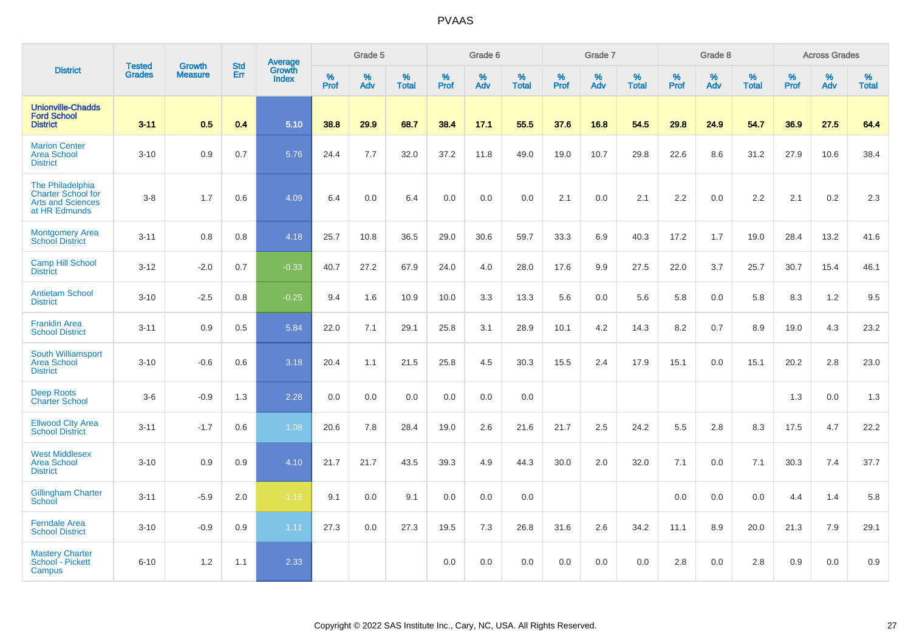| District | Tested Grades | Growth Measure | Std Err | Average Growth Index | Grade 5 | | | Grade 6 | | | Grade 7 | | | Grade 8 | | | Across Grades | | |
|---|---|---|---|---|---|---|---|---|---|---|---|---|---|---|---|---|---|---|---|
| | | | | | % Prof | % Adv | % Total | % Prof | % Adv | % Total | % Prof | % Adv | % Total | % Prof | % Adv | % Total | % Prof | % Adv | % Total |
| **Unionville-Chadds Ford School District** | **3-11** | **0.5** | **0.4** | **5.10** | **38.8** | **29.9** | **68.7** | **38.4** | **17.1** | **55.5** | **37.6** | **16.8** | **54.5** | **29.8** | **24.9** | **54.7** | **36.9** | **27.5** | **64.4** |
| Marion Center Area School District | 3-10 | 0.9 | 0.7 | 5.76 | 24.4 | 7.7 | 32.0 | 37.2 | 11.8 | 49.0 | 19.0 | 10.7 | 29.8 | 22.6 | 8.6 | 31.2 | 27.9 | 10.6 | 38.4 |
| The Philadelphia Charter School for Arts and Sciences at HR Edmunds | 3-8 | 1.7 | 0.6 | 4.09 | 6.4 | 0.0 | 6.4 | 0.0 | 0.0 | 0.0 | 2.1 | 0.0 | 2.1 | 2.2 | 0.0 | 2.2 | 2.1 | 0.2 | 2.3 |
| Montgomery Area School District | 3-11 | 0.8 | 0.8 | 4.18 | 25.7 | 10.8 | 36.5 | 29.0 | 30.6 | 59.7 | 33.3 | 6.9 | 40.3 | 17.2 | 1.7 | 19.0 | 28.4 | 13.2 | 41.6 |
| Camp Hill School District | 3-12 | -2.0 | 0.7 | -0.33 | 40.7 | 27.2 | 67.9 | 24.0 | 4.0 | 28.0 | 17.6 | 9.9 | 27.5 | 22.0 | 3.7 | 25.7 | 30.7 | 15.4 | 46.1 |
| Antietam School District | 3-10 | -2.5 | 0.8 | -0.25 | 9.4 | 1.6 | 10.9 | 10.0 | 3.3 | 13.3 | 5.6 | 0.0 | 5.6 | 5.8 | 0.0 | 5.8 | 8.3 | 1.2 | 9.5 |
| Franklin Area School District | 3-11 | 0.9 | 0.5 | 5.84 | 22.0 | 7.1 | 29.1 | 25.8 | 3.1 | 28.9 | 10.1 | 4.2 | 14.3 | 8.2 | 0.7 | 8.9 | 19.0 | 4.3 | 23.2 |
| South Williamsport Area School District | 3-10 | -0.6 | 0.6 | 3.18 | 20.4 | 1.1 | 21.5 | 25.8 | 4.5 | 30.3 | 15.5 | 2.4 | 17.9 | 15.1 | 0.0 | 15.1 | 20.2 | 2.8 | 23.0 |
| Deep Roots Charter School | 3-6 | -0.9 | 1.3 | 2.28 | 0.0 | 0.0 | 0.0 | 0.0 | 0.0 | 0.0 | | | | | | | 1.3 | 0.0 | 1.3 |
| Ellwood City Area School District | 3-11 | -1.7 | 0.6 | 1.08 | 20.6 | 7.8 | 28.4 | 19.0 | 2.6 | 21.6 | 21.7 | 2.5 | 24.2 | 5.5 | 2.8 | 8.3 | 17.5 | 4.7 | 22.2 |
| West Middlesex Area School District | 3-10 | 0.9 | 0.9 | 4.10 | 21.7 | 21.7 | 43.5 | 39.3 | 4.9 | 44.3 | 30.0 | 2.0 | 32.0 | 7.1 | 0.0 | 7.1 | 30.3 | 7.4 | 37.7 |
| Gillingham Charter School | 3-11 | -5.9 | 2.0 | -1.16 | 9.1 | 0.0 | 9.1 | 0.0 | 0.0 | 0.0 | | | | 0.0 | 0.0 | 0.0 | 4.4 | 1.4 | 5.8 |
| Ferndale Area School District | 3-10 | -0.9 | 0.9 | 1.11 | 27.3 | 0.0 | 27.3 | 19.5 | 7.3 | 26.8 | 31.6 | 2.6 | 34.2 | 11.1 | 8.9 | 20.0 | 21.3 | 7.9 | 29.1 |
| Mastery Charter School - Pickett Campus | 6-10 | 1.2 | 1.1 | 2.33 | | | | 0.0 | 0.0 | 0.0 | 0.0 | 0.0 | 0.0 | 2.8 | 0.0 | 2.8 | 0.9 | 0.0 | 0.9 |

Copyright © 2022 SAS Institute Inc., Cary, NC, USA. All Rights Reserved.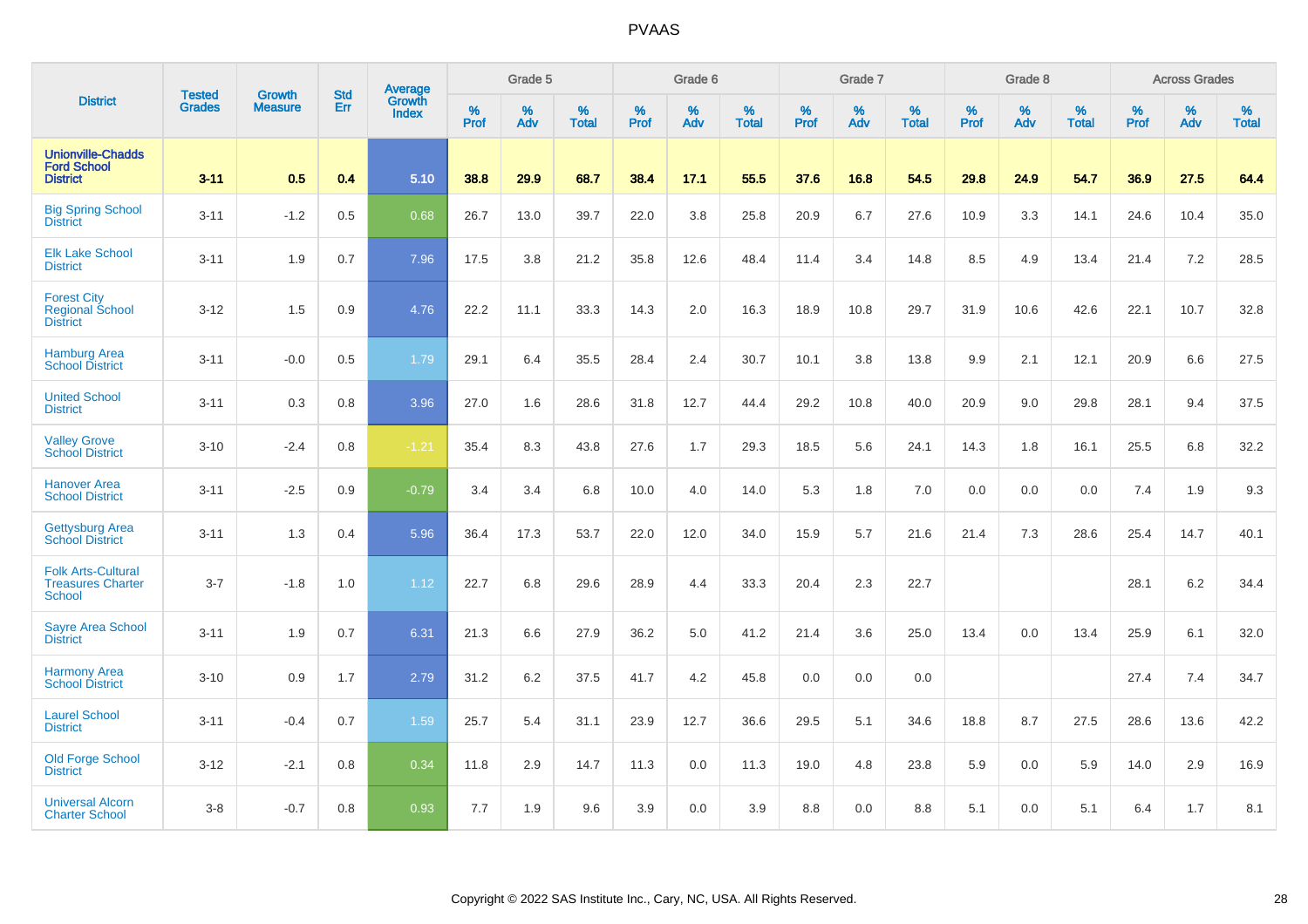# PVAAS

| District | Tested Grades | Growth Measure | Std Err | Average Growth Index | Grade 5 | | | Grade 6 | | | Grade 7 | | | Grade 8 | | | Across Grades | | |
|---|---|---|---|---|---|---|---|---|---|---|---|---|---|---|---|---|---|---|---|
| | | | | | % Prof | % Adv | % Total | % Prof | % Adv | % Total | % Prof | % Adv | % Total | % Prof | % Adv | % Total | % Prof | % Adv | % Total |
| **Unionville-Chadds Ford School District** | **3-11** | **0.5** | **0.4** | **5.10** | **38.8** | **29.9** | **68.7** | **38.4** | **17.1** | **55.5** | **37.6** | **16.8** | **54.5** | **29.8** | **24.9** | **54.7** | **36.9** | **27.5** | **64.4** |
| Big Spring School District | 3-11 | -1.2 | 0.5 | 0.68 | 26.7 | 13.0 | 39.7 | 22.0 | 3.8 | 25.8 | 20.9 | 6.7 | 27.6 | 10.9 | 3.3 | 14.1 | 24.6 | 10.4 | 35.0 |
| Elk Lake School District | 3-11 | 1.9 | 0.7 | 7.96 | 17.5 | 3.8 | 21.2 | 35.8 | 12.6 | 48.4 | 11.4 | 3.4 | 14.8 | 8.5 | 4.9 | 13.4 | 21.4 | 7.2 | 28.5 |
| Forest City Regional School District | 3-12 | 1.5 | 0.9 | 4.76 | 22.2 | 11.1 | 33.3 | 14.3 | 2.0 | 16.3 | 18.9 | 10.8 | 29.7 | 31.9 | 10.6 | 42.6 | 22.1 | 10.7 | 32.8 |
| Hamburg Area School District | 3-11 | -0.0 | 0.5 | 1.79 | 29.1 | 6.4 | 35.5 | 28.4 | 2.4 | 30.7 | 10.1 | 3.8 | 13.8 | 9.9 | 2.1 | 12.1 | 20.9 | 6.6 | 27.5 |
| United School District | 3-11 | 0.3 | 0.8 | 3.96 | 27.0 | 1.6 | 28.6 | 31.8 | 12.7 | 44.4 | 29.2 | 10.8 | 40.0 | 20.9 | 9.0 | 29.8 | 28.1 | 9.4 | 37.5 |
| Valley Grove School District | 3-10 | -2.4 | 0.8 | -1.21 | 35.4 | 8.3 | 43.8 | 27.6 | 1.7 | 29.3 | 18.5 | 5.6 | 24.1 | 14.3 | 1.8 | 16.1 | 25.5 | 6.8 | 32.2 |
| Hanover Area School District | 3-11 | -2.5 | 0.9 | -0.79 | 3.4 | 3.4 | 6.8 | 10.0 | 4.0 | 14.0 | 5.3 | 1.8 | 7.0 | 0.0 | 0.0 | 0.0 | 7.4 | 1.9 | 9.3 |
| Gettysburg Area School District | 3-11 | 1.3 | 0.4 | 5.96 | 36.4 | 17.3 | 53.7 | 22.0 | 12.0 | 34.0 | 15.9 | 5.7 | 21.6 | 21.4 | 7.3 | 28.6 | 25.4 | 14.7 | 40.1 |
| Folk Arts-Cultural Treasures Charter School | 3-7 | -1.8 | 1.0 | 1.12 | 22.7 | 6.8 | 29.6 | 28.9 | 4.4 | 33.3 | 20.4 | 2.3 | 22.7 | | | | 28.1 | 6.2 | 34.4 |
| Sayre Area School District | 3-11 | 1.9 | 0.7 | 6.31 | 21.3 | 6.6 | 27.9 | 36.2 | 5.0 | 41.2 | 21.4 | 3.6 | 25.0 | 13.4 | 0.0 | 13.4 | 25.9 | 6.1 | 32.0 |
| Harmony Area School District | 3-10 | 0.9 | 1.7 | 2.79 | 31.2 | 6.2 | 37.5 | 41.7 | 4.2 | 45.8 | 0.0 | 0.0 | 0.0 | | | | 27.4 | 7.4 | 34.7 |
| Laurel School District | 3-11 | -0.4 | 0.7 | 1.59 | 25.7 | 5.4 | 31.1 | 23.9 | 12.7 | 36.6 | 29.5 | 5.1 | 34.6 | 18.8 | 8.7 | 27.5 | 28.6 | 13.6 | 42.2 |
| Old Forge School District | 3-12 | -2.1 | 0.8 | 0.34 | 11.8 | 2.9 | 14.7 | 11.3 | 0.0 | 11.3 | 19.0 | 4.8 | 23.8 | 5.9 | 0.0 | 5.9 | 14.0 | 2.9 | 16.9 |
| Universal Alcorn Charter School | 3-8 | -0.7 | 0.8 | 0.93 | 7.7 | 1.9 | 9.6 | 3.9 | 0.0 | 3.9 | 8.8 | 0.0 | 8.8 | 5.1 | 0.0 | 5.1 | 6.4 | 1.7 | 8.1 |

Copyright © 2022 SAS Institute Inc., Cary, NC, USA. All Rights Reserved.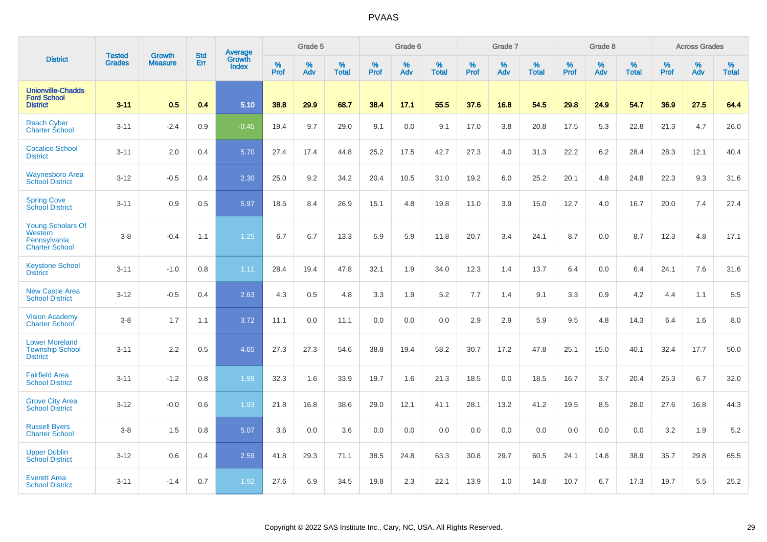| District | Tested Grades | Growth Measure | Std Err | Average Growth Index | Grade 5 | | | Grade 6 | | | Grade 7 | | | Grade 8 | | | Across Grades | | |
|---|---|---|---|---|---|---|---|---|---|---|---|---|---|---|---|---|---|---|---|
| | | | | | % Prof | % Adv | % Total | % Prof | % Adv | % Total | % Prof | % Adv | % Total | % Prof | % Adv | % Total | % Prof | % Adv | % Total |
| **Unionville-Chadds Ford School District** | **3-11** | **0.5** | **0.4** | **5.10** | **38.8** | **29.9** | **68.7** | **38.4** | **17.1** | **55.5** | **37.6** | **16.8** | **54.5** | **29.8** | **24.9** | **54.7** | **36.9** | **27.5** | **64.4** |
| Reach Cyber Charter School | 3-11 | -2.4 | 0.9 | -0.45 | 19.4 | 9.7 | 29.0 | 9.1 | 0.0 | 9.1 | 17.0 | 3.8 | 20.8 | 17.5 | 5.3 | 22.8 | 21.3 | 4.7 | 26.0 |
| Cocalico School District | 3-11 | 2.0 | 0.4 | 5.70 | 27.4 | 17.4 | 44.8 | 25.2 | 17.5 | 42.7 | 27.3 | 4.0 | 31.3 | 22.2 | 6.2 | 28.4 | 28.3 | 12.1 | 40.4 |
| Waynesboro Area School District | 3-12 | -0.5 | 0.4 | 2.30 | 25.0 | 9.2 | 34.2 | 20.4 | 10.5 | 31.0 | 19.2 | 6.0 | 25.2 | 20.1 | 4.8 | 24.8 | 22.3 | 9.3 | 31.6 |
| Spring Cove School District | 3-11 | 0.9 | 0.5 | 5.97 | 18.5 | 8.4 | 26.9 | 15.1 | 4.8 | 19.8 | 11.0 | 3.9 | 15.0 | 12.7 | 4.0 | 16.7 | 20.0 | 7.4 | 27.4 |
| Young Scholars Of Western Pennsylvania Charter School | 3-8 | -0.4 | 1.1 | 1.25 | 6.7 | 6.7 | 13.3 | 5.9 | 5.9 | 11.8 | 20.7 | 3.4 | 24.1 | 8.7 | 0.0 | 8.7 | 12.3 | 4.8 | 17.1 |
| Keystone School District | 3-11 | -1.0 | 0.8 | 1.11 | 28.4 | 19.4 | 47.8 | 32.1 | 1.9 | 34.0 | 12.3 | 1.4 | 13.7 | 6.4 | 0.0 | 6.4 | 24.1 | 7.6 | 31.6 |
| New Castle Area School District | 3-12 | -0.5 | 0.4 | 2.63 | 4.3 | 0.5 | 4.8 | 3.3 | 1.9 | 5.2 | 7.7 | 1.4 | 9.1 | 3.3 | 0.9 | 4.2 | 4.4 | 1.1 | 5.5 |
| Vision Academy Charter School | 3-8 | 1.7 | 1.1 | 3.72 | 11.1 | 0.0 | 11.1 | 0.0 | 0.0 | 0.0 | 2.9 | 2.9 | 5.9 | 9.5 | 4.8 | 14.3 | 6.4 | 1.6 | 8.0 |
| Lower Moreland Township School District | 3-11 | 2.2 | 0.5 | 4.65 | 27.3 | 27.3 | 54.6 | 38.8 | 19.4 | 58.2 | 30.7 | 17.2 | 47.8 | 25.1 | 15.0 | 40.1 | 32.4 | 17.7 | 50.0 |
| Fairfield Area School District | 3-11 | -1.2 | 0.8 | 1.99 | 32.3 | 1.6 | 33.9 | 19.7 | 1.6 | 21.3 | 18.5 | 0.0 | 18.5 | 16.7 | 3.7 | 20.4 | 25.3 | 6.7 | 32.0 |
| Grove City Area School District | 3-12 | -0.0 | 0.6 | 1.93 | 21.8 | 16.8 | 38.6 | 29.0 | 12.1 | 41.1 | 28.1 | 13.2 | 41.2 | 19.5 | 8.5 | 28.0 | 27.6 | 16.8 | 44.3 |
| Russell Byers Charter School | 3-8 | 1.5 | 0.8 | 5.07 | 3.6 | 0.0 | 3.6 | 0.0 | 0.0 | 0.0 | 0.0 | 0.0 | 0.0 | 0.0 | 0.0 | 0.0 | 3.2 | 1.9 | 5.2 |
| Upper Dublin School District | 3-12 | 0.6 | 0.4 | 2.59 | 41.8 | 29.3 | 71.1 | 38.5 | 24.8 | 63.3 | 30.8 | 29.7 | 60.5 | 24.1 | 14.8 | 38.9 | 35.7 | 29.8 | 65.5 |
| Everett Area School District | 3-11 | -1.4 | 0.7 | 1.92 | 27.6 | 6.9 | 34.5 | 19.8 | 2.3 | 22.1 | 13.9 | 1.0 | 14.8 | 10.7 | 6.7 | 17.3 | 19.7 | 5.5 | 25.2 |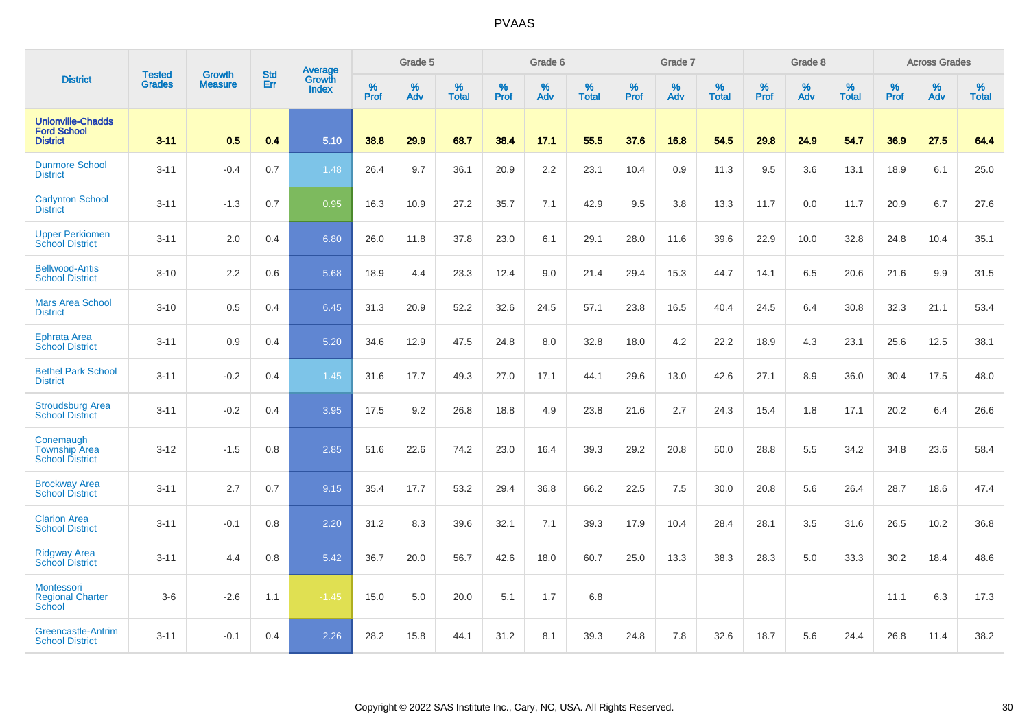# PVAAS

| District | Tested Grades | Growth Measure | Std Err | Average Growth Index | Grade 5 | | | Grade 6 | | | Grade 7 | | | Grade 8 | | | Across Grades | | |
|---|---|---|---|---|---|---|---|---|---|---|---|---|---|---|---|---|---|---|---|
| | | | | | % Prof | % Adv | % Total | % Prof | % Adv | % Total | % Prof | % Adv | % Total | % Prof | % Adv | % Total | % Prof | % Adv | % Total |
| **Unionville-Chadds Ford School District** | **3-11** | **0.5** | **0.4** | **5.10** | **38.8** | **29.9** | **68.7** | **38.4** | **17.1** | **55.5** | **37.6** | **16.8** | **54.5** | **29.8** | **24.9** | **54.7** | **36.9** | **27.5** | **64.4** |
| Dunmore School District | 3-11 | -0.4 | 0.7 | 1.48 | 26.4 | 9.7 | 36.1 | 20.9 | 2.2 | 23.1 | 10.4 | 0.9 | 11.3 | 9.5 | 3.6 | 13.1 | 18.9 | 6.1 | 25.0 |
| Carlynton School District | 3-11 | -1.3 | 0.7 | 0.95 | 16.3 | 10.9 | 27.2 | 35.7 | 7.1 | 42.9 | 9.5 | 3.8 | 13.3 | 11.7 | 0.0 | 11.7 | 20.9 | 6.7 | 27.6 |
| Upper Perkiomen School District | 3-11 | 2.0 | 0.4 | 6.80 | 26.0 | 11.8 | 37.8 | 23.0 | 6.1 | 29.1 | 28.0 | 11.6 | 39.6 | 22.9 | 10.0 | 32.8 | 24.8 | 10.4 | 35.1 |
| Bellwood-Antis School District | 3-10 | 2.2 | 0.6 | 5.68 | 18.9 | 4.4 | 23.3 | 12.4 | 9.0 | 21.4 | 29.4 | 15.3 | 44.7 | 14.1 | 6.5 | 20.6 | 21.6 | 9.9 | 31.5 |
| Mars Area School District | 3-10 | 0.5 | 0.4 | 6.45 | 31.3 | 20.9 | 52.2 | 32.6 | 24.5 | 57.1 | 23.8 | 16.5 | 40.4 | 24.5 | 6.4 | 30.8 | 32.3 | 21.1 | 53.4 |
| Ephrata Area School District | 3-11 | 0.9 | 0.4 | 5.20 | 34.6 | 12.9 | 47.5 | 24.8 | 8.0 | 32.8 | 18.0 | 4.2 | 22.2 | 18.9 | 4.3 | 23.1 | 25.6 | 12.5 | 38.1 |
| Bethel Park School District | 3-11 | -0.2 | 0.4 | 1.45 | 31.6 | 17.7 | 49.3 | 27.0 | 17.1 | 44.1 | 29.6 | 13.0 | 42.6 | 27.1 | 8.9 | 36.0 | 30.4 | 17.5 | 48.0 |
| Stroudsburg Area School District | 3-11 | -0.2 | 0.4 | 3.95 | 17.5 | 9.2 | 26.8 | 18.8 | 4.9 | 23.8 | 21.6 | 2.7 | 24.3 | 15.4 | 1.8 | 17.1 | 20.2 | 6.4 | 26.6 |
| Conemaugh Township Area School District | 3-12 | -1.5 | 0.8 | 2.85 | 51.6 | 22.6 | 74.2 | 23.0 | 16.4 | 39.3 | 29.2 | 20.8 | 50.0 | 28.8 | 5.5 | 34.2 | 34.8 | 23.6 | 58.4 |
| Brockway Area School District | 3-11 | 2.7 | 0.7 | 9.15 | 35.4 | 17.7 | 53.2 | 29.4 | 36.8 | 66.2 | 22.5 | 7.5 | 30.0 | 20.8 | 5.6 | 26.4 | 28.7 | 18.6 | 47.4 |
| Clarion Area School District | 3-11 | -0.1 | 0.8 | 2.20 | 31.2 | 8.3 | 39.6 | 32.1 | 7.1 | 39.3 | 17.9 | 10.4 | 28.4 | 28.1 | 3.5 | 31.6 | 26.5 | 10.2 | 36.8 |
| Ridgway Area School District | 3-11 | 4.4 | 0.8 | 5.42 | 36.7 | 20.0 | 56.7 | 42.6 | 18.0 | 60.7 | 25.0 | 13.3 | 38.3 | 28.3 | 5.0 | 33.3 | 30.2 | 18.4 | 48.6 |
| Montessori Regional Charter School | 3-6 | -2.6 | 1.1 | -1.45 | 15.0 | 5.0 | 20.0 | 5.1 | 1.7 | 6.8 | | | | | | | 11.1 | 6.3 | 17.3 |
| Greencastle-Antrim School District | 3-11 | -0.1 | 0.4 | 2.26 | 28.2 | 15.8 | 44.1 | 31.2 | 8.1 | 39.3 | 24.8 | 7.8 | 32.6 | 18.7 | 5.6 | 24.4 | 26.8 | 11.4 | 38.2 |

Copyright © 2022 SAS Institute Inc., Cary, NC, USA. All Rights Reserved.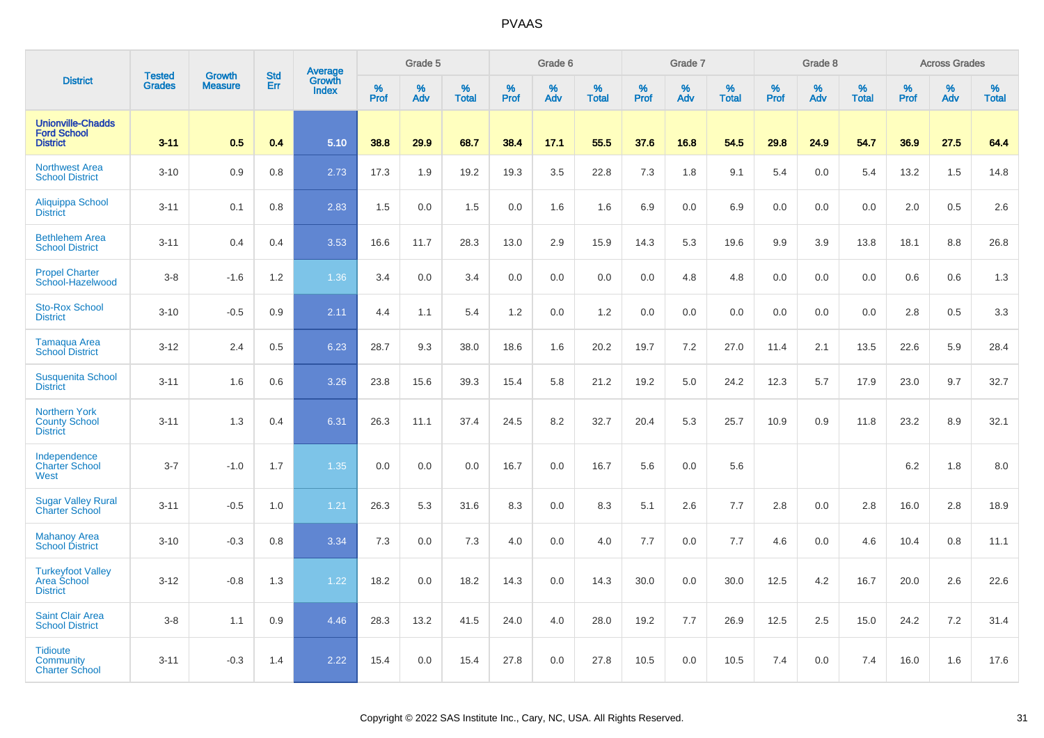# PVAAS

| District | Tested Grades | Growth Measure | Std Err | Average Growth Index | Grade 5 | | | Grade 6 | | | Grade 7 | | | Grade 8 | | | Across Grades | | |
|---|---|---|---|---|---|---|---|---|---|---|---|---|---|---|---|---|---|---|---|
| | | | | | % Prof | % Adv | % Total | % Prof | % Adv | % Total | % Prof | % Adv | % Total | % Prof | % Adv | % Total | % Prof | % Adv | % Total |
| **Unionville-Chadds Ford School District** | **3-11** | **0.5** | **0.4** | **5.10** | **38.8** | **29.9** | **68.7** | **38.4** | **17.1** | **55.5** | **37.6** | **16.8** | **54.5** | **29.8** | **24.9** | **54.7** | **36.9** | **27.5** | **64.4** |
| Northwest Area School District | 3-10 | 0.9 | 0.8 | 2.73 | 17.3 | 1.9 | 19.2 | 19.3 | 3.5 | 22.8 | 7.3 | 1.8 | 9.1 | 5.4 | 0.0 | 5.4 | 13.2 | 1.5 | 14.8 |
| Aliquippa School District | 3-11 | 0.1 | 0.8 | 2.83 | 1.5 | 0.0 | 1.5 | 0.0 | 1.6 | 1.6 | 6.9 | 0.0 | 6.9 | 0.0 | 0.0 | 0.0 | 2.0 | 0.5 | 2.6 |
| Bethlehem Area School District | 3-11 | 0.4 | 0.4 | 3.53 | 16.6 | 11.7 | 28.3 | 13.0 | 2.9 | 15.9 | 14.3 | 5.3 | 19.6 | 9.9 | 3.9 | 13.8 | 18.1 | 8.8 | 26.8 |
| Propel Charter School-Hazelwood | 3-8 | -1.6 | 1.2 | 1.36 | 3.4 | 0.0 | 3.4 | 0.0 | 0.0 | 0.0 | 0.0 | 4.8 | 4.8 | 0.0 | 0.0 | 0.0 | 0.6 | 0.6 | 1.3 |
| Sto-Rox School District | 3-10 | -0.5 | 0.9 | 2.11 | 4.4 | 1.1 | 5.4 | 1.2 | 0.0 | 1.2 | 0.0 | 0.0 | 0.0 | 0.0 | 0.0 | 0.0 | 2.8 | 0.5 | 3.3 |
| Tamaqua Area School District | 3-12 | 2.4 | 0.5 | 6.23 | 28.7 | 9.3 | 38.0 | 18.6 | 1.6 | 20.2 | 19.7 | 7.2 | 27.0 | 11.4 | 2.1 | 13.5 | 22.6 | 5.9 | 28.4 |
| Susquenita School District | 3-11 | 1.6 | 0.6 | 3.26 | 23.8 | 15.6 | 39.3 | 15.4 | 5.8 | 21.2 | 19.2 | 5.0 | 24.2 | 12.3 | 5.7 | 17.9 | 23.0 | 9.7 | 32.7 |
| Northern York County School District | 3-11 | 1.3 | 0.4 | 6.31 | 26.3 | 11.1 | 37.4 | 24.5 | 8.2 | 32.7 | 20.4 | 5.3 | 25.7 | 10.9 | 0.9 | 11.8 | 23.2 | 8.9 | 32.1 |
| Independence Charter School West | 3-7 | -1.0 | 1.7 | 1.35 | 0.0 | 0.0 | 0.0 | 16.7 | 0.0 | 16.7 | 5.6 | 0.0 | 5.6 | | | | 6.2 | 1.8 | 8.0 |
| Sugar Valley Rural Charter School | 3-11 | -0.5 | 1.0 | 1.21 | 26.3 | 5.3 | 31.6 | 8.3 | 0.0 | 8.3 | 5.1 | 2.6 | 7.7 | 2.8 | 0.0 | 2.8 | 16.0 | 2.8 | 18.9 |
| Mahanoy Area School District | 3-10 | -0.3 | 0.8 | 3.34 | 7.3 | 0.0 | 7.3 | 4.0 | 0.0 | 4.0 | 7.7 | 0.0 | 7.7 | 4.6 | 0.0 | 4.6 | 10.4 | 0.8 | 11.1 |
| Turkeyfoot Valley Area School District | 3-12 | -0.8 | 1.3 | 1.22 | 18.2 | 0.0 | 18.2 | 14.3 | 0.0 | 14.3 | 30.0 | 0.0 | 30.0 | 12.5 | 4.2 | 16.7 | 20.0 | 2.6 | 22.6 |
| Saint Clair Area School District | 3-8 | 1.1 | 0.9 | 4.46 | 28.3 | 13.2 | 41.5 | 24.0 | 4.0 | 28.0 | 19.2 | 7.7 | 26.9 | 12.5 | 2.5 | 15.0 | 24.2 | 7.2 | 31.4 |
| Tidioute Community Charter School | 3-11 | -0.3 | 1.4 | 2.22 | 15.4 | 0.0 | 15.4 | 27.8 | 0.0 | 27.8 | 10.5 | 0.0 | 10.5 | 7.4 | 0.0 | 7.4 | 16.0 | 1.6 | 17.6 |

Copyright © 2022 SAS Institute Inc., Cary, NC, USA. All Rights Reserved.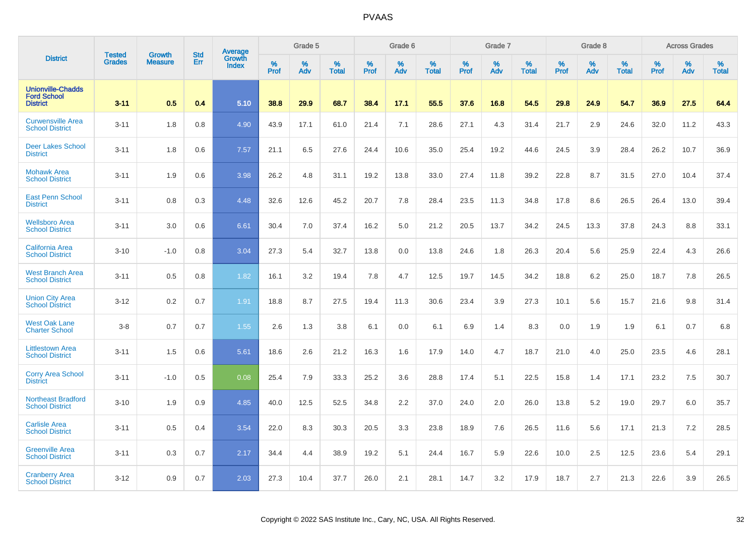# PVAAS

| District | Tested Grades | Growth Measure | Std Err | Average Growth Index | Grade 5 | | | Grade 6 | | | Grade 7 | | | Grade 8 | | | Across Grades | | |
|---|---|---|---|---|---|---|---|---|---|---|---|---|---|---|---|---|---|---|---|
| | | | | | % Prof | % Adv | % Total | % Prof | % Adv | % Total | % Prof | % Adv | % Total | % Prof | % Adv | % Total | % Prof | % Adv | % Total |
| **Unionville-Chadds Ford School District** | **3-11** | **0.5** | **0.4** | **5.10** | **38.8** | **29.9** | **68.7** | **38.4** | **17.1** | **55.5** | **37.6** | **16.8** | **54.5** | **29.8** | **24.9** | **54.7** | **36.9** | **27.5** | **64.4** |
| Curwensville Area School District | 3-11 | 1.8 | 0.8 | 4.90 | 43.9 | 17.1 | 61.0 | 21.4 | 7.1 | 28.6 | 27.1 | 4.3 | 31.4 | 21.7 | 2.9 | 24.6 | 32.0 | 11.2 | 43.3 |
| Deer Lakes School District | 3-11 | 1.8 | 0.6 | 7.57 | 21.1 | 6.5 | 27.6 | 24.4 | 10.6 | 35.0 | 25.4 | 19.2 | 44.6 | 24.5 | 3.9 | 28.4 | 26.2 | 10.7 | 36.9 |
| Mohawk Area School District | 3-11 | 1.9 | 0.6 | 3.98 | 26.2 | 4.8 | 31.1 | 19.2 | 13.8 | 33.0 | 27.4 | 11.8 | 39.2 | 22.8 | 8.7 | 31.5 | 27.0 | 10.4 | 37.4 |
| East Penn School District | 3-11 | 0.8 | 0.3 | 4.48 | 32.6 | 12.6 | 45.2 | 20.7 | 7.8 | 28.4 | 23.5 | 11.3 | 34.8 | 17.8 | 8.6 | 26.5 | 26.4 | 13.0 | 39.4 |
| Wellsboro Area School District | 3-11 | 3.0 | 0.6 | 6.61 | 30.4 | 7.0 | 37.4 | 16.2 | 5.0 | 21.2 | 20.5 | 13.7 | 34.2 | 24.5 | 13.3 | 37.8 | 24.3 | 8.8 | 33.1 |
| California Area School District | 3-10 | -1.0 | 0.8 | 3.04 | 27.3 | 5.4 | 32.7 | 13.8 | 0.0 | 13.8 | 24.6 | 1.8 | 26.3 | 20.4 | 5.6 | 25.9 | 22.4 | 4.3 | 26.6 |
| West Branch Area School District | 3-11 | 0.5 | 0.8 | 1.82 | 16.1 | 3.2 | 19.4 | 7.8 | 4.7 | 12.5 | 19.7 | 14.5 | 34.2 | 18.8 | 6.2 | 25.0 | 18.7 | 7.8 | 26.5 |
| Union City Area School District | 3-12 | 0.2 | 0.7 | 1.91 | 18.8 | 8.7 | 27.5 | 19.4 | 11.3 | 30.6 | 23.4 | 3.9 | 27.3 | 10.1 | 5.6 | 15.7 | 21.6 | 9.8 | 31.4 |
| West Oak Lane Charter School | 3-8 | 0.7 | 0.7 | 1.55 | 2.6 | 1.3 | 3.8 | 6.1 | 0.0 | 6.1 | 6.9 | 1.4 | 8.3 | 0.0 | 1.9 | 1.9 | 6.1 | 0.7 | 6.8 |
| Littlestown Area School District | 3-11 | 1.5 | 0.6 | 5.61 | 18.6 | 2.6 | 21.2 | 16.3 | 1.6 | 17.9 | 14.0 | 4.7 | 18.7 | 21.0 | 4.0 | 25.0 | 23.5 | 4.6 | 28.1 |
| Corry Area School District | 3-11 | -1.0 | 0.5 | 0.08 | 25.4 | 7.9 | 33.3 | 25.2 | 3.6 | 28.8 | 17.4 | 5.1 | 22.5 | 15.8 | 1.4 | 17.1 | 23.2 | 7.5 | 30.7 |
| Northeast Bradford School District | 3-10 | 1.9 | 0.9 | 4.85 | 40.0 | 12.5 | 52.5 | 34.8 | 2.2 | 37.0 | 24.0 | 2.0 | 26.0 | 13.8 | 5.2 | 19.0 | 29.7 | 6.0 | 35.7 |
| Carlisle Area School District | 3-11 | 0.5 | 0.4 | 3.54 | 22.0 | 8.3 | 30.3 | 20.5 | 3.3 | 23.8 | 18.9 | 7.6 | 26.5 | 11.6 | 5.6 | 17.1 | 21.3 | 7.2 | 28.5 |
| Greenville Area School District | 3-11 | 0.3 | 0.7 | 2.17 | 34.4 | 4.4 | 38.9 | 19.2 | 5.1 | 24.4 | 16.7 | 5.9 | 22.6 | 10.0 | 2.5 | 12.5 | 23.6 | 5.4 | 29.1 |
| Cranberry Area School District | 3-12 | 0.9 | 0.7 | 2.03 | 27.3 | 10.4 | 37.7 | 26.0 | 2.1 | 28.1 | 14.7 | 3.2 | 17.9 | 18.7 | 2.7 | 21.3 | 22.6 | 3.9 | 26.5 |

Copyright © 2022 SAS Institute Inc., Cary, NC, USA. All Rights Reserved.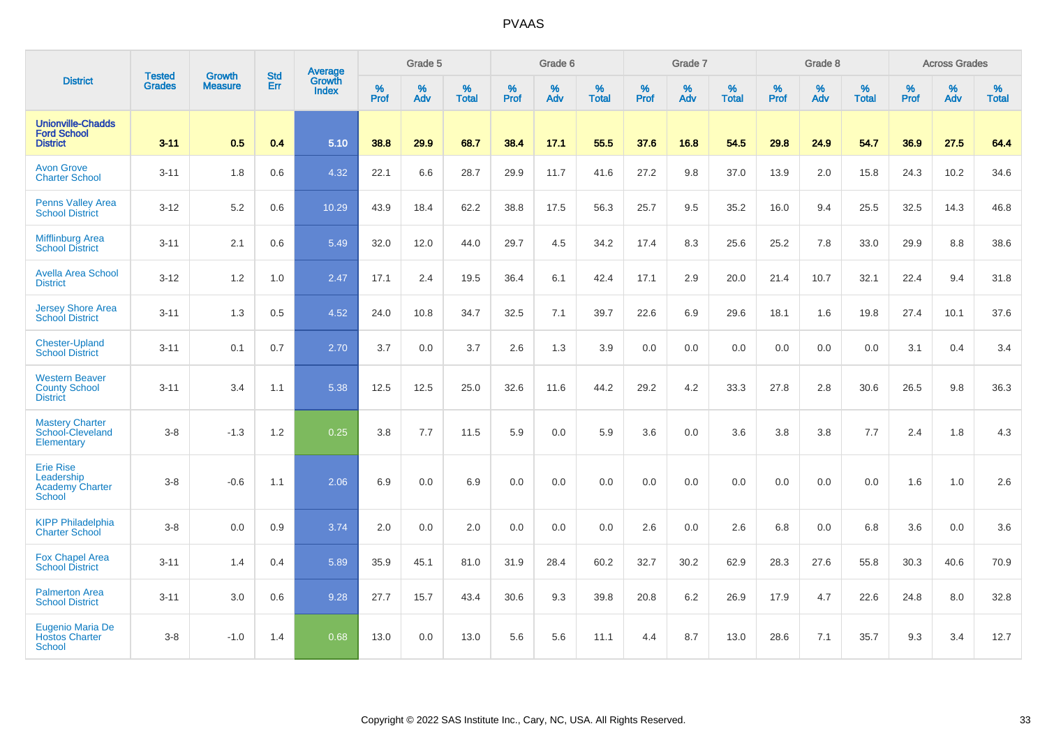# PVAAS

| District | Tested Grades | Growth Measure | Std Err | Average Growth Index | Grade 5 | | | Grade 6 | | | Grade 7 | | | Grade 8 | | | Across Grades | | |
|---|---|---|---|---|---|---|---|---|---|---|---|---|---|---|---|---|---|---|---|
| | | | | | % Prof | % Adv | % Total | % Prof | % Adv | % Total | % Prof | % Adv | % Total | % Prof | % Adv | % Total | % Prof | % Adv | % Total |
| **Unionville-Chadds Ford School District** | **3-11** | **0.5** | **0.4** | **5.10** | **38.8** | **29.9** | **68.7** | **38.4** | **17.1** | **55.5** | **37.6** | **16.8** | **54.5** | **29.8** | **24.9** | **54.7** | **36.9** | **27.5** | **64.4** |
| Avon Grove Charter School | 3-11 | 1.8 | 0.6 | 4.32 | 22.1 | 6.6 | 28.7 | 29.9 | 11.7 | 41.6 | 27.2 | 9.8 | 37.0 | 13.9 | 2.0 | 15.8 | 24.3 | 10.2 | 34.6 |
| Penns Valley Area School District | 3-12 | 5.2 | 0.6 | 10.29 | 43.9 | 18.4 | 62.2 | 38.8 | 17.5 | 56.3 | 25.7 | 9.5 | 35.2 | 16.0 | 9.4 | 25.5 | 32.5 | 14.3 | 46.8 |
| Mifflinburg Area School District | 3-11 | 2.1 | 0.6 | 5.49 | 32.0 | 12.0 | 44.0 | 29.7 | 4.5 | 34.2 | 17.4 | 8.3 | 25.6 | 25.2 | 7.8 | 33.0 | 29.9 | 8.8 | 38.6 |
| Avella Area School District | 3-12 | 1.2 | 1.0 | 2.47 | 17.1 | 2.4 | 19.5 | 36.4 | 6.1 | 42.4 | 17.1 | 2.9 | 20.0 | 21.4 | 10.7 | 32.1 | 22.4 | 9.4 | 31.8 |
| Jersey Shore Area School District | 3-11 | 1.3 | 0.5 | 4.52 | 24.0 | 10.8 | 34.7 | 32.5 | 7.1 | 39.7 | 22.6 | 6.9 | 29.6 | 18.1 | 1.6 | 19.8 | 27.4 | 10.1 | 37.6 |
| Chester-Upland School District | 3-11 | 0.1 | 0.7 | 2.70 | 3.7 | 0.0 | 3.7 | 2.6 | 1.3 | 3.9 | 0.0 | 0.0 | 0.0 | 0.0 | 0.0 | 0.0 | 3.1 | 0.4 | 3.4 |
| Western Beaver County School District | 3-11 | 3.4 | 1.1 | 5.38 | 12.5 | 12.5 | 25.0 | 32.6 | 11.6 | 44.2 | 29.2 | 4.2 | 33.3 | 27.8 | 2.8 | 30.6 | 26.5 | 9.8 | 36.3 |
| Mastery Charter School-Cleveland Elementary | 3-8 | -1.3 | 1.2 | 0.25 | 3.8 | 7.7 | 11.5 | 5.9 | 0.0 | 5.9 | 3.6 | 0.0 | 3.6 | 3.8 | 3.8 | 7.7 | 2.4 | 1.8 | 4.3 |
| Erie Rise Leadership Academy Charter School | 3-8 | -0.6 | 1.1 | 2.06 | 6.9 | 0.0 | 6.9 | 0.0 | 0.0 | 0.0 | 0.0 | 0.0 | 0.0 | 0.0 | 0.0 | 0.0 | 1.6 | 1.0 | 2.6 |
| KIPP Philadelphia Charter School | 3-8 | 0.0 | 0.9 | 3.74 | 2.0 | 0.0 | 2.0 | 0.0 | 0.0 | 0.0 | 2.6 | 0.0 | 2.6 | 6.8 | 0.0 | 6.8 | 3.6 | 0.0 | 3.6 |
| Fox Chapel Area School District | 3-11 | 1.4 | 0.4 | 5.89 | 35.9 | 45.1 | 81.0 | 31.9 | 28.4 | 60.2 | 32.7 | 30.2 | 62.9 | 28.3 | 27.6 | 55.8 | 30.3 | 40.6 | 70.9 |
| Palmerton Area School District | 3-11 | 3.0 | 0.6 | 9.28 | 27.7 | 15.7 | 43.4 | 30.6 | 9.3 | 39.8 | 20.8 | 6.2 | 26.9 | 17.9 | 4.7 | 22.6 | 24.8 | 8.0 | 32.8 |
| Eugenio Maria De Hostos Charter School | 3-8 | -1.0 | 1.4 | 0.68 | 13.0 | 0.0 | 13.0 | 5.6 | 5.6 | 11.1 | 4.4 | 8.7 | 13.0 | 28.6 | 7.1 | 35.7 | 9.3 | 3.4 | 12.7 |

Copyright © 2022 SAS Institute Inc., Cary, NC, USA. All Rights Reserved.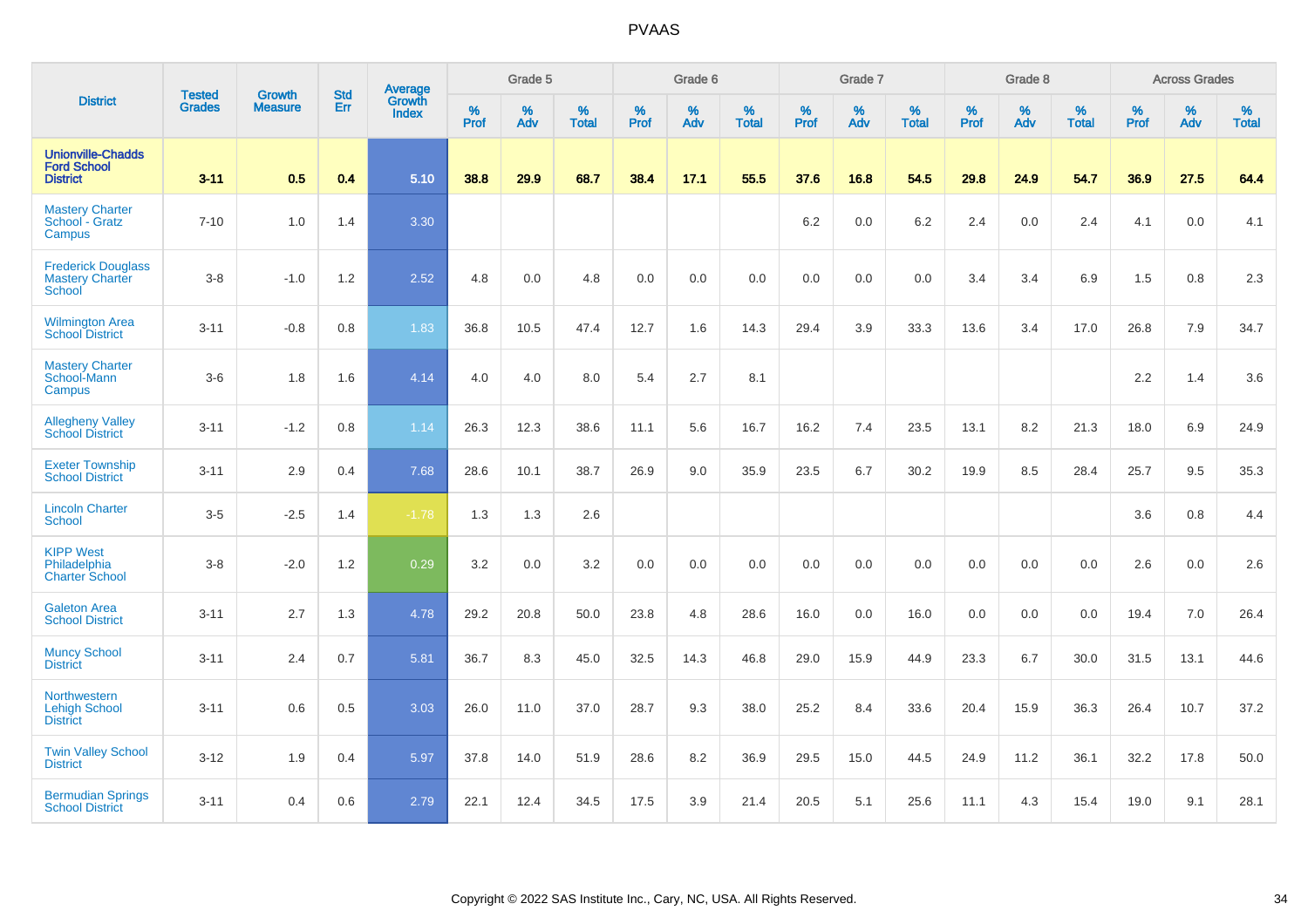# PVAAS

| District | Tested Grades | Growth Measure | Std Err | Average Growth Index | Grade 5 | | | Grade 6 | | | Grade 7 | | | Grade 8 | | | Across Grades | | |
|---|---|---|---|---|---|---|---|---|---|---|---|---|---|---|---|---|---|---|---|
| | | | | | % Prof | % Adv | % Total | % Prof | % Adv | % Total | % Prof | % Adv | % Total | % Prof | % Adv | % Total | % Prof | % Adv | % Total |
| **Unionville-Chadds Ford School District** | **3-11** | **0.5** | **0.4** | **5.10** | **38.8** | **29.9** | **68.7** | **38.4** | **17.1** | **55.5** | **37.6** | **16.8** | **54.5** | **29.8** | **24.9** | **54.7** | **36.9** | **27.5** | **64.4** |
| Mastery Charter School - Gratz Campus | 7-10 | 1.0 | 1.4 | 3.30 | | | | | | | 6.2 | 0.0 | 6.2 | 2.4 | 0.0 | 2.4 | 4.1 | 0.0 | 4.1 |
| Frederick Douglass Mastery Charter School | 3-8 | -1.0 | 1.2 | 2.52 | 4.8 | 0.0 | 4.8 | 0.0 | 0.0 | 0.0 | 0.0 | 0.0 | 0.0 | 3.4 | 3.4 | 6.9 | 1.5 | 0.8 | 2.3 |
| Wilmington Area School District | 3-11 | -0.8 | 0.8 | 1.83 | 36.8 | 10.5 | 47.4 | 12.7 | 1.6 | 14.3 | 29.4 | 3.9 | 33.3 | 13.6 | 3.4 | 17.0 | 26.8 | 7.9 | 34.7 |
| Mastery Charter School-Mann Campus | 3-6 | 1.8 | 1.6 | 4.14 | 4.0 | 4.0 | 8.0 | 5.4 | 2.7 | 8.1 | | | | | | | 2.2 | 1.4 | 3.6 |
| Allegheny Valley School District | 3-11 | -1.2 | 0.8 | 1.14 | 26.3 | 12.3 | 38.6 | 11.1 | 5.6 | 16.7 | 16.2 | 7.4 | 23.5 | 13.1 | 8.2 | 21.3 | 18.0 | 6.9 | 24.9 |
| Exeter Township School District | 3-11 | 2.9 | 0.4 | 7.68 | 28.6 | 10.1 | 38.7 | 26.9 | 9.0 | 35.9 | 23.5 | 6.7 | 30.2 | 19.9 | 8.5 | 28.4 | 25.7 | 9.5 | 35.3 |
| Lincoln Charter School | 3-5 | -2.5 | 1.4 | -1.78 | 1.3 | 1.3 | 2.6 | | | | | | | | | | 3.6 | 0.8 | 4.4 |
| KIPP West Philadelphia Charter School | 3-8 | -2.0 | 1.2 | 0.29 | 3.2 | 0.0 | 3.2 | 0.0 | 0.0 | 0.0 | 0.0 | 0.0 | 0.0 | 0.0 | 0.0 | 0.0 | 2.6 | 0.0 | 2.6 |
| Galeton Area School District | 3-11 | 2.7 | 1.3 | 4.78 | 29.2 | 20.8 | 50.0 | 23.8 | 4.8 | 28.6 | 16.0 | 0.0 | 16.0 | 0.0 | 0.0 | 0.0 | 19.4 | 7.0 | 26.4 |
| Muncy School District | 3-11 | 2.4 | 0.7 | 5.81 | 36.7 | 8.3 | 45.0 | 32.5 | 14.3 | 46.8 | 29.0 | 15.9 | 44.9 | 23.3 | 6.7 | 30.0 | 31.5 | 13.1 | 44.6 |
| Northwestern Lehigh School District | 3-11 | 0.6 | 0.5 | 3.03 | 26.0 | 11.0 | 37.0 | 28.7 | 9.3 | 38.0 | 25.2 | 8.4 | 33.6 | 20.4 | 15.9 | 36.3 | 26.4 | 10.7 | 37.2 |
| Twin Valley School District | 3-12 | 1.9 | 0.4 | 5.97 | 37.8 | 14.0 | 51.9 | 28.6 | 8.2 | 36.9 | 29.5 | 15.0 | 44.5 | 24.9 | 11.2 | 36.1 | 32.2 | 17.8 | 50.0 |
| Bermudian Springs School District | 3-11 | 0.4 | 0.6 | 2.79 | 22.1 | 12.4 | 34.5 | 17.5 | 3.9 | 21.4 | 20.5 | 5.1 | 25.6 | 11.1 | 4.3 | 15.4 | 19.0 | 9.1 | 28.1 |

Copyright © 2022 SAS Institute Inc., Cary, NC, USA. All Rights Reserved.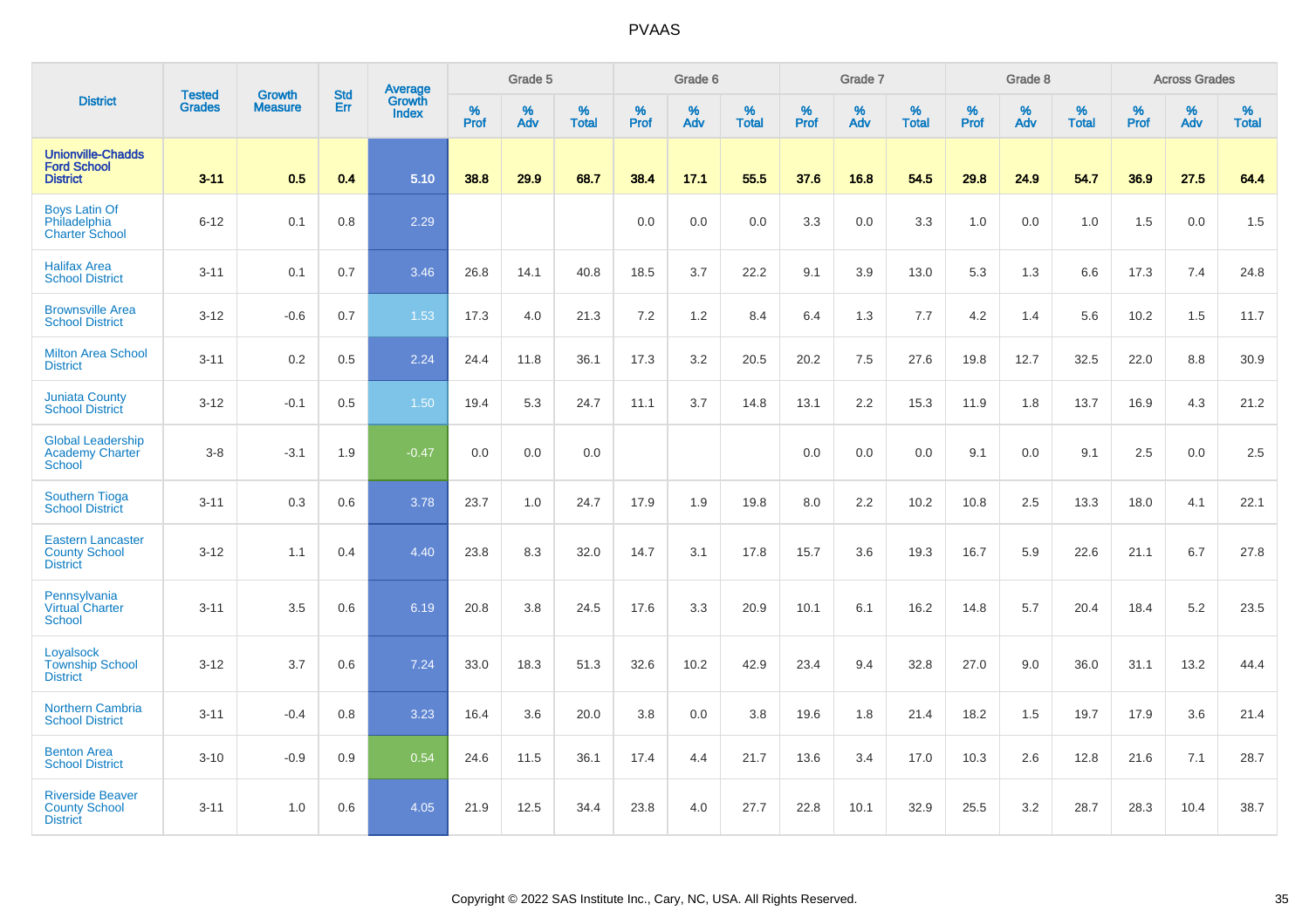# PVAAS

| District | Tested Grades | Growth Measure | Std Err | Average Growth Index | Grade 5 | | | Grade 6 | | | Grade 7 | | | Grade 8 | | | Across Grades | | |
|---|---|---|---|---|---|---|---|---|---|---|---|---|---|---|---|---|---|---|---|
| | | | | | % Prof | % Adv | % Total | % Prof | % Adv | % Total | % Prof | % Adv | % Total | % Prof | % Adv | % Total | % Prof | % Adv | % Total |
| **Unionville-Chadds Ford School District** | **3-11** | **0.5** | **0.4** | **5.10** | **38.8** | **29.9** | **68.7** | **38.4** | **17.1** | **55.5** | **37.6** | **16.8** | **54.5** | **29.8** | **24.9** | **54.7** | **36.9** | **27.5** | **64.4** |
| Boys Latin Of Philadelphia Charter School | 6-12 | 0.1 | 0.8 | 2.29 | | | | 0.0 | 0.0 | 0.0 | 3.3 | 0.0 | 3.3 | 1.0 | 0.0 | 1.0 | 1.5 | 0.0 | 1.5 |
| Halifax Area School District | 3-11 | 0.1 | 0.7 | 3.46 | 26.8 | 14.1 | 40.8 | 18.5 | 3.7 | 22.2 | 9.1 | 3.9 | 13.0 | 5.3 | 1.3 | 6.6 | 17.3 | 7.4 | 24.8 |
| Brownsville Area School District | 3-12 | -0.6 | 0.7 | 1.53 | 17.3 | 4.0 | 21.3 | 7.2 | 1.2 | 8.4 | 6.4 | 1.3 | 7.7 | 4.2 | 1.4 | 5.6 | 10.2 | 1.5 | 11.7 |
| Milton Area School District | 3-11 | 0.2 | 0.5 | 2.24 | 24.4 | 11.8 | 36.1 | 17.3 | 3.2 | 20.5 | 20.2 | 7.5 | 27.6 | 19.8 | 12.7 | 32.5 | 22.0 | 8.8 | 30.9 |
| Juniata County School District | 3-12 | -0.1 | 0.5 | 1.50 | 19.4 | 5.3 | 24.7 | 11.1 | 3.7 | 14.8 | 13.1 | 2.2 | 15.3 | 11.9 | 1.8 | 13.7 | 16.9 | 4.3 | 21.2 |
| Global Leadership Academy Charter School | 3-8 | -3.1 | 1.9 | -0.47 | 0.0 | 0.0 | 0.0 | | | | 0.0 | 0.0 | 0.0 | 9.1 | 0.0 | 9.1 | 2.5 | 0.0 | 2.5 |
| Southern Tioga School District | 3-11 | 0.3 | 0.6 | 3.78 | 23.7 | 1.0 | 24.7 | 17.9 | 1.9 | 19.8 | 8.0 | 2.2 | 10.2 | 10.8 | 2.5 | 13.3 | 18.0 | 4.1 | 22.1 |
| Eastern Lancaster County School District | 3-12 | 1.1 | 0.4 | 4.40 | 23.8 | 8.3 | 32.0 | 14.7 | 3.1 | 17.8 | 15.7 | 3.6 | 19.3 | 16.7 | 5.9 | 22.6 | 21.1 | 6.7 | 27.8 |
| Pennsylvania Virtual Charter School | 3-11 | 3.5 | 0.6 | 6.19 | 20.8 | 3.8 | 24.5 | 17.6 | 3.3 | 20.9 | 10.1 | 6.1 | 16.2 | 14.8 | 5.7 | 20.4 | 18.4 | 5.2 | 23.5 |
| Loyalsock Township School District | 3-12 | 3.7 | 0.6 | 7.24 | 33.0 | 18.3 | 51.3 | 32.6 | 10.2 | 42.9 | 23.4 | 9.4 | 32.8 | 27.0 | 9.0 | 36.0 | 31.1 | 13.2 | 44.4 |
| Northern Cambria School District | 3-11 | -0.4 | 0.8 | 3.23 | 16.4 | 3.6 | 20.0 | 3.8 | 0.0 | 3.8 | 19.6 | 1.8 | 21.4 | 18.2 | 1.5 | 19.7 | 17.9 | 3.6 | 21.4 |
| Benton Area School District | 3-10 | -0.9 | 0.9 | 0.54 | 24.6 | 11.5 | 36.1 | 17.4 | 4.4 | 21.7 | 13.6 | 3.4 | 17.0 | 10.3 | 2.6 | 12.8 | 21.6 | 7.1 | 28.7 |
| Riverside Beaver County School District | 3-11 | 1.0 | 0.6 | 4.05 | 21.9 | 12.5 | 34.4 | 23.8 | 4.0 | 27.7 | 22.8 | 10.1 | 32.9 | 25.5 | 3.2 | 28.7 | 28.3 | 10.4 | 38.7 |

Copyright © 2022 SAS Institute Inc., Cary, NC, USA. All Rights Reserved.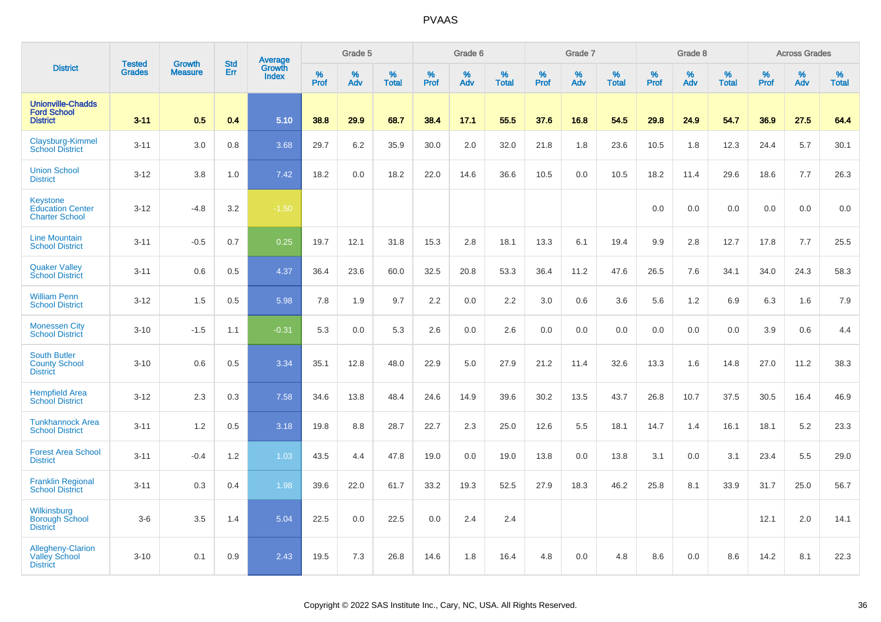# PVAAS

| District | Tested Grades | Growth Measure | Std Err | Average Growth Index | Grade 5 | | | Grade 6 | | | Grade 7 | | | Grade 8 | | | Across Grades | | |
|---|---|---|---|---|---|---|---|---|---|---|---|---|---|---|---|---|---|---|---|
| | | | | | % Prof | % Adv | % Total | % Prof | % Adv | % Total | % Prof | % Adv | % Total | % Prof | % Adv | % Total | % Prof | % Adv | % Total |
| **Unionville-Chadds Ford School District** | **3-11** | **0.5** | **0.4** | **5.10** | **38.8** | **29.9** | **68.7** | **38.4** | **17.1** | **55.5** | **37.6** | **16.8** | **54.5** | **29.8** | **24.9** | **54.7** | **36.9** | **27.5** | **64.4** |
| Claysburg-Kimmel School District | 3-11 | 3.0 | 0.8 | 3.68 | 29.7 | 6.2 | 35.9 | 30.0 | 2.0 | 32.0 | 21.8 | 1.8 | 23.6 | 10.5 | 1.8 | 12.3 | 24.4 | 5.7 | 30.1 |
| Union School District | 3-12 | 3.8 | 1.0 | 7.42 | 18.2 | 0.0 | 18.2 | 22.0 | 14.6 | 36.6 | 10.5 | 0.0 | 10.5 | 18.2 | 11.4 | 29.6 | 18.6 | 7.7 | 26.3 |
| Keystone Education Center Charter School | 3-12 | -4.8 | 3.2 | -1.50 | | | | | | | | | | 0.0 | 0.0 | 0.0 | 0.0 | 0.0 | 0.0 |
| Line Mountain School District | 3-11 | -0.5 | 0.7 | 0.25 | 19.7 | 12.1 | 31.8 | 15.3 | 2.8 | 18.1 | 13.3 | 6.1 | 19.4 | 9.9 | 2.8 | 12.7 | 17.8 | 7.7 | 25.5 |
| Quaker Valley School District | 3-11 | 0.6 | 0.5 | 4.37 | 36.4 | 23.6 | 60.0 | 32.5 | 20.8 | 53.3 | 36.4 | 11.2 | 47.6 | 26.5 | 7.6 | 34.1 | 34.0 | 24.3 | 58.3 |
| William Penn School District | 3-12 | 1.5 | 0.5 | 5.98 | 7.8 | 1.9 | 9.7 | 2.2 | 0.0 | 2.2 | 3.0 | 0.6 | 3.6 | 5.6 | 1.2 | 6.9 | 6.3 | 1.6 | 7.9 |
| Monessen City School District | 3-10 | -1.5 | 1.1 | -0.31 | 5.3 | 0.0 | 5.3 | 2.6 | 0.0 | 2.6 | 0.0 | 0.0 | 0.0 | 0.0 | 0.0 | 0.0 | 3.9 | 0.6 | 4.4 |
| South Butler County School District | 3-10 | 0.6 | 0.5 | 3.34 | 35.1 | 12.8 | 48.0 | 22.9 | 5.0 | 27.9 | 21.2 | 11.4 | 32.6 | 13.3 | 1.6 | 14.8 | 27.0 | 11.2 | 38.3 |
| Hempfield Area School District | 3-12 | 2.3 | 0.3 | 7.58 | 34.6 | 13.8 | 48.4 | 24.6 | 14.9 | 39.6 | 30.2 | 13.5 | 43.7 | 26.8 | 10.7 | 37.5 | 30.5 | 16.4 | 46.9 |
| Tunkhannock Area School District | 3-11 | 1.2 | 0.5 | 3.18 | 19.8 | 8.8 | 28.7 | 22.7 | 2.3 | 25.0 | 12.6 | 5.5 | 18.1 | 14.7 | 1.4 | 16.1 | 18.1 | 5.2 | 23.3 |
| Forest Area School District | 3-11 | -0.4 | 1.2 | 1.03 | 43.5 | 4.4 | 47.8 | 19.0 | 0.0 | 19.0 | 13.8 | 0.0 | 13.8 | 3.1 | 0.0 | 3.1 | 23.4 | 5.5 | 29.0 |
| Franklin Regional School District | 3-11 | 0.3 | 0.4 | 1.98 | 39.6 | 22.0 | 61.7 | 33.2 | 19.3 | 52.5 | 27.9 | 18.3 | 46.2 | 25.8 | 8.1 | 33.9 | 31.7 | 25.0 | 56.7 |
| Wilkinsburg Borough School District | 3-6 | 3.5 | 1.4 | 5.04 | 22.5 | 0.0 | 22.5 | 0.0 | 2.4 | 2.4 | | | | | | | 12.1 | 2.0 | 14.1 |
| Allegheny-Clarion Valley School District | 3-10 | 0.1 | 0.9 | 2.43 | 19.5 | 7.3 | 26.8 | 14.6 | 1.8 | 16.4 | 4.8 | 0.0 | 4.8 | 8.6 | 0.0 | 8.6 | 14.2 | 8.1 | 22.3 |

Copyright © 2022 SAS Institute Inc., Cary, NC, USA. All Rights Reserved.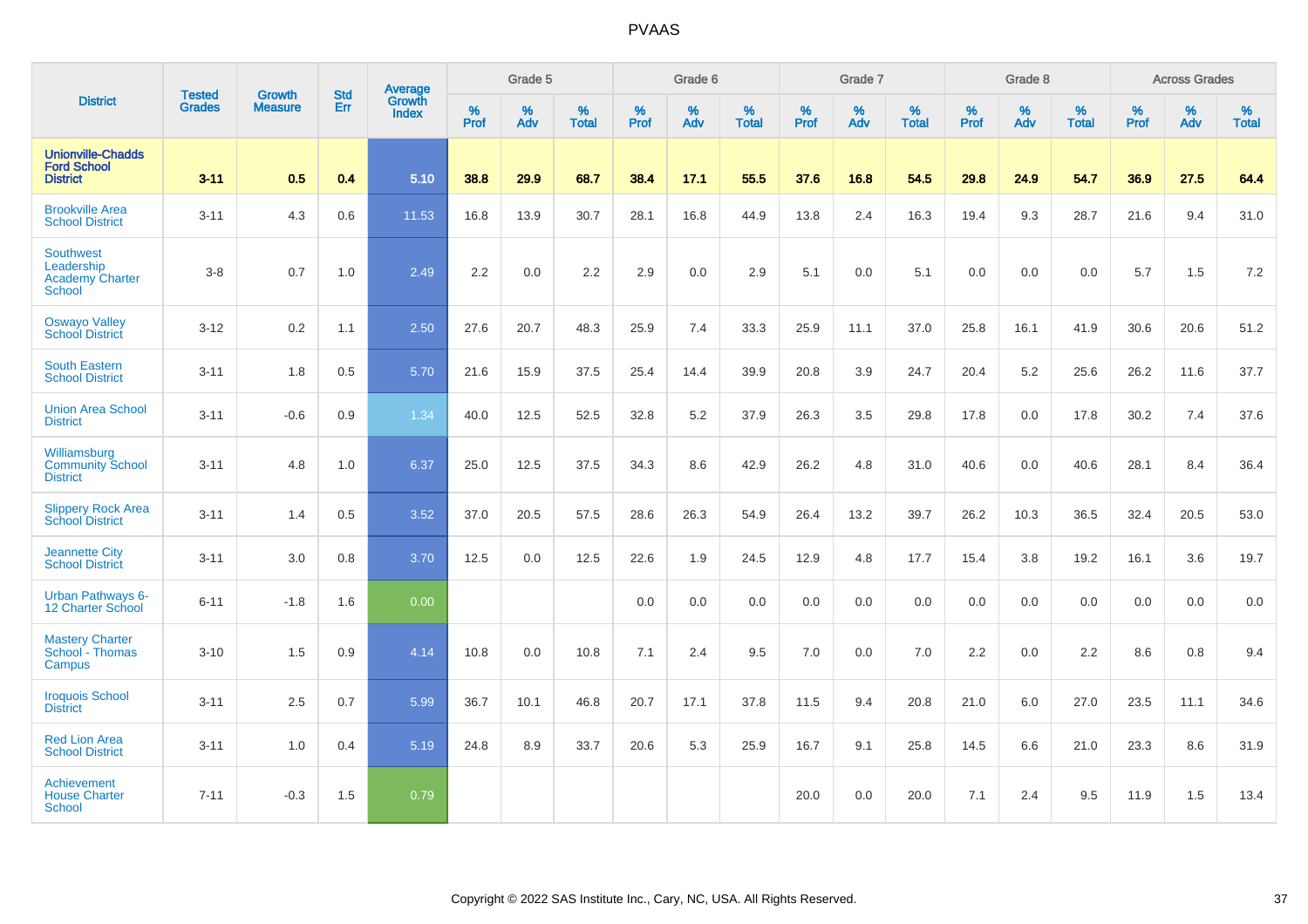# PVAAS

| District | Tested Grades | Growth Measure | Std Err | Average Growth Index | Grade 5 | | | Grade 6 | | | Grade 7 | | | Grade 8 | | | Across Grades | | |
|---|---|---|---|---|---|---|---|---|---|---|---|---|---|---|---|---|---|---|---|
| | | | | | % Prof | % Adv | % Total | % Prof | % Adv | % Total | % Prof | % Adv | % Total | % Prof | % Adv | % Total | % Prof | % Adv | % Total |
| **Unionville-Chadds Ford School District** | **3-11** | **0.5** | **0.4** | **5.10** | **38.8** | **29.9** | **68.7** | **38.4** | **17.1** | **55.5** | **37.6** | **16.8** | **54.5** | **29.8** | **24.9** | **54.7** | **36.9** | **27.5** | **64.4** |
| Brookville Area School District | 3-11 | 4.3 | 0.6 | 11.53 | 16.8 | 13.9 | 30.7 | 28.1 | 16.8 | 44.9 | 13.8 | 2.4 | 16.3 | 19.4 | 9.3 | 28.7 | 21.6 | 9.4 | 31.0 |
| Southwest Leadership Academy Charter School | 3-8 | 0.7 | 1.0 | 2.49 | 2.2 | 0.0 | 2.2 | 2.9 | 0.0 | 2.9 | 5.1 | 0.0 | 5.1 | 0.0 | 0.0 | 0.0 | 5.7 | 1.5 | 7.2 |
| Oswayo Valley School District | 3-12 | 0.2 | 1.1 | 2.50 | 27.6 | 20.7 | 48.3 | 25.9 | 7.4 | 33.3 | 25.9 | 11.1 | 37.0 | 25.8 | 16.1 | 41.9 | 30.6 | 20.6 | 51.2 |
| South Eastern School District | 3-11 | 1.8 | 0.5 | 5.70 | 21.6 | 15.9 | 37.5 | 25.4 | 14.4 | 39.9 | 20.8 | 3.9 | 24.7 | 20.4 | 5.2 | 25.6 | 26.2 | 11.6 | 37.7 |
| Union Area School District | 3-11 | -0.6 | 0.9 | 1.34 | 40.0 | 12.5 | 52.5 | 32.8 | 5.2 | 37.9 | 26.3 | 3.5 | 29.8 | 17.8 | 0.0 | 17.8 | 30.2 | 7.4 | 37.6 |
| Williamsburg Community School District | 3-11 | 4.8 | 1.0 | 6.37 | 25.0 | 12.5 | 37.5 | 34.3 | 8.6 | 42.9 | 26.2 | 4.8 | 31.0 | 40.6 | 0.0 | 40.6 | 28.1 | 8.4 | 36.4 |
| Slippery Rock Area School District | 3-11 | 1.4 | 0.5 | 3.52 | 37.0 | 20.5 | 57.5 | 28.6 | 26.3 | 54.9 | 26.4 | 13.2 | 39.7 | 26.2 | 10.3 | 36.5 | 32.4 | 20.5 | 53.0 |
| Jeannette City School District | 3-11 | 3.0 | 0.8 | 3.70 | 12.5 | 0.0 | 12.5 | 22.6 | 1.9 | 24.5 | 12.9 | 4.8 | 17.7 | 15.4 | 3.8 | 19.2 | 16.1 | 3.6 | 19.7 |
| Urban Pathways 6-12 Charter School | 6-11 | -1.8 | 1.6 | 0.00 | | | | 0.0 | 0.0 | 0.0 | 0.0 | 0.0 | 0.0 | 0.0 | 0.0 | 0.0 | 0.0 | 0.0 | 0.0 |
| Mastery Charter School - Thomas Campus | 3-10 | 1.5 | 0.9 | 4.14 | 10.8 | 0.0 | 10.8 | 7.1 | 2.4 | 9.5 | 7.0 | 0.0 | 7.0 | 2.2 | 0.0 | 2.2 | 8.6 | 0.8 | 9.4 |
| Iroquois School District | 3-11 | 2.5 | 0.7 | 5.99 | 36.7 | 10.1 | 46.8 | 20.7 | 17.1 | 37.8 | 11.5 | 9.4 | 20.8 | 21.0 | 6.0 | 27.0 | 23.5 | 11.1 | 34.6 |
| Red Lion Area School District | 3-11 | 1.0 | 0.4 | 5.19 | 24.8 | 8.9 | 33.7 | 20.6 | 5.3 | 25.9 | 16.7 | 9.1 | 25.8 | 14.5 | 6.6 | 21.0 | 23.3 | 8.6 | 31.9 |
| Achievement House Charter School | 7-11 | -0.3 | 1.5 | 0.79 | | | | | | | 20.0 | 0.0 | 20.0 | 7.1 | 2.4 | 9.5 | 11.9 | 1.5 | 13.4 |

Copyright © 2022 SAS Institute Inc., Cary, NC, USA. All Rights Reserved.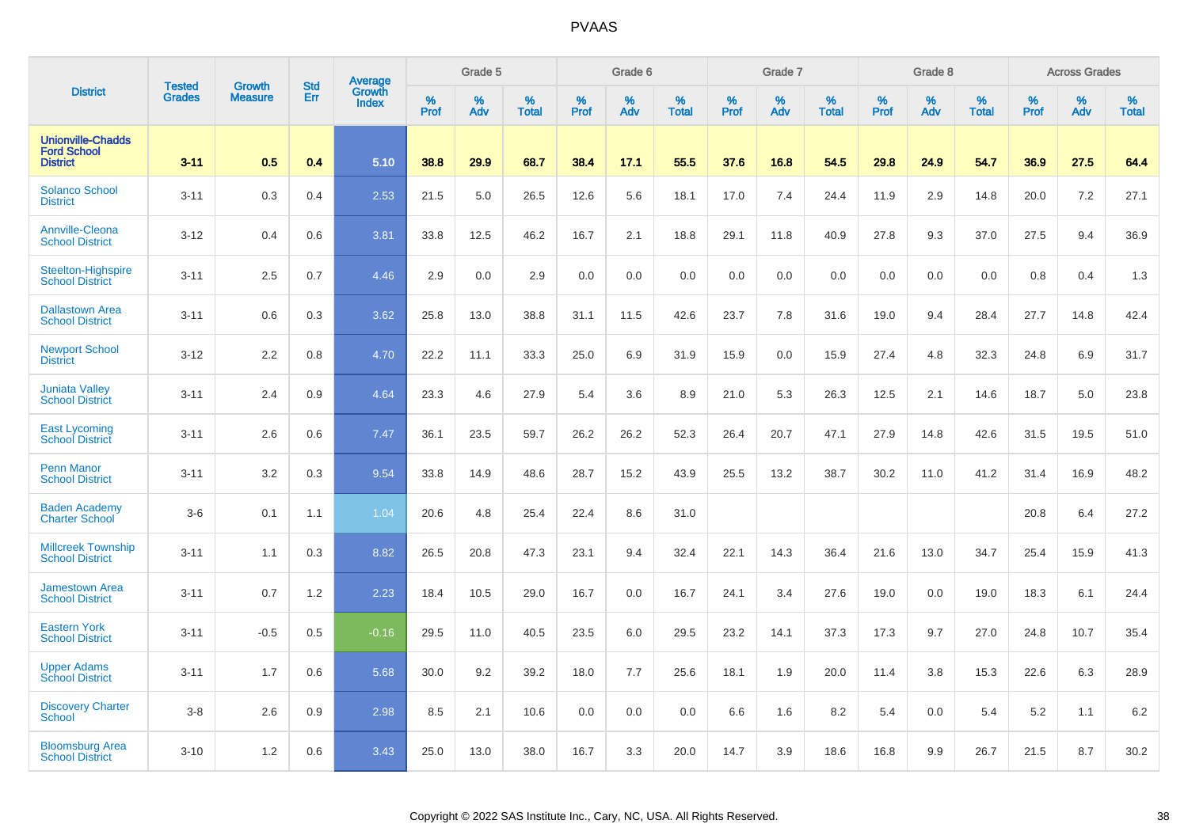# PVAAS

| District | Tested Grades | Growth Measure | Std Err | Average Growth Index | Grade 5 | | | Grade 6 | | | Grade 7 | | | Grade 8 | | | Across Grades | | |
|---|---|---|---|---|---|---|---|---|---|---|---|---|---|---|---|---|---|---|---|
| | | | | | % Prof | % Adv | % Total | % Prof | % Adv | % Total | % Prof | % Adv | % Total | % Prof | % Adv | % Total | % Prof | % Adv | % Total |
| **Unionville-Chadds Ford School District** | **3-11** | **0.5** | **0.4** | **5.10** | **38.8** | **29.9** | **68.7** | **38.4** | **17.1** | **55.5** | **37.6** | **16.8** | **54.5** | **29.8** | **24.9** | **54.7** | **36.9** | **27.5** | **64.4** |
| Solanco School District | 3-11 | 0.3 | 0.4 | 2.53 | 21.5 | 5.0 | 26.5 | 12.6 | 5.6 | 18.1 | 17.0 | 7.4 | 24.4 | 11.9 | 2.9 | 14.8 | 20.0 | 7.2 | 27.1 |
| Annville-Cleona School District | 3-12 | 0.4 | 0.6 | 3.81 | 33.8 | 12.5 | 46.2 | 16.7 | 2.1 | 18.8 | 29.1 | 11.8 | 40.9 | 27.8 | 9.3 | 37.0 | 27.5 | 9.4 | 36.9 |
| Steelton-Highspire School District | 3-11 | 2.5 | 0.7 | 4.46 | 2.9 | 0.0 | 2.9 | 0.0 | 0.0 | 0.0 | 0.0 | 0.0 | 0.0 | 0.0 | 0.0 | 0.0 | 0.8 | 0.4 | 1.3 |
| Dallastown Area School District | 3-11 | 0.6 | 0.3 | 3.62 | 25.8 | 13.0 | 38.8 | 31.1 | 11.5 | 42.6 | 23.7 | 7.8 | 31.6 | 19.0 | 9.4 | 28.4 | 27.7 | 14.8 | 42.4 |
| Newport School District | 3-12 | 2.2 | 0.8 | 4.70 | 22.2 | 11.1 | 33.3 | 25.0 | 6.9 | 31.9 | 15.9 | 0.0 | 15.9 | 27.4 | 4.8 | 32.3 | 24.8 | 6.9 | 31.7 |
| Juniata Valley School District | 3-11 | 2.4 | 0.9 | 4.64 | 23.3 | 4.6 | 27.9 | 5.4 | 3.6 | 8.9 | 21.0 | 5.3 | 26.3 | 12.5 | 2.1 | 14.6 | 18.7 | 5.0 | 23.8 |
| East Lycoming School District | 3-11 | 2.6 | 0.6 | 7.47 | 36.1 | 23.5 | 59.7 | 26.2 | 26.2 | 52.3 | 26.4 | 20.7 | 47.1 | 27.9 | 14.8 | 42.6 | 31.5 | 19.5 | 51.0 |
| Penn Manor School District | 3-11 | 3.2 | 0.3 | 9.54 | 33.8 | 14.9 | 48.6 | 28.7 | 15.2 | 43.9 | 25.5 | 13.2 | 38.7 | 30.2 | 11.0 | 41.2 | 31.4 | 16.9 | 48.2 |
| Baden Academy Charter School | 3-6 | 0.1 | 1.1 | 1.04 | 20.6 | 4.8 | 25.4 | 22.4 | 8.6 | 31.0 | | | | | | | 20.8 | 6.4 | 27.2 |
| Millcreek Township School District | 3-11 | 1.1 | 0.3 | 8.82 | 26.5 | 20.8 | 47.3 | 23.1 | 9.4 | 32.4 | 22.1 | 14.3 | 36.4 | 21.6 | 13.0 | 34.7 | 25.4 | 15.9 | 41.3 |
| Jamestown Area School District | 3-11 | 0.7 | 1.2 | 2.23 | 18.4 | 10.5 | 29.0 | 16.7 | 0.0 | 16.7 | 24.1 | 3.4 | 27.6 | 19.0 | 0.0 | 19.0 | 18.3 | 6.1 | 24.4 |
| Eastern York School District | 3-11 | -0.5 | 0.5 | -0.16 | 29.5 | 11.0 | 40.5 | 23.5 | 6.0 | 29.5 | 23.2 | 14.1 | 37.3 | 17.3 | 9.7 | 27.0 | 24.8 | 10.7 | 35.4 |
| Upper Adams School District | 3-11 | 1.7 | 0.6 | 5.68 | 30.0 | 9.2 | 39.2 | 18.0 | 7.7 | 25.6 | 18.1 | 1.9 | 20.0 | 11.4 | 3.8 | 15.3 | 22.6 | 6.3 | 28.9 |
| Discovery Charter School | 3-8 | 2.6 | 0.9 | 2.98 | 8.5 | 2.1 | 10.6 | 0.0 | 0.0 | 0.0 | 6.6 | 1.6 | 8.2 | 5.4 | 0.0 | 5.4 | 5.2 | 1.1 | 6.2 |
| Bloomsburg Area School District | 3-10 | 1.2 | 0.6 | 3.43 | 25.0 | 13.0 | 38.0 | 16.7 | 3.3 | 20.0 | 14.7 | 3.9 | 18.6 | 16.8 | 9.9 | 26.7 | 21.5 | 8.7 | 30.2 |

Copyright © 2022 SAS Institute Inc., Cary, NC, USA. All Rights Reserved.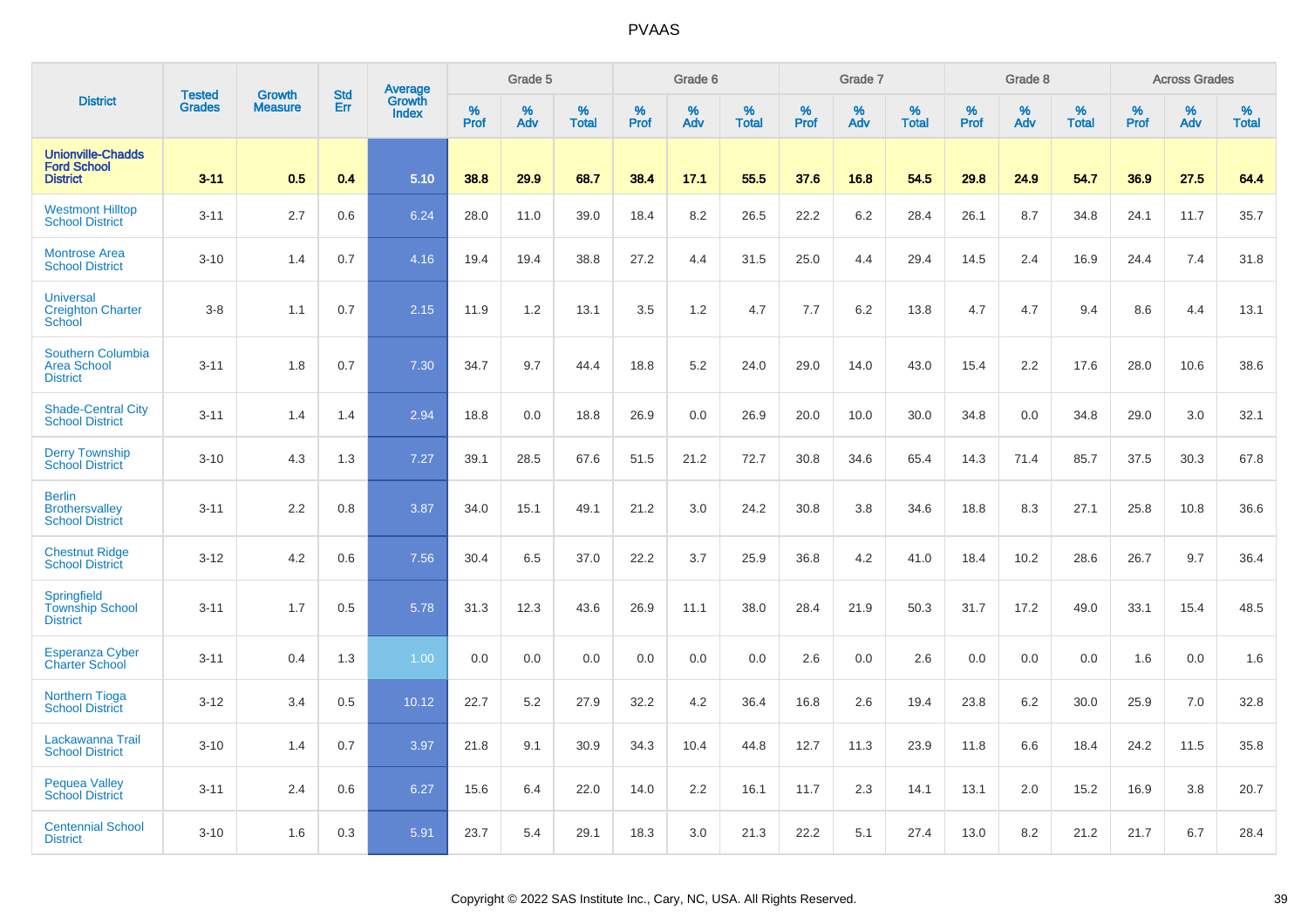# PVAAS

| District | Tested Grades | Growth Measure | Std Err | Average Growth Index | Grade 5 | | | Grade 6 | | | Grade 7 | | | Grade 8 | | | Across Grades | | |
|---|---|---|---|---|---|---|---|---|---|---|---|---|---|---|---|---|---|---|---|
| | | | | | % Prof | % Adv | % Total | % Prof | % Adv | % Total | % Prof | % Adv | % Total | % Prof | % Adv | % Total | % Prof | % Adv | % Total |
| **Unionville-Chadds Ford School District** | **3-11** | **0.5** | **0.4** | **5.10** | **38.8** | **29.9** | **68.7** | **38.4** | **17.1** | **55.5** | **37.6** | **16.8** | **54.5** | **29.8** | **24.9** | **54.7** | **36.9** | **27.5** | **64.4** |
| Westmont Hilltop School District | 3-11 | 2.7 | 0.6 | 6.24 | 28.0 | 11.0 | 39.0 | 18.4 | 8.2 | 26.5 | 22.2 | 6.2 | 28.4 | 26.1 | 8.7 | 34.8 | 24.1 | 11.7 | 35.7 |
| Montrose Area School District | 3-10 | 1.4 | 0.7 | 4.16 | 19.4 | 19.4 | 38.8 | 27.2 | 4.4 | 31.5 | 25.0 | 4.4 | 29.4 | 14.5 | 2.4 | 16.9 | 24.4 | 7.4 | 31.8 |
| Universal Creighton Charter School | 3-8 | 1.1 | 0.7 | 2.15 | 11.9 | 1.2 | 13.1 | 3.5 | 1.2 | 4.7 | 7.7 | 6.2 | 13.8 | 4.7 | 4.7 | 9.4 | 8.6 | 4.4 | 13.1 |
| Southern Columbia Area School District | 3-11 | 1.8 | 0.7 | 7.30 | 34.7 | 9.7 | 44.4 | 18.8 | 5.2 | 24.0 | 29.0 | 14.0 | 43.0 | 15.4 | 2.2 | 17.6 | 28.0 | 10.6 | 38.6 |
| Shade-Central City School District | 3-11 | 1.4 | 1.4 | 2.94 | 18.8 | 0.0 | 18.8 | 26.9 | 0.0 | 26.9 | 20.0 | 10.0 | 30.0 | 34.8 | 0.0 | 34.8 | 29.0 | 3.0 | 32.1 |
| Derry Township School District | 3-10 | 4.3 | 1.3 | 7.27 | 39.1 | 28.5 | 67.6 | 51.5 | 21.2 | 72.7 | 30.8 | 34.6 | 65.4 | 14.3 | 71.4 | 85.7 | 37.5 | 30.3 | 67.8 |
| Berlin Brothersvalley School District | 3-11 | 2.2 | 0.8 | 3.87 | 34.0 | 15.1 | 49.1 | 21.2 | 3.0 | 24.2 | 30.8 | 3.8 | 34.6 | 18.8 | 8.3 | 27.1 | 25.8 | 10.8 | 36.6 |
| Chestnut Ridge School District | 3-12 | 4.2 | 0.6 | 7.56 | 30.4 | 6.5 | 37.0 | 22.2 | 3.7 | 25.9 | 36.8 | 4.2 | 41.0 | 18.4 | 10.2 | 28.6 | 26.7 | 9.7 | 36.4 |
| Springfield Township School District | 3-11 | 1.7 | 0.5 | 5.78 | 31.3 | 12.3 | 43.6 | 26.9 | 11.1 | 38.0 | 28.4 | 21.9 | 50.3 | 31.7 | 17.2 | 49.0 | 33.1 | 15.4 | 48.5 |
| Esperanza Cyber Charter School | 3-11 | 0.4 | 1.3 | 1.00 | 0.0 | 0.0 | 0.0 | 0.0 | 0.0 | 0.0 | 2.6 | 0.0 | 2.6 | 0.0 | 0.0 | 0.0 | 1.6 | 0.0 | 1.6 |
| Northern Tioga School District | 3-12 | 3.4 | 0.5 | 10.12 | 22.7 | 5.2 | 27.9 | 32.2 | 4.2 | 36.4 | 16.8 | 2.6 | 19.4 | 23.8 | 6.2 | 30.0 | 25.9 | 7.0 | 32.8 |
| Lackawanna Trail School District | 3-10 | 1.4 | 0.7 | 3.97 | 21.8 | 9.1 | 30.9 | 34.3 | 10.4 | 44.8 | 12.7 | 11.3 | 23.9 | 11.8 | 6.6 | 18.4 | 24.2 | 11.5 | 35.8 |
| Pequea Valley School District | 3-11 | 2.4 | 0.6 | 6.27 | 15.6 | 6.4 | 22.0 | 14.0 | 2.2 | 16.1 | 11.7 | 2.3 | 14.1 | 13.1 | 2.0 | 15.2 | 16.9 | 3.8 | 20.7 |
| Centennial School District | 3-10 | 1.6 | 0.3 | 5.91 | 23.7 | 5.4 | 29.1 | 18.3 | 3.0 | 21.3 | 22.2 | 5.1 | 27.4 | 13.0 | 8.2 | 21.2 | 21.7 | 6.7 | 28.4 |

Copyright © 2022 SAS Institute Inc., Cary, NC, USA. All Rights Reserved.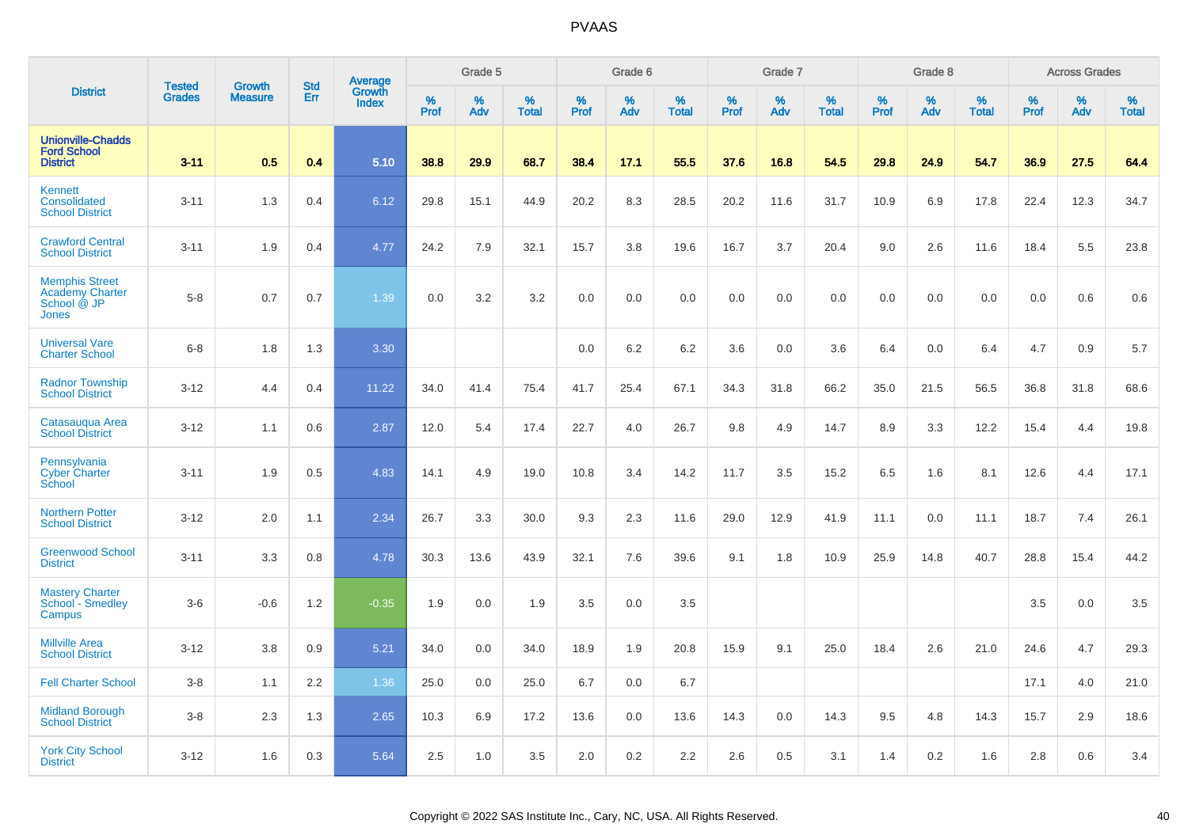# PVAAS

| District | Tested Grades | Growth Measure | Std Err | Average Growth Index | Grade 5 | | | Grade 6 | | | Grade 7 | | | Grade 8 | | | Across Grades | | |
|---|---|---|---|---|---|---|---|---|---|---|---|---|---|---|---|---|---|---|---|
| | | | | | % Prof | % Adv | % Total | % Prof | % Adv | % Total | % Prof | % Adv | % Total | % Prof | % Adv | % Total | % Prof | % Adv | % Total |
| **Unionville-Chadds Ford School District** | **3-11** | **0.5** | **0.4** | **5.10** | **38.8** | **29.9** | **68.7** | **38.4** | **17.1** | **55.5** | **37.6** | **16.8** | **54.5** | **29.8** | **24.9** | **54.7** | **36.9** | **27.5** | **64.4** |
| Kennett Consolidated School District | 3-11 | 1.3 | 0.4 | 6.12 | 29.8 | 15.1 | 44.9 | 20.2 | 8.3 | 28.5 | 20.2 | 11.6 | 31.7 | 10.9 | 6.9 | 17.8 | 22.4 | 12.3 | 34.7 |
| Crawford Central School District | 3-11 | 1.9 | 0.4 | 4.77 | 24.2 | 7.9 | 32.1 | 15.7 | 3.8 | 19.6 | 16.7 | 3.7 | 20.4 | 9.0 | 2.6 | 11.6 | 18.4 | 5.5 | 23.8 |
| Memphis Street Academy Charter School @ JP Jones | 5-8 | 0.7 | 0.7 | 1.39 | 0.0 | 3.2 | 3.2 | 0.0 | 0.0 | 0.0 | 0.0 | 0.0 | 0.0 | 0.0 | 0.0 | 0.0 | 0.0 | 0.6 | 0.6 |
| Universal Vare Charter School | 6-8 | 1.8 | 1.3 | 3.30 | | | | 0.0 | 6.2 | 6.2 | 3.6 | 0.0 | 3.6 | 6.4 | 0.0 | 6.4 | 4.7 | 0.9 | 5.7 |
| Radnor Township School District | 3-12 | 4.4 | 0.4 | 11.22 | 34.0 | 41.4 | 75.4 | 41.7 | 25.4 | 67.1 | 34.3 | 31.8 | 66.2 | 35.0 | 21.5 | 56.5 | 36.8 | 31.8 | 68.6 |
| Catasauqua Area School District | 3-12 | 1.1 | 0.6 | 2.87 | 12.0 | 5.4 | 17.4 | 22.7 | 4.0 | 26.7 | 9.8 | 4.9 | 14.7 | 8.9 | 3.3 | 12.2 | 15.4 | 4.4 | 19.8 |
| Pennsylvania Cyber Charter School | 3-11 | 1.9 | 0.5 | 4.83 | 14.1 | 4.9 | 19.0 | 10.8 | 3.4 | 14.2 | 11.7 | 3.5 | 15.2 | 6.5 | 1.6 | 8.1 | 12.6 | 4.4 | 17.1 |
| Northern Potter School District | 3-12 | 2.0 | 1.1 | 2.34 | 26.7 | 3.3 | 30.0 | 9.3 | 2.3 | 11.6 | 29.0 | 12.9 | 41.9 | 11.1 | 0.0 | 11.1 | 18.7 | 7.4 | 26.1 |
| Greenwood School District | 3-11 | 3.3 | 0.8 | 4.78 | 30.3 | 13.6 | 43.9 | 32.1 | 7.6 | 39.6 | 9.1 | 1.8 | 10.9 | 25.9 | 14.8 | 40.7 | 28.8 | 15.4 | 44.2 |
| Mastery Charter School - Smedley Campus | 3-6 | -0.6 | 1.2 | -0.35 | 1.9 | 0.0 | 1.9 | 3.5 | 0.0 | 3.5 | | | | | | | 3.5 | 0.0 | 3.5 |
| Millville Area School District | 3-12 | 3.8 | 0.9 | 5.21 | 34.0 | 0.0 | 34.0 | 18.9 | 1.9 | 20.8 | 15.9 | 9.1 | 25.0 | 18.4 | 2.6 | 21.0 | 24.6 | 4.7 | 29.3 |
| Fell Charter School | 3-8 | 1.1 | 2.2 | 1.36 | 25.0 | 0.0 | 25.0 | 6.7 | 0.0 | 6.7 | | | | | | | 17.1 | 4.0 | 21.0 |
| Midland Borough School District | 3-8 | 2.3 | 1.3 | 2.65 | 10.3 | 6.9 | 17.2 | 13.6 | 0.0 | 13.6 | 14.3 | 0.0 | 14.3 | 9.5 | 4.8 | 14.3 | 15.7 | 2.9 | 18.6 |
| York City School District | 3-12 | 1.6 | 0.3 | 5.64 | 2.5 | 1.0 | 3.5 | 2.0 | 0.2 | 2.2 | 2.6 | 0.5 | 3.1 | 1.4 | 0.2 | 1.6 | 2.8 | 0.6 | 3.4 |

Copyright © 2022 SAS Institute Inc., Cary, NC, USA. All Rights Reserved.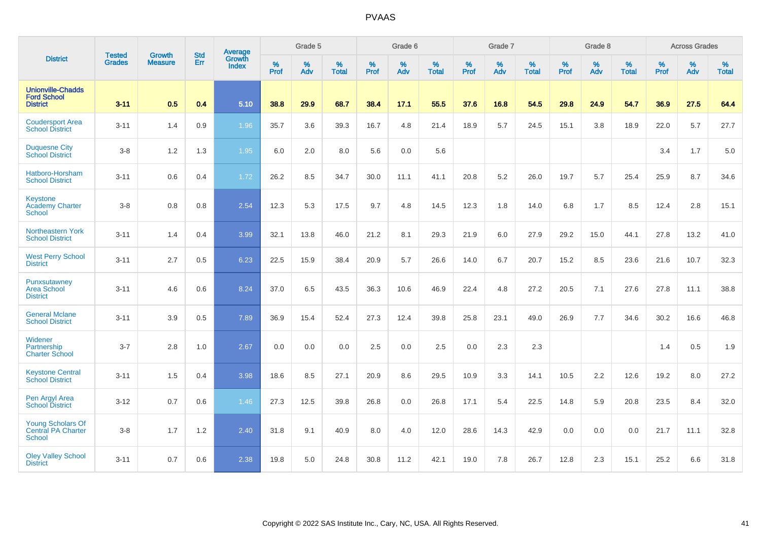# PVAAS

| District | Tested Grades | Growth Measure | Std Err | Average Growth Index | Grade 5 | | | Grade 6 | | | Grade 7 | | | Grade 8 | | | Across Grades | | |
|---|---|---|---|---|---|---|---|---|---|---|---|---|---|---|---|---|---|---|---|
| | | | | | % Prof | % Adv | % Total | % Prof | % Adv | % Total | % Prof | % Adv | % Total | % Prof | % Adv | % Total | % Prof | % Adv | % Total |
| **Unionville-Chadds Ford School District** | **3-11** | **0.5** | **0.4** | **5.10** | **38.8** | **29.9** | **68.7** | **38.4** | **17.1** | **55.5** | **37.6** | **16.8** | **54.5** | **29.8** | **24.9** | **54.7** | **36.9** | **27.5** | **64.4** |
| Coudersport Area School District | 3-11 | 1.4 | 0.9 | 1.96 | 35.7 | 3.6 | 39.3 | 16.7 | 4.8 | 21.4 | 18.9 | 5.7 | 24.5 | 15.1 | 3.8 | 18.9 | 22.0 | 5.7 | 27.7 |
| Duquesne City School District | 3-8 | 1.2 | 1.3 | 1.95 | 6.0 | 2.0 | 8.0 | 5.6 | 0.0 | 5.6 | | | | | | | 3.4 | 1.7 | 5.0 |
| Hatboro-Horsham School District | 3-11 | 0.6 | 0.4 | 1.72 | 26.2 | 8.5 | 34.7 | 30.0 | 11.1 | 41.1 | 20.8 | 5.2 | 26.0 | 19.7 | 5.7 | 25.4 | 25.9 | 8.7 | 34.6 |
| Keystone Academy Charter School | 3-8 | 0.8 | 0.8 | 2.54 | 12.3 | 5.3 | 17.5 | 9.7 | 4.8 | 14.5 | 12.3 | 1.8 | 14.0 | 6.8 | 1.7 | 8.5 | 12.4 | 2.8 | 15.1 |
| Northeastern York School District | 3-11 | 1.4 | 0.4 | 3.99 | 32.1 | 13.8 | 46.0 | 21.2 | 8.1 | 29.3 | 21.9 | 6.0 | 27.9 | 29.2 | 15.0 | 44.1 | 27.8 | 13.2 | 41.0 |
| West Perry School District | 3-11 | 2.7 | 0.5 | 6.23 | 22.5 | 15.9 | 38.4 | 20.9 | 5.7 | 26.6 | 14.0 | 6.7 | 20.7 | 15.2 | 8.5 | 23.6 | 21.6 | 10.7 | 32.3 |
| Punxsutawney Area School District | 3-11 | 4.6 | 0.6 | 8.24 | 37.0 | 6.5 | 43.5 | 36.3 | 10.6 | 46.9 | 22.4 | 4.8 | 27.2 | 20.5 | 7.1 | 27.6 | 27.8 | 11.1 | 38.8 |
| General Mclane School District | 3-11 | 3.9 | 0.5 | 7.89 | 36.9 | 15.4 | 52.4 | 27.3 | 12.4 | 39.8 | 25.8 | 23.1 | 49.0 | 26.9 | 7.7 | 34.6 | 30.2 | 16.6 | 46.8 |
| Widener Partnership Charter School | 3-7 | 2.8 | 1.0 | 2.67 | 0.0 | 0.0 | 0.0 | 2.5 | 0.0 | 2.5 | 0.0 | 2.3 | 2.3 | | | | 1.4 | 0.5 | 1.9 |
| Keystone Central School District | 3-11 | 1.5 | 0.4 | 3.98 | 18.6 | 8.5 | 27.1 | 20.9 | 8.6 | 29.5 | 10.9 | 3.3 | 14.1 | 10.5 | 2.2 | 12.6 | 19.2 | 8.0 | 27.2 |
| Pen Argyl Area School District | 3-12 | 0.7 | 0.6 | 1.46 | 27.3 | 12.5 | 39.8 | 26.8 | 0.0 | 26.8 | 17.1 | 5.4 | 22.5 | 14.8 | 5.9 | 20.8 | 23.5 | 8.4 | 32.0 |
| Young Scholars Of Central PA Charter School | 3-8 | 1.7 | 1.2 | 2.40 | 31.8 | 9.1 | 40.9 | 8.0 | 4.0 | 12.0 | 28.6 | 14.3 | 42.9 | 0.0 | 0.0 | 0.0 | 21.7 | 11.1 | 32.8 |
| Oley Valley School District | 3-11 | 0.7 | 0.6 | 2.38 | 19.8 | 5.0 | 24.8 | 30.8 | 11.2 | 42.1 | 19.0 | 7.8 | 26.7 | 12.8 | 2.3 | 15.1 | 25.2 | 6.6 | 31.8 |

Copyright © 2022 SAS Institute Inc., Cary, NC, USA. All Rights Reserved.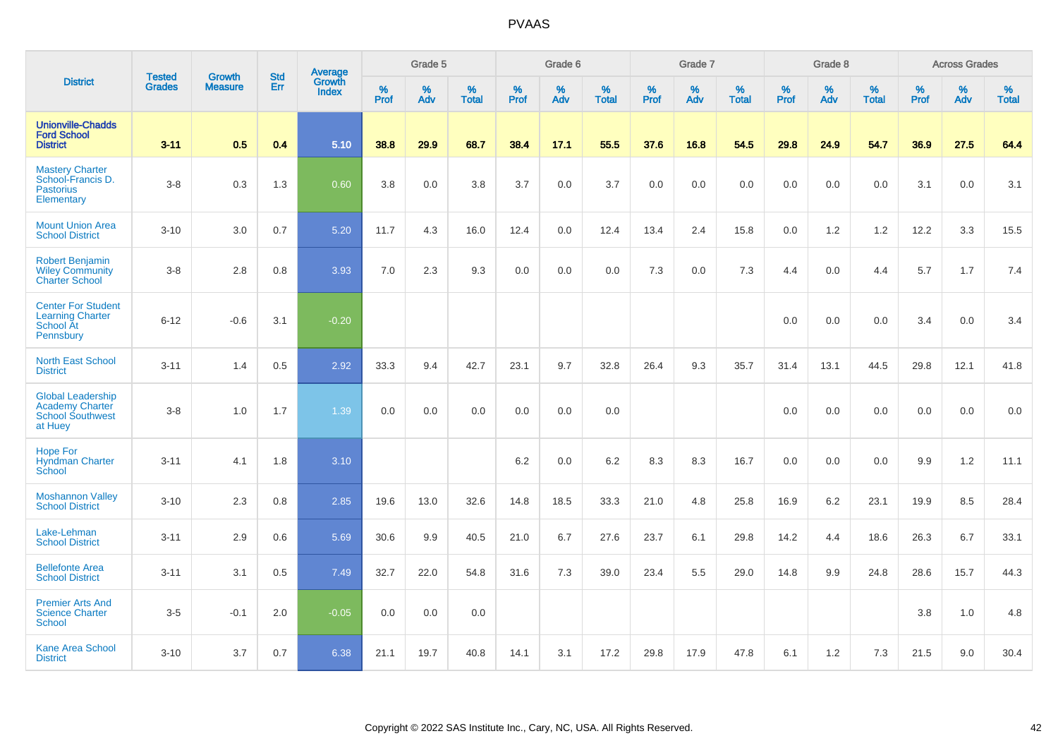# PVAAS

| District | Tested Grades | Growth Measure | Std Err | Average Growth Index | Grade 5 | | | Grade 6 | | | Grade 7 | | | Grade 8 | | | Across Grades | | |
|---|---|---|---|---|---|---|---|---|---|---|---|---|---|---|---|---|---|---|---|
| | | | | | % Prof | % Adv | % Total | % Prof | % Adv | % Total | % Prof | % Adv | % Total | % Prof | % Adv | % Total | % Prof | % Adv | % Total |
| **Unionville-Chadds Ford School District** | **3-11** | **0.5** | **0.4** | **5.10** | **38.8** | **29.9** | **68.7** | **38.4** | **17.1** | **55.5** | **37.6** | **16.8** | **54.5** | **29.8** | **24.9** | **54.7** | **36.9** | **27.5** | **64.4** |
| Mastery Charter School-Francis D. Pastorius Elementary | 3-8 | 0.3 | 1.3 | 0.60 | 3.8 | 0.0 | 3.8 | 3.7 | 0.0 | 3.7 | 0.0 | 0.0 | 0.0 | 0.0 | 0.0 | 0.0 | 3.1 | 0.0 | 3.1 |
| Mount Union Area School District | 3-10 | 3.0 | 0.7 | 5.20 | 11.7 | 4.3 | 16.0 | 12.4 | 0.0 | 12.4 | 13.4 | 2.4 | 15.8 | 0.0 | 1.2 | 1.2 | 12.2 | 3.3 | 15.5 |
| Robert Benjamin Wiley Community Charter School | 3-8 | 2.8 | 0.8 | 3.93 | 7.0 | 2.3 | 9.3 | 0.0 | 0.0 | 0.0 | 7.3 | 0.0 | 7.3 | 4.4 | 0.0 | 4.4 | 5.7 | 1.7 | 7.4 |
| Center For Student Learning Charter School At Pennsbury | 6-12 | -0.6 | 3.1 | -0.20 | | | | | | | | | | 0.0 | 0.0 | 0.0 | 3.4 | 0.0 | 3.4 |
| North East School District | 3-11 | 1.4 | 0.5 | 2.92 | 33.3 | 9.4 | 42.7 | 23.1 | 9.7 | 32.8 | 26.4 | 9.3 | 35.7 | 31.4 | 13.1 | 44.5 | 29.8 | 12.1 | 41.8 |
| Global Leadership Academy Charter School Southwest at Huey | 3-8 | 1.0 | 1.7 | 1.39 | 0.0 | 0.0 | 0.0 | 0.0 | 0.0 | 0.0 | | | | 0.0 | 0.0 | 0.0 | 0.0 | 0.0 | 0.0 |
| Hope For Hyndman Charter School | 3-11 | 4.1 | 1.8 | 3.10 | | | | 6.2 | 0.0 | 6.2 | 8.3 | 8.3 | 16.7 | 0.0 | 0.0 | 0.0 | 9.9 | 1.2 | 11.1 |
| Moshannon Valley School District | 3-10 | 2.3 | 0.8 | 2.85 | 19.6 | 13.0 | 32.6 | 14.8 | 18.5 | 33.3 | 21.0 | 4.8 | 25.8 | 16.9 | 6.2 | 23.1 | 19.9 | 8.5 | 28.4 |
| Lake-Lehman School District | 3-11 | 2.9 | 0.6 | 5.69 | 30.6 | 9.9 | 40.5 | 21.0 | 6.7 | 27.6 | 23.7 | 6.1 | 29.8 | 14.2 | 4.4 | 18.6 | 26.3 | 6.7 | 33.1 |
| Bellefonte Area School District | 3-11 | 3.1 | 0.5 | 7.49 | 32.7 | 22.0 | 54.8 | 31.6 | 7.3 | 39.0 | 23.4 | 5.5 | 29.0 | 14.8 | 9.9 | 24.8 | 28.6 | 15.7 | 44.3 |
| Premier Arts And Science Charter School | 3-5 | -0.1 | 2.0 | -0.05 | 0.0 | 0.0 | 0.0 | | | | | | | | | | 3.8 | 1.0 | 4.8 |
| Kane Area School District | 3-10 | 3.7 | 0.7 | 6.38 | 21.1 | 19.7 | 40.8 | 14.1 | 3.1 | 17.2 | 29.8 | 17.9 | 47.8 | 6.1 | 1.2 | 7.3 | 21.5 | 9.0 | 30.4 |

Copyright © 2022 SAS Institute Inc., Cary, NC, USA. All Rights Reserved.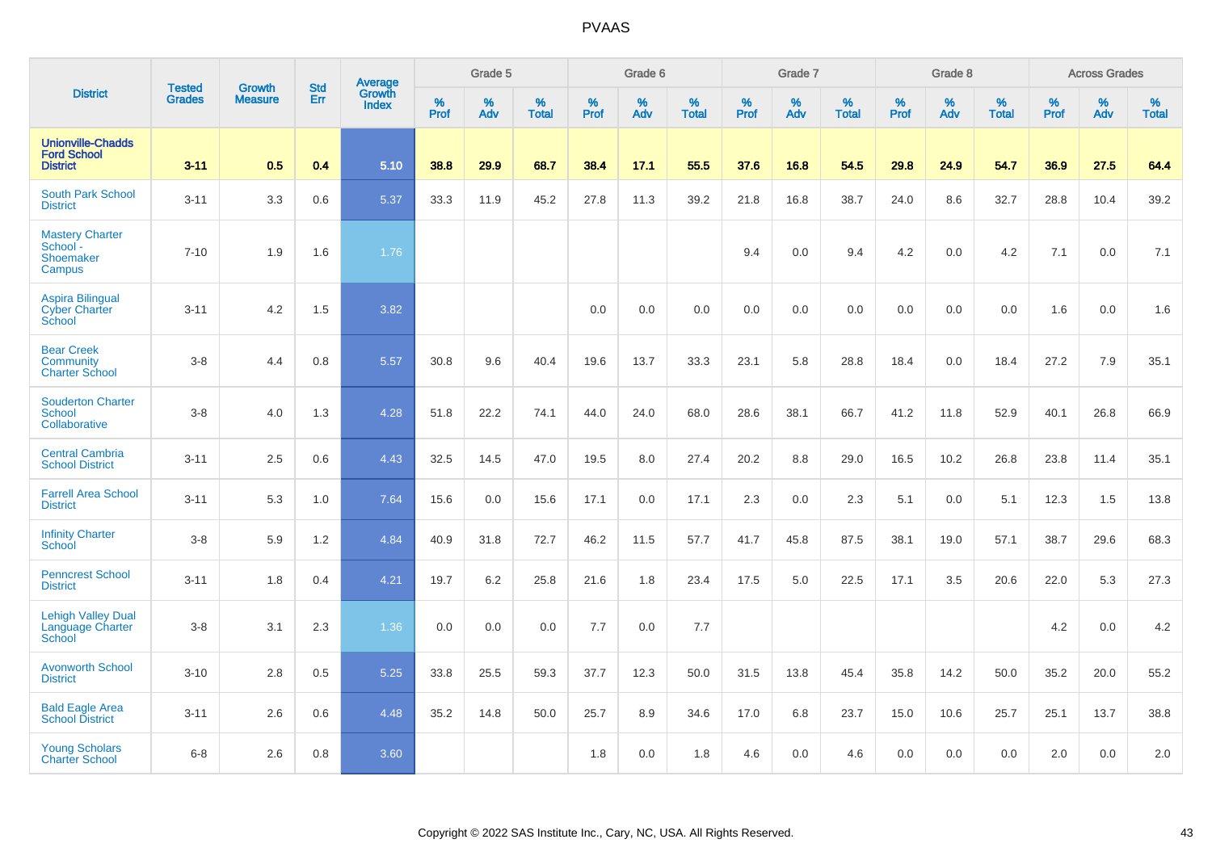# PVAAS

| District | Tested Grades | Growth Measure | Std Err | Average Growth Index | Grade 5 | | | Grade 6 | | | Grade 7 | | | Grade 8 | | | Across Grades | | |
|---|---|---|---|---|---|---|---|---|---|---|---|---|---|---|---|---|---|---|---|
| | | | | | % Prof | % Adv | % Total | % Prof | % Adv | % Total | % Prof | % Adv | % Total | % Prof | % Adv | % Total | % Prof | % Adv | % Total |
| **Unionville-Chadds Ford School District** | **3-11** | **0.5** | **0.4** | **5.10** | **38.8** | **29.9** | **68.7** | **38.4** | **17.1** | **55.5** | **37.6** | **16.8** | **54.5** | **29.8** | **24.9** | **54.7** | **36.9** | **27.5** | **64.4** |
| South Park School District | 3-11 | 3.3 | 0.6 | 5.37 | 33.3 | 11.9 | 45.2 | 27.8 | 11.3 | 39.2 | 21.8 | 16.8 | 38.7 | 24.0 | 8.6 | 32.7 | 28.8 | 10.4 | 39.2 |
| Mastery Charter School - Shoemaker Campus | 7-10 | 1.9 | 1.6 | 1.76 | | | | | | | 9.4 | 0.0 | 9.4 | 4.2 | 0.0 | 4.2 | 7.1 | 0.0 | 7.1 |
| Aspira Bilingual Cyber Charter School | 3-11 | 4.2 | 1.5 | 3.82 | | | | 0.0 | 0.0 | 0.0 | 0.0 | 0.0 | 0.0 | 0.0 | 0.0 | 0.0 | 1.6 | 0.0 | 1.6 |
| Bear Creek Community Charter School | 3-8 | 4.4 | 0.8 | 5.57 | 30.8 | 9.6 | 40.4 | 19.6 | 13.7 | 33.3 | 23.1 | 5.8 | 28.8 | 18.4 | 0.0 | 18.4 | 27.2 | 7.9 | 35.1 |
| Souderton Charter School Collaborative | 3-8 | 4.0 | 1.3 | 4.28 | 51.8 | 22.2 | 74.1 | 44.0 | 24.0 | 68.0 | 28.6 | 38.1 | 66.7 | 41.2 | 11.8 | 52.9 | 40.1 | 26.8 | 66.9 |
| Central Cambria School District | 3-11 | 2.5 | 0.6 | 4.43 | 32.5 | 14.5 | 47.0 | 19.5 | 8.0 | 27.4 | 20.2 | 8.8 | 29.0 | 16.5 | 10.2 | 26.8 | 23.8 | 11.4 | 35.1 |
| Farrell Area School District | 3-11 | 5.3 | 1.0 | 7.64 | 15.6 | 0.0 | 15.6 | 17.1 | 0.0 | 17.1 | 2.3 | 0.0 | 2.3 | 5.1 | 0.0 | 5.1 | 12.3 | 1.5 | 13.8 |
| Infinity Charter School | 3-8 | 5.9 | 1.2 | 4.84 | 40.9 | 31.8 | 72.7 | 46.2 | 11.5 | 57.7 | 41.7 | 45.8 | 87.5 | 38.1 | 19.0 | 57.1 | 38.7 | 29.6 | 68.3 |
| Penncrest School District | 3-11 | 1.8 | 0.4 | 4.21 | 19.7 | 6.2 | 25.8 | 21.6 | 1.8 | 23.4 | 17.5 | 5.0 | 22.5 | 17.1 | 3.5 | 20.6 | 22.0 | 5.3 | 27.3 |
| Lehigh Valley Dual Language Charter School | 3-8 | 3.1 | 2.3 | 1.36 | 0.0 | 0.0 | 0.0 | 7.7 | 0.0 | 7.7 | | | | | | | 4.2 | 0.0 | 4.2 |
| Avonworth School District | 3-10 | 2.8 | 0.5 | 5.25 | 33.8 | 25.5 | 59.3 | 37.7 | 12.3 | 50.0 | 31.5 | 13.8 | 45.4 | 35.8 | 14.2 | 50.0 | 35.2 | 20.0 | 55.2 |
| Bald Eagle Area School District | 3-11 | 2.6 | 0.6 | 4.48 | 35.2 | 14.8 | 50.0 | 25.7 | 8.9 | 34.6 | 17.0 | 6.8 | 23.7 | 15.0 | 10.6 | 25.7 | 25.1 | 13.7 | 38.8 |
| Young Scholars Charter School | 6-8 | 2.6 | 0.8 | 3.60 | | | | 1.8 | 0.0 | 1.8 | 4.6 | 0.0 | 4.6 | 0.0 | 0.0 | 0.0 | 2.0 | 0.0 | 2.0 |

Copyright © 2022 SAS Institute Inc., Cary, NC, USA. All Rights Reserved.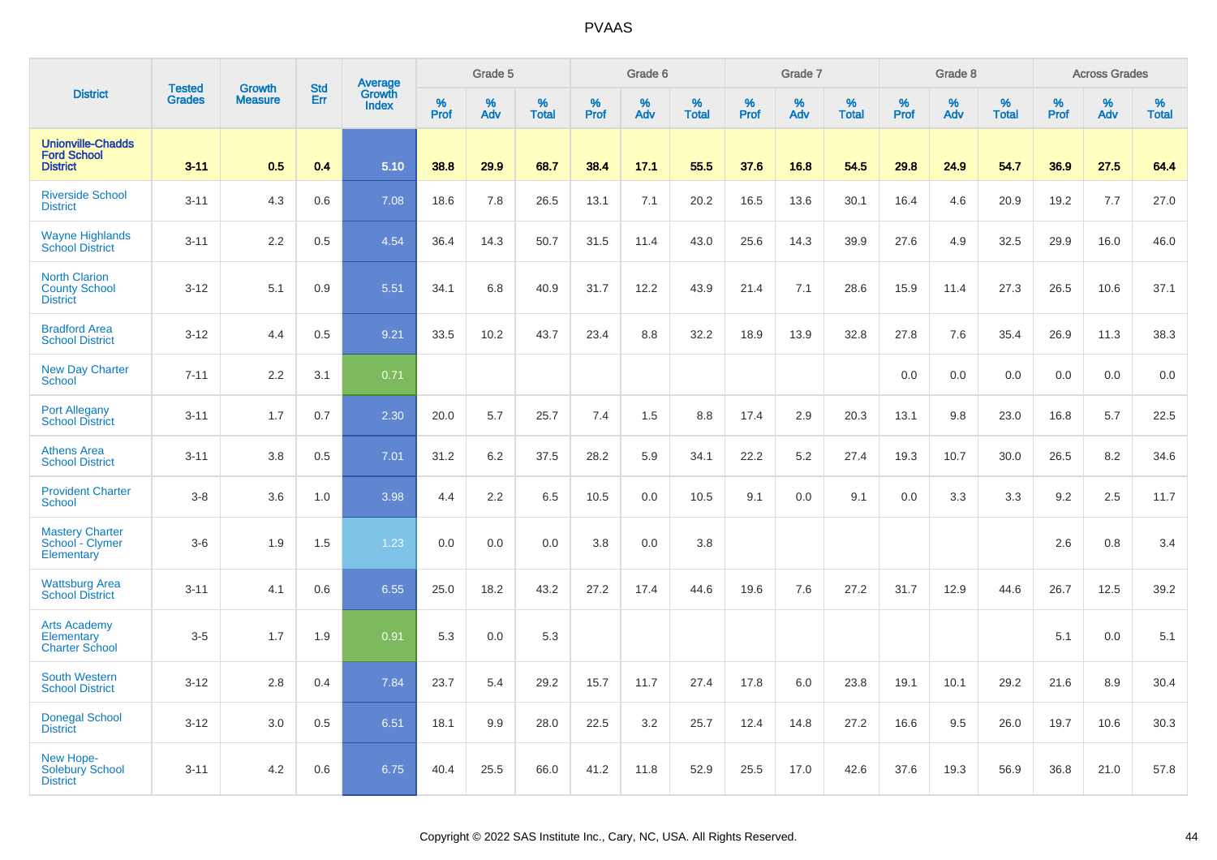# PVAAS

| District | Tested Grades | Growth Measure | Std Err | Average Growth Index | Grade 5 | | | Grade 6 | | | Grade 7 | | | Grade 8 | | | Across Grades | | |
|---|---|---|---|---|---|---|---|---|---|---|---|---|---|---|---|---|---|---|---|
| | | | | | % Prof | % Adv | % Total | % Prof | % Adv | % Total | % Prof | % Adv | % Total | % Prof | % Adv | % Total | % Prof | % Adv | % Total |
| **Unionville-Chadds Ford School District** | **3-11** | **0.5** | **0.4** | **5.10** | **38.8** | **29.9** | **68.7** | **38.4** | **17.1** | **55.5** | **37.6** | **16.8** | **54.5** | **29.8** | **24.9** | **54.7** | **36.9** | **27.5** | **64.4** |
| Riverside School District | 3-11 | 4.3 | 0.6 | 7.08 | 18.6 | 7.8 | 26.5 | 13.1 | 7.1 | 20.2 | 16.5 | 13.6 | 30.1 | 16.4 | 4.6 | 20.9 | 19.2 | 7.7 | 27.0 |
| Wayne Highlands School District | 3-11 | 2.2 | 0.5 | 4.54 | 36.4 | 14.3 | 50.7 | 31.5 | 11.4 | 43.0 | 25.6 | 14.3 | 39.9 | 27.6 | 4.9 | 32.5 | 29.9 | 16.0 | 46.0 |
| North Clarion County School District | 3-12 | 5.1 | 0.9 | 5.51 | 34.1 | 6.8 | 40.9 | 31.7 | 12.2 | 43.9 | 21.4 | 7.1 | 28.6 | 15.9 | 11.4 | 27.3 | 26.5 | 10.6 | 37.1 |
| Bradford Area School District | 3-12 | 4.4 | 0.5 | 9.21 | 33.5 | 10.2 | 43.7 | 23.4 | 8.8 | 32.2 | 18.9 | 13.9 | 32.8 | 27.8 | 7.6 | 35.4 | 26.9 | 11.3 | 38.3 |
| New Day Charter School | 7-11 | 2.2 | 3.1 | 0.71 | | | | | | | | | | 0.0 | 0.0 | 0.0 | 0.0 | 0.0 | 0.0 |
| Port Allegany School District | 3-11 | 1.7 | 0.7 | 2.30 | 20.0 | 5.7 | 25.7 | 7.4 | 1.5 | 8.8 | 17.4 | 2.9 | 20.3 | 13.1 | 9.8 | 23.0 | 16.8 | 5.7 | 22.5 |
| Athens Area School District | 3-11 | 3.8 | 0.5 | 7.01 | 31.2 | 6.2 | 37.5 | 28.2 | 5.9 | 34.1 | 22.2 | 5.2 | 27.4 | 19.3 | 10.7 | 30.0 | 26.5 | 8.2 | 34.6 |
| Provident Charter School | 3-8 | 3.6 | 1.0 | 3.98 | 4.4 | 2.2 | 6.5 | 10.5 | 0.0 | 10.5 | 9.1 | 0.0 | 9.1 | 0.0 | 3.3 | 3.3 | 9.2 | 2.5 | 11.7 |
| Mastery Charter School - Clymer Elementary | 3-6 | 1.9 | 1.5 | 1.23 | 0.0 | 0.0 | 0.0 | 3.8 | 0.0 | 3.8 | | | | | | | 2.6 | 0.8 | 3.4 |
| Wattsburg Area School District | 3-11 | 4.1 | 0.6 | 6.55 | 25.0 | 18.2 | 43.2 | 27.2 | 17.4 | 44.6 | 19.6 | 7.6 | 27.2 | 31.7 | 12.9 | 44.6 | 26.7 | 12.5 | 39.2 |
| Arts Academy Elementary Charter School | 3-5 | 1.7 | 1.9 | 0.91 | 5.3 | 0.0 | 5.3 | | | | | | | | | | 5.1 | 0.0 | 5.1 |
| South Western School District | 3-12 | 2.8 | 0.4 | 7.84 | 23.7 | 5.4 | 29.2 | 15.7 | 11.7 | 27.4 | 17.8 | 6.0 | 23.8 | 19.1 | 10.1 | 29.2 | 21.6 | 8.9 | 30.4 |
| Donegal School District | 3-12 | 3.0 | 0.5 | 6.51 | 18.1 | 9.9 | 28.0 | 22.5 | 3.2 | 25.7 | 12.4 | 14.8 | 27.2 | 16.6 | 9.5 | 26.0 | 19.7 | 10.6 | 30.3 |
| New Hope-Solebury School District | 3-11 | 4.2 | 0.6 | 6.75 | 40.4 | 25.5 | 66.0 | 41.2 | 11.8 | 52.9 | 25.5 | 17.0 | 42.6 | 37.6 | 19.3 | 56.9 | 36.8 | 21.0 | 57.8 |

Copyright © 2022 SAS Institute Inc., Cary, NC, USA. All Rights Reserved.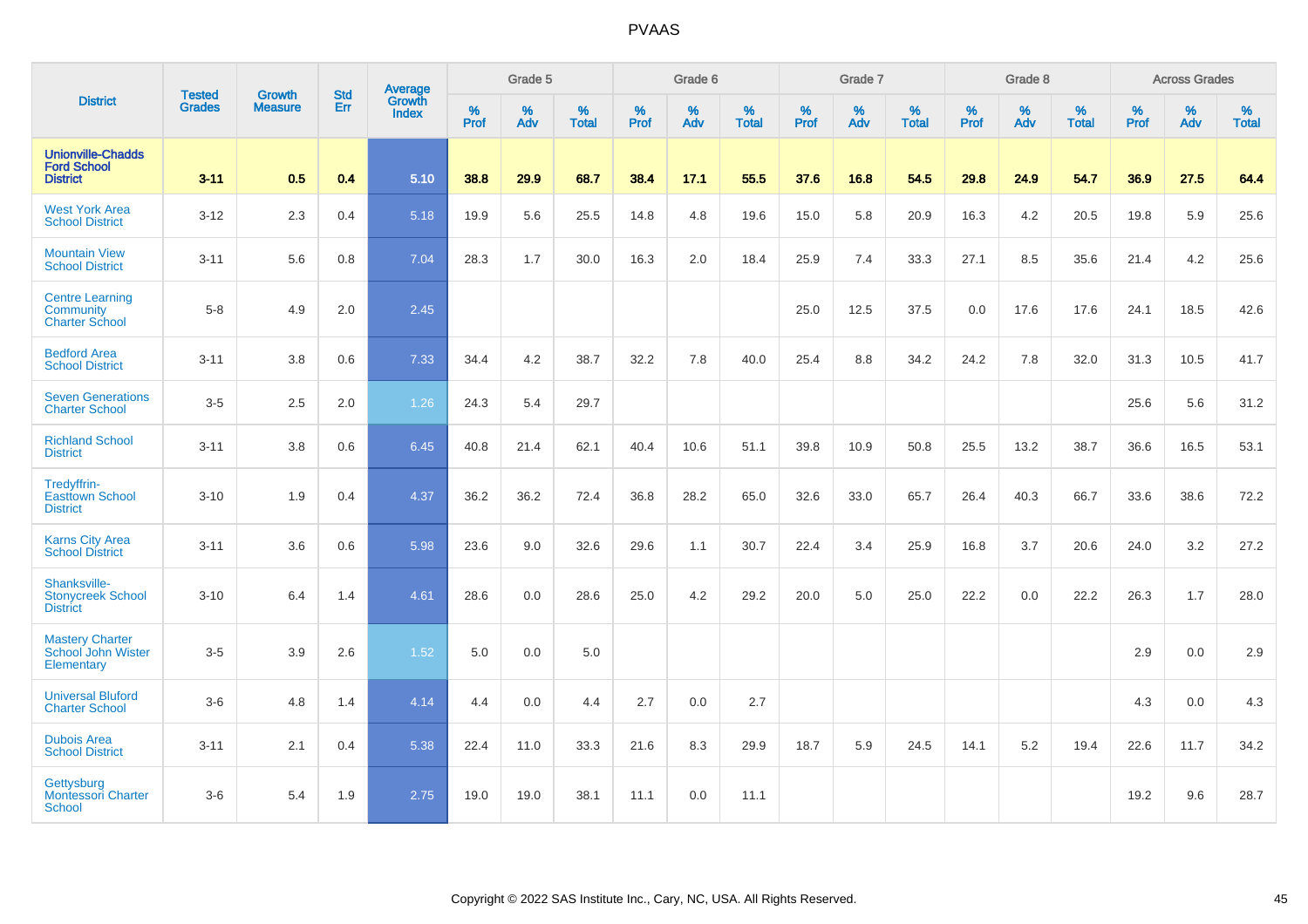# PVAAS

| District | Tested Grades | Growth Measure | Std Err | Average Growth Index | Grade 5 | | | Grade 6 | | | Grade 7 | | | Grade 8 | | | Across Grades | | |
|---|---|---|---|---|---|---|---|---|---|---|---|---|---|---|---|---|---|---|---|
| | | | | | % Prof | % Adv | % Total | % Prof | % Adv | % Total | % Prof | % Adv | % Total | % Prof | % Adv | % Total | % Prof | % Adv | % Total |
| **Unionville-Chadds Ford School District** | **3-11** | **0.5** | **0.4** | **5.10** | **38.8** | **29.9** | **68.7** | **38.4** | **17.1** | **55.5** | **37.6** | **16.8** | **54.5** | **29.8** | **24.9** | **54.7** | **36.9** | **27.5** | **64.4** |
| West York Area School District | 3-12 | 2.3 | 0.4 | 5.18 | 19.9 | 5.6 | 25.5 | 14.8 | 4.8 | 19.6 | 15.0 | 5.8 | 20.9 | 16.3 | 4.2 | 20.5 | 19.8 | 5.9 | 25.6 |
| Mountain View School District | 3-11 | 5.6 | 0.8 | 7.04 | 28.3 | 1.7 | 30.0 | 16.3 | 2.0 | 18.4 | 25.9 | 7.4 | 33.3 | 27.1 | 8.5 | 35.6 | 21.4 | 4.2 | 25.6 |
| Centre Learning Community Charter School | 5-8 | 4.9 | 2.0 | 2.45 | | | | | | | 25.0 | 12.5 | 37.5 | 0.0 | 17.6 | 17.6 | 24.1 | 18.5 | 42.6 |
| Bedford Area School District | 3-11 | 3.8 | 0.6 | 7.33 | 34.4 | 4.2 | 38.7 | 32.2 | 7.8 | 40.0 | 25.4 | 8.8 | 34.2 | 24.2 | 7.8 | 32.0 | 31.3 | 10.5 | 41.7 |
| Seven Generations Charter School | 3-5 | 2.5 | 2.0 | 1.26 | 24.3 | 5.4 | 29.7 | | | | | | | | | | 25.6 | 5.6 | 31.2 |
| Richland School District | 3-11 | 3.8 | 0.6 | 6.45 | 40.8 | 21.4 | 62.1 | 40.4 | 10.6 | 51.1 | 39.8 | 10.9 | 50.8 | 25.5 | 13.2 | 38.7 | 36.6 | 16.5 | 53.1 |
| Tredyffrin-Easttown School District | 3-10 | 1.9 | 0.4 | 4.37 | 36.2 | 36.2 | 72.4 | 36.8 | 28.2 | 65.0 | 32.6 | 33.0 | 65.7 | 26.4 | 40.3 | 66.7 | 33.6 | 38.6 | 72.2 |
| Karns City Area School District | 3-11 | 3.6 | 0.6 | 5.98 | 23.6 | 9.0 | 32.6 | 29.6 | 1.1 | 30.7 | 22.4 | 3.4 | 25.9 | 16.8 | 3.7 | 20.6 | 24.0 | 3.2 | 27.2 |
| Shanksville-Stonycreek School District | 3-10 | 6.4 | 1.4 | 4.61 | 28.6 | 0.0 | 28.6 | 25.0 | 4.2 | 29.2 | 20.0 | 5.0 | 25.0 | 22.2 | 0.0 | 22.2 | 26.3 | 1.7 | 28.0 |
| Mastery Charter School John Wister Elementary | 3-5 | 3.9 | 2.6 | 1.52 | 5.0 | 0.0 | 5.0 | | | | | | | | | | 2.9 | 0.0 | 2.9 |
| Universal Bluford Charter School | 3-6 | 4.8 | 1.4 | 4.14 | 4.4 | 0.0 | 4.4 | 2.7 | 0.0 | 2.7 | | | | | | | 4.3 | 0.0 | 4.3 |
| Dubois Area School District | 3-11 | 2.1 | 0.4 | 5.38 | 22.4 | 11.0 | 33.3 | 21.6 | 8.3 | 29.9 | 18.7 | 5.9 | 24.5 | 14.1 | 5.2 | 19.4 | 22.6 | 11.7 | 34.2 |
| Gettysburg Montessori Charter School | 3-6 | 5.4 | 1.9 | 2.75 | 19.0 | 19.0 | 38.1 | 11.1 | 0.0 | 11.1 | | | | | | | 19.2 | 9.6 | 28.7 |

Copyright © 2022 SAS Institute Inc., Cary, NC, USA. All Rights Reserved.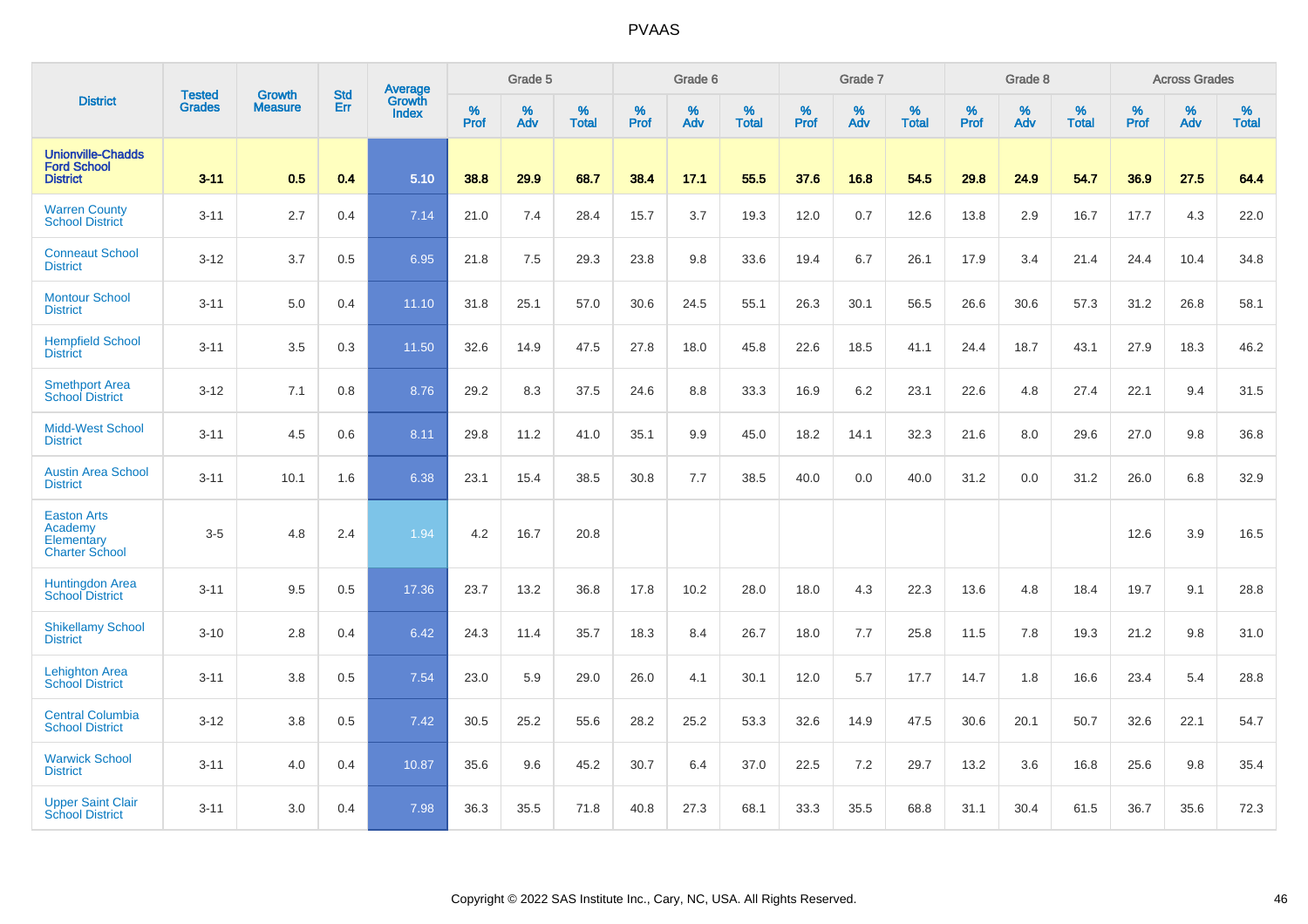# PVAAS

| District | Tested Grades | Growth Measure | Std Err | Average Growth Index | Grade 5 | | | Grade 6 | | | Grade 7 | | | Grade 8 | | | Across Grades | | |
|---|---|---|---|---|---|---|---|---|---|---|---|---|---|---|---|---|---|---|---|
| | | | | | % Prof | % Adv | % Total | % Prof | % Adv | % Total | % Prof | % Adv | % Total | % Prof | % Adv | % Total | % Prof | % Adv | % Total |
| **Unionville-Chadds Ford School District** | **3-11** | **0.5** | **0.4** | **5.10** | **38.8** | **29.9** | **68.7** | **38.4** | **17.1** | **55.5** | **37.6** | **16.8** | **54.5** | **29.8** | **24.9** | **54.7** | **36.9** | **27.5** | **64.4** |
| Warren County School District | 3-11 | 2.7 | 0.4 | 7.14 | 21.0 | 7.4 | 28.4 | 15.7 | 3.7 | 19.3 | 12.0 | 0.7 | 12.6 | 13.8 | 2.9 | 16.7 | 17.7 | 4.3 | 22.0 |
| Conneaut School District | 3-12 | 3.7 | 0.5 | 6.95 | 21.8 | 7.5 | 29.3 | 23.8 | 9.8 | 33.6 | 19.4 | 6.7 | 26.1 | 17.9 | 3.4 | 21.4 | 24.4 | 10.4 | 34.8 |
| Montour School District | 3-11 | 5.0 | 0.4 | 11.10 | 31.8 | 25.1 | 57.0 | 30.6 | 24.5 | 55.1 | 26.3 | 30.1 | 56.5 | 26.6 | 30.6 | 57.3 | 31.2 | 26.8 | 58.1 |
| Hempfield School District | 3-11 | 3.5 | 0.3 | 11.50 | 32.6 | 14.9 | 47.5 | 27.8 | 18.0 | 45.8 | 22.6 | 18.5 | 41.1 | 24.4 | 18.7 | 43.1 | 27.9 | 18.3 | 46.2 |
| Smethport Area School District | 3-12 | 7.1 | 0.8 | 8.76 | 29.2 | 8.3 | 37.5 | 24.6 | 8.8 | 33.3 | 16.9 | 6.2 | 23.1 | 22.6 | 4.8 | 27.4 | 22.1 | 9.4 | 31.5 |
| Midd-West School District | 3-11 | 4.5 | 0.6 | 8.11 | 29.8 | 11.2 | 41.0 | 35.1 | 9.9 | 45.0 | 18.2 | 14.1 | 32.3 | 21.6 | 8.0 | 29.6 | 27.0 | 9.8 | 36.8 |
| Austin Area School District | 3-11 | 10.1 | 1.6 | 6.38 | 23.1 | 15.4 | 38.5 | 30.8 | 7.7 | 38.5 | 40.0 | 0.0 | 40.0 | 31.2 | 0.0 | 31.2 | 26.0 | 6.8 | 32.9 |
| Easton Arts Academy Elementary Charter School | 3-5 | 4.8 | 2.4 | 1.94 | 4.2 | 16.7 | 20.8 | | | | | | | | | | 12.6 | 3.9 | 16.5 |
| Huntingdon Area School District | 3-11 | 9.5 | 0.5 | 17.36 | 23.7 | 13.2 | 36.8 | 17.8 | 10.2 | 28.0 | 18.0 | 4.3 | 22.3 | 13.6 | 4.8 | 18.4 | 19.7 | 9.1 | 28.8 |
| Shikellamy School District | 3-10 | 2.8 | 0.4 | 6.42 | 24.3 | 11.4 | 35.7 | 18.3 | 8.4 | 26.7 | 18.0 | 7.7 | 25.8 | 11.5 | 7.8 | 19.3 | 21.2 | 9.8 | 31.0 |
| Lehighton Area School District | 3-11 | 3.8 | 0.5 | 7.54 | 23.0 | 5.9 | 29.0 | 26.0 | 4.1 | 30.1 | 12.0 | 5.7 | 17.7 | 14.7 | 1.8 | 16.6 | 23.4 | 5.4 | 28.8 |
| Central Columbia School District | 3-12 | 3.8 | 0.5 | 7.42 | 30.5 | 25.2 | 55.6 | 28.2 | 25.2 | 53.3 | 32.6 | 14.9 | 47.5 | 30.6 | 20.1 | 50.7 | 32.6 | 22.1 | 54.7 |
| Warwick School District | 3-11 | 4.0 | 0.4 | 10.87 | 35.6 | 9.6 | 45.2 | 30.7 | 6.4 | 37.0 | 22.5 | 7.2 | 29.7 | 13.2 | 3.6 | 16.8 | 25.6 | 9.8 | 35.4 |
| Upper Saint Clair School District | 3-11 | 3.0 | 0.4 | 7.98 | 36.3 | 35.5 | 71.8 | 40.8 | 27.3 | 68.1 | 33.3 | 35.5 | 68.8 | 31.1 | 30.4 | 61.5 | 36.7 | 35.6 | 72.3 |

Copyright © 2022 SAS Institute Inc., Cary, NC, USA. All Rights Reserved.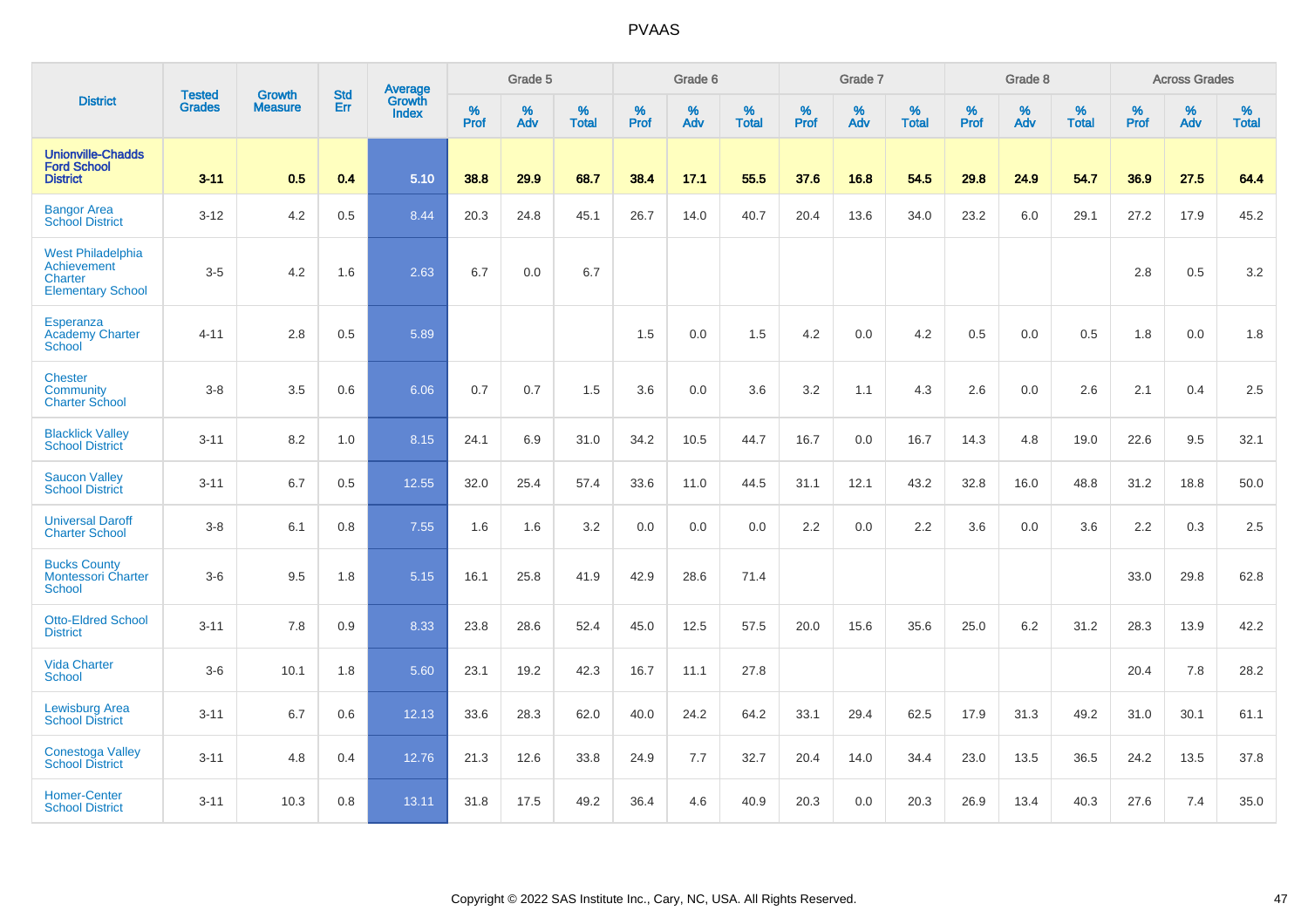# PVAAS

| District | Tested Grades | Growth Measure | Std Err | Average Growth Index | Grade 5 | | | Grade 6 | | | Grade 7 | | | Grade 8 | | | Across Grades | | |
|---|---|---|---|---|---|---|---|---|---|---|---|---|---|---|---|---|---|---|---|
| | | | | | % Prof | % Adv | % Total | % Prof | % Adv | % Total | % Prof | % Adv | % Total | % Prof | % Adv | % Total | % Prof | % Adv | % Total |
| **Unionville-Chadds Ford School District** | **3-11** | **0.5** | **0.4** | **5.10** | **38.8** | **29.9** | **68.7** | **38.4** | **17.1** | **55.5** | **37.6** | **16.8** | **54.5** | **29.8** | **24.9** | **54.7** | **36.9** | **27.5** | **64.4** |
| Bangor Area School District | 3-12 | 4.2 | 0.5 | 8.44 | 20.3 | 24.8 | 45.1 | 26.7 | 14.0 | 40.7 | 20.4 | 13.6 | 34.0 | 23.2 | 6.0 | 29.1 | 27.2 | 17.9 | 45.2 |
| West Philadelphia Achievement Charter Elementary School | 3-5 | 4.2 | 1.6 | 2.63 | 6.7 | 0.0 | 6.7 | | | | | | | | | | 2.8 | 0.5 | 3.2 |
| Esperanza Academy Charter School | 4-11 | 2.8 | 0.5 | 5.89 | | | | 1.5 | 0.0 | 1.5 | 4.2 | 0.0 | 4.2 | 0.5 | 0.0 | 0.5 | 1.8 | 0.0 | 1.8 |
| Chester Community Charter School | 3-8 | 3.5 | 0.6 | 6.06 | 0.7 | 0.7 | 1.5 | 3.6 | 0.0 | 3.6 | 3.2 | 1.1 | 4.3 | 2.6 | 0.0 | 2.6 | 2.1 | 0.4 | 2.5 |
| Blacklick Valley School District | 3-11 | 8.2 | 1.0 | 8.15 | 24.1 | 6.9 | 31.0 | 34.2 | 10.5 | 44.7 | 16.7 | 0.0 | 16.7 | 14.3 | 4.8 | 19.0 | 22.6 | 9.5 | 32.1 |
| Saucon Valley School District | 3-11 | 6.7 | 0.5 | 12.55 | 32.0 | 25.4 | 57.4 | 33.6 | 11.0 | 44.5 | 31.1 | 12.1 | 43.2 | 32.8 | 16.0 | 48.8 | 31.2 | 18.8 | 50.0 |
| Universal Daroff Charter School | 3-8 | 6.1 | 0.8 | 7.55 | 1.6 | 1.6 | 3.2 | 0.0 | 0.0 | 0.0 | 2.2 | 0.0 | 2.2 | 3.6 | 0.0 | 3.6 | 2.2 | 0.3 | 2.5 |
| Bucks County Montessori Charter School | 3-6 | 9.5 | 1.8 | 5.15 | 16.1 | 25.8 | 41.9 | 42.9 | 28.6 | 71.4 | | | | | | | 33.0 | 29.8 | 62.8 |
| Otto-Eldred School District | 3-11 | 7.8 | 0.9 | 8.33 | 23.8 | 28.6 | 52.4 | 45.0 | 12.5 | 57.5 | 20.0 | 15.6 | 35.6 | 25.0 | 6.2 | 31.2 | 28.3 | 13.9 | 42.2 |
| Vida Charter School | 3-6 | 10.1 | 1.8 | 5.60 | 23.1 | 19.2 | 42.3 | 16.7 | 11.1 | 27.8 | | | | | | | 20.4 | 7.8 | 28.2 |
| Lewisburg Area School District | 3-11 | 6.7 | 0.6 | 12.13 | 33.6 | 28.3 | 62.0 | 40.0 | 24.2 | 64.2 | 33.1 | 29.4 | 62.5 | 17.9 | 31.3 | 49.2 | 31.0 | 30.1 | 61.1 |
| Conestoga Valley School District | 3-11 | 4.8 | 0.4 | 12.76 | 21.3 | 12.6 | 33.8 | 24.9 | 7.7 | 32.7 | 20.4 | 14.0 | 34.4 | 23.0 | 13.5 | 36.5 | 24.2 | 13.5 | 37.8 |
| Homer-Center School District | 3-11 | 10.3 | 0.8 | 13.11 | 31.8 | 17.5 | 49.2 | 36.4 | 4.6 | 40.9 | 20.3 | 0.0 | 20.3 | 26.9 | 13.4 | 40.3 | 27.6 | 7.4 | 35.0 |

Copyright © 2022 SAS Institute Inc., Cary, NC, USA. All Rights Reserved.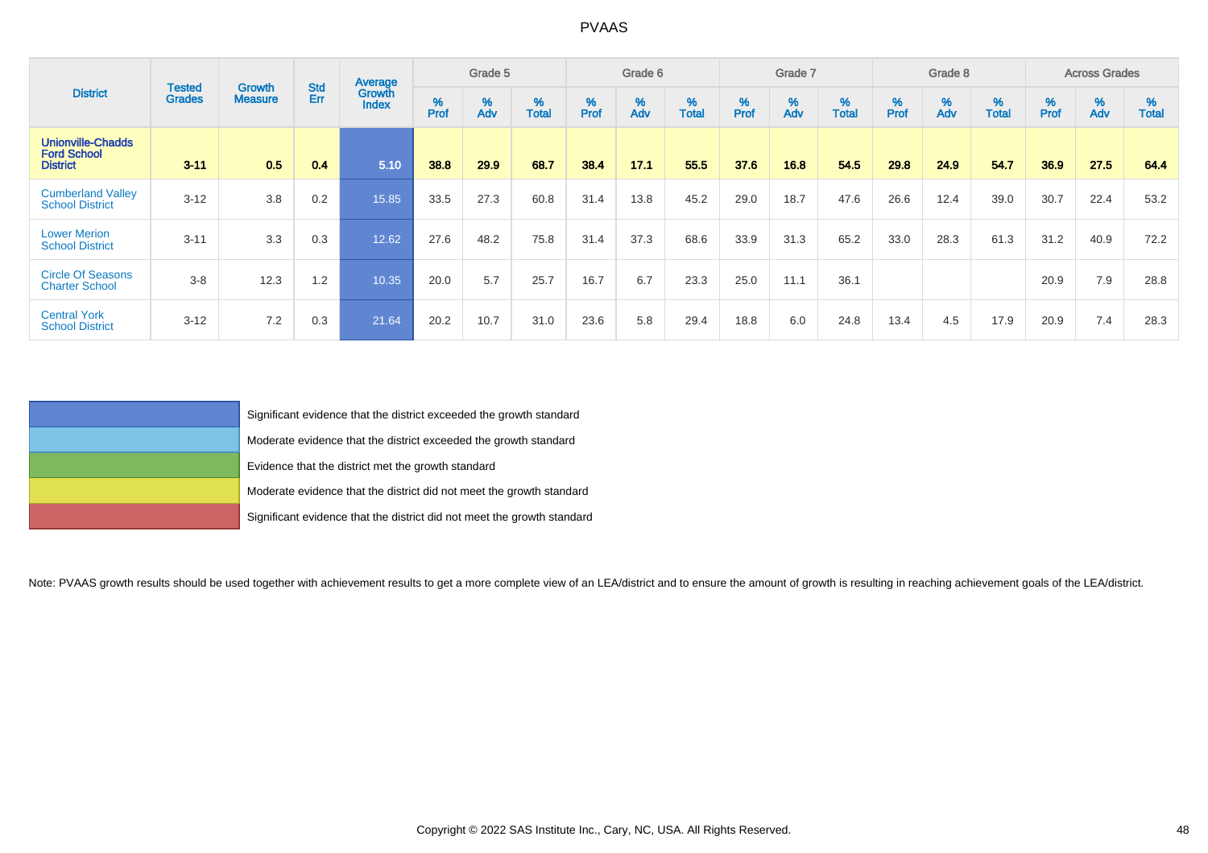# PVAAS

| District | Tested Grades | Growth Measure | Std Err | Average Growth Index | Grade 5 | | | Grade 6 | | | Grade 7 | | | Grade 8 | | | Across Grades | | |
|---|---|---|---|---|---|---|---|---|---|---|---|---|---|---|---|---|---|---|---|
| | | | | | % Prof | % Adv | % Total | % Prof | % Adv | % Total | % Prof | % Adv | % Total | % Prof | % Adv | % Total | % Prof | % Adv | % Total |
| **Unionville-Chadds Ford School District** | **3-11** | **0.5** | **0.4** | **5.10** | **38.8** | **29.9** | **68.7** | **38.4** | **17.1** | **55.5** | **37.6** | **16.8** | **54.5** | **29.8** | **24.9** | **54.7** | **36.9** | **27.5** | **64.4** |
| Cumberland Valley School District | 3-12 | 3.8 | 0.2 | 15.85 | 33.5 | 27.3 | 60.8 | 31.4 | 13.8 | 45.2 | 29.0 | 18.7 | 47.6 | 26.6 | 12.4 | 39.0 | 30.7 | 22.4 | 53.2 |
| Lower Merion School District | 3-11 | 3.3 | 0.3 | 12.62 | 27.6 | 48.2 | 75.8 | 31.4 | 37.3 | 68.6 | 33.9 | 31.3 | 65.2 | 33.0 | 28.3 | 61.3 | 31.2 | 40.9 | 72.2 |
| Circle Of Seasons Charter School | 3-8 | 12.3 | 1.2 | 10.35 | 20.0 | 5.7 | 25.7 | 16.7 | 6.7 | 23.3 | 25.0 | 11.1 | 36.1 | | | | 20.9 | 7.9 | 28.8 |
| Central York School District | 3-12 | 7.2 | 0.3 | 21.64 | 20.2 | 10.7 | 31.0 | 23.6 | 5.8 | 29.4 | 18.8 | 6.0 | 24.8 | 13.4 | 4.5 | 17.9 | 20.9 | 7.4 | 28.3 |

- Significant evidence that the district exceeded the growth standard
- Moderate evidence that the district exceeded the growth standard
- Evidence that the district met the growth standard
- Moderate evidence that the district did not meet the growth standard
- Significant evidence that the district did not meet the growth standard

Note: PVAAS growth results should be used together with achievement results to get a more complete view of an LEA/district and to ensure the amount of growth is resulting in reaching achievement goals of the LEA/district.

Copyright © 2022 SAS Institute Inc., Cary, NC, USA. All Rights Reserved.